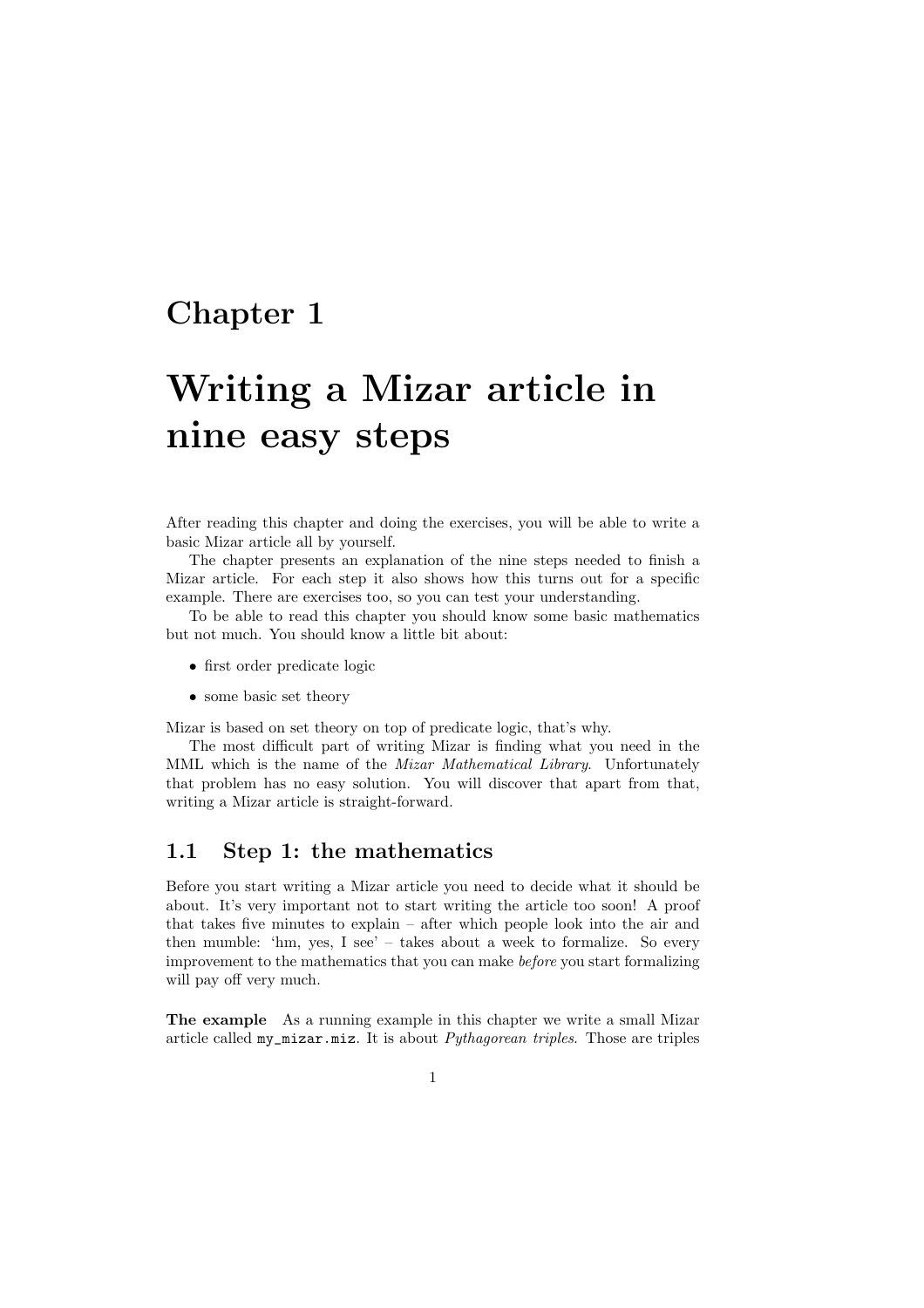# Chapter 1

# Writing a Mizar article in nine easy steps

After reading this chapter and doing the exercises, you will be able to write a basic Mizar article all by yourself.

The chapter presents an explanation of the nine steps needed to finish a Mizar article. For each step it also shows how this turns out for a specific example. There are exercises too, so you can test your understanding.

To be able to read this chapter you should know some basic mathematics but not much. You should know a little bit about:

- first order predicate logic
- some basic set theory

Mizar is based on set theory on top of predicate logic, that's why.

The most difficult part of writing Mizar is finding what you need in the MML which is the name of the *Mizar Mathematical Library*. Unfortunately that problem has no easy solution. You will discover that apart from that, writing a Mizar article is straight-forward.

## 1.1 Step 1: the mathematics

Before you start writing a Mizar article you need to decide what it should be about. It's very important not to start writing the article too soon! A proof that takes five minutes to explain – after which people look into the air and then mumble: 'hm, yes, I see' – takes about a week to formalize. So every improvement to the mathematics that you can make *before* you start formalizing will pay off very much.

**The example** As a running example in this chapter we write a small Mizar article called `my_mizar.miz`. It is about *Pythagorean triples*. Those are triples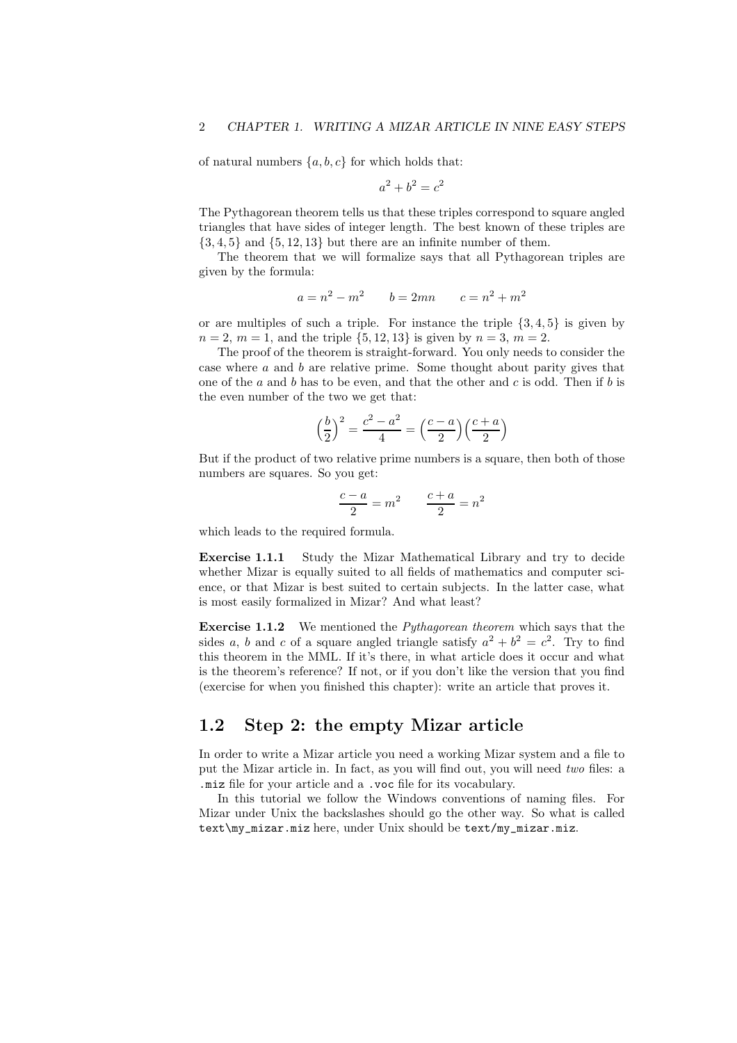of natural numbers $\{a, b, c\}$ for which holds that:

$$a^2 + b^2 = c^2$$

The Pythagorean theorem tells us that these triples correspond to square angled triangles that have sides of integer length. The best known of these triples are $\{3, 4, 5\}$ and $\{5, 12, 13\}$ but there are an infinite number of them.

The theorem that we will formalize says that all Pythagorean triples are given by the formula:

$$a = n^2 - m^2 \qquad b = 2mn \qquad c = n^2 + m^2$$

or are multiples of such a triple. For instance the triple $\{3, 4, 5\}$ is given by $n = 2$, $m = 1$, and the triple $\{5, 12, 13\}$ is given by $n = 3$, $m = 2$.

The proof of the theorem is straight-forward. You only needs to consider the case where $a$ and $b$ are relative prime. Some thought about parity gives that one of the $a$ and $b$ has to be even, and that the other and $c$ is odd. Then if $b$ is the even number of the two we get that:

$$\left(\frac{b}{2}\right)^2 = \frac{c^2 - a^2}{4} = \left(\frac{c - a}{2}\right)\left(\frac{c + a}{2}\right)$$

But if the product of two relative prime numbers is a square, then both of those numbers are squares. So you get:

$$\frac{c - a}{2} = m^2 \qquad \frac{c + a}{2} = n^2$$

which leads to the required formula.

**Exercise 1.1.1** Study the Mizar Mathematical Library and try to decide whether Mizar is equally suited to all fields of mathematics and computer science, or that Mizar is best suited to certain subjects. In the latter case, what is most easily formalized in Mizar? And what least?

**Exercise 1.1.2** We mentioned the *Pythagorean theorem* which says that the sides $a$, $b$ and $c$ of a square angled triangle satisfy $a^2 + b^2 = c^2$. Try to find this theorem in the MML. If it's there, in what article does it occur and what is the theorem's reference? If not, or if you don't like the version that you find (exercise for when you finished this chapter): write an article that proves it.

## 1.2 Step 2: the empty Mizar article

In order to write a Mizar article you need a working Mizar system and a file to put the Mizar article in. In fact, as you will find out, you will need *two* files: a `.miz` file for your article and a `.voc` file for its vocabulary.

In this tutorial we follow the Windows conventions of naming files. For Mizar under Unix the backslashes should go the other way. So what is called `text\my_mizar.miz` here, under Unix should be `text/my_mizar.miz`.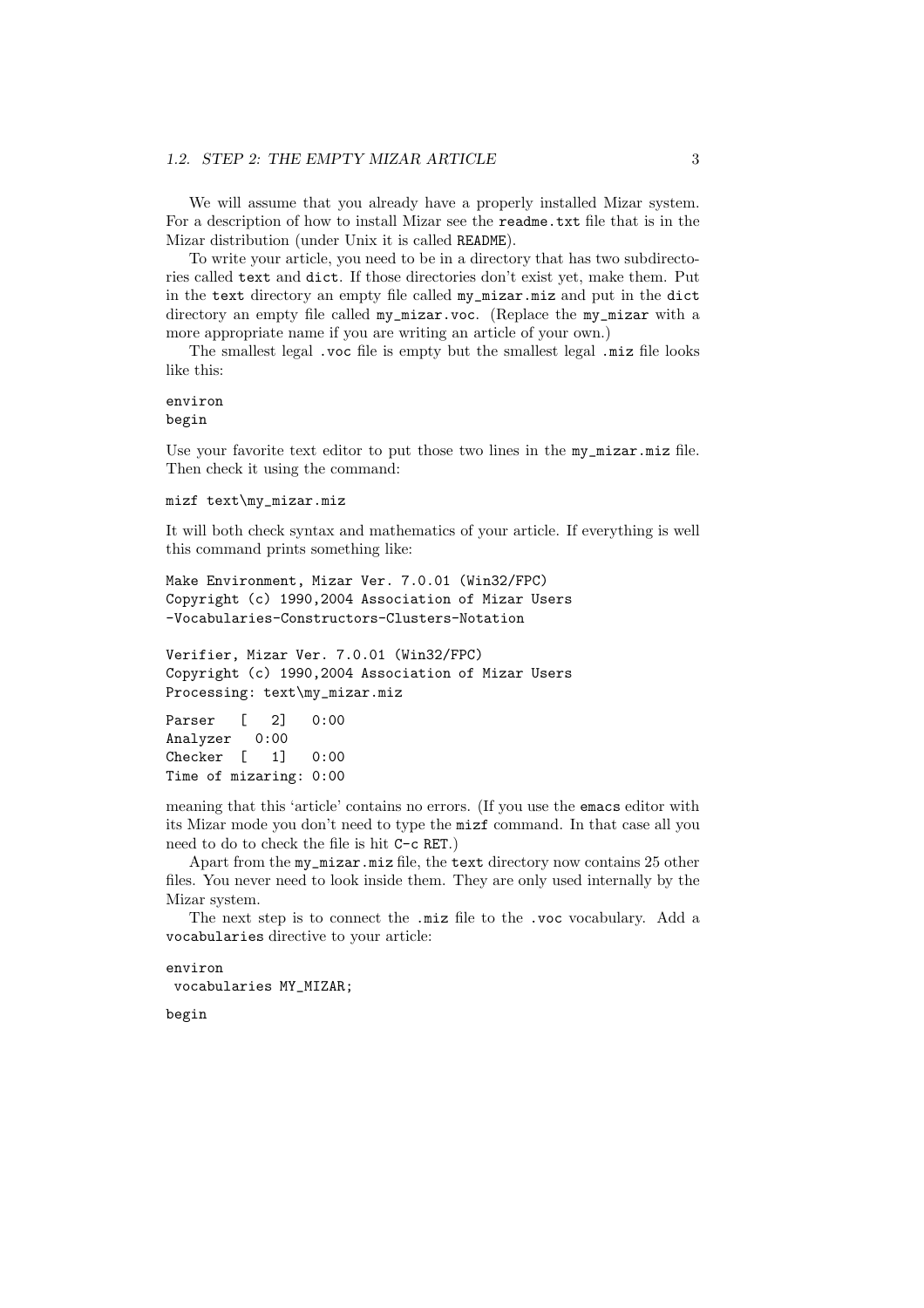We will assume that you already have a properly installed Mizar system. For a description of how to install Mizar see the `readme.txt` file that is in the Mizar distribution (under Unix it is called `README`).

To write your article, you need to be in a directory that has two subdirectories called `text` and `dict`. If those directories don't exist yet, make them. Put in the `text` directory an empty file called `my_mizar.miz` and put in the `dict` directory an empty file called `my_mizar.voc`. (Replace the `my_mizar` with a more appropriate name if you are writing an article of your own.)

The smallest legal `.voc` file is empty but the smallest legal `.miz` file looks like this:

```
environ
begin
```

Use your favorite text editor to put those two lines in the `my_mizar.miz` file. Then check it using the command:

```
mizf text\my_mizar.miz
```

It will both check syntax and mathematics of your article. If everything is well this command prints something like:

```
Make Environment, Mizar Ver. 7.0.01 (Win32/FPC)
Copyright (c) 1990,2004 Association of Mizar Users
-Vocabularies-Constructors-Clusters-Notation

Verifier, Mizar Ver. 7.0.01 (Win32/FPC)
Copyright (c) 1990,2004 Association of Mizar Users
Processing: text\my_mizar.miz

Parser   [   2]   0:00
Analyzer   0:00
Checker  [   1]   0:00
Time of mizaring: 0:00
```

meaning that this 'article' contains no errors. (If you use the `emacs` editor with its Mizar mode you don't need to type the `mizf` command. In that case all you need to do to check the file is hit `C-c RET`.)

Apart from the `my_mizar.miz` file, the `text` directory now contains 25 other files. You never need to look inside them. They are only used internally by the Mizar system.

The next step is to connect the `.miz` file to the `.voc` vocabulary. Add a `vocabularies` directive to your article:

```
environ
 vocabularies MY_MIZAR;

begin
```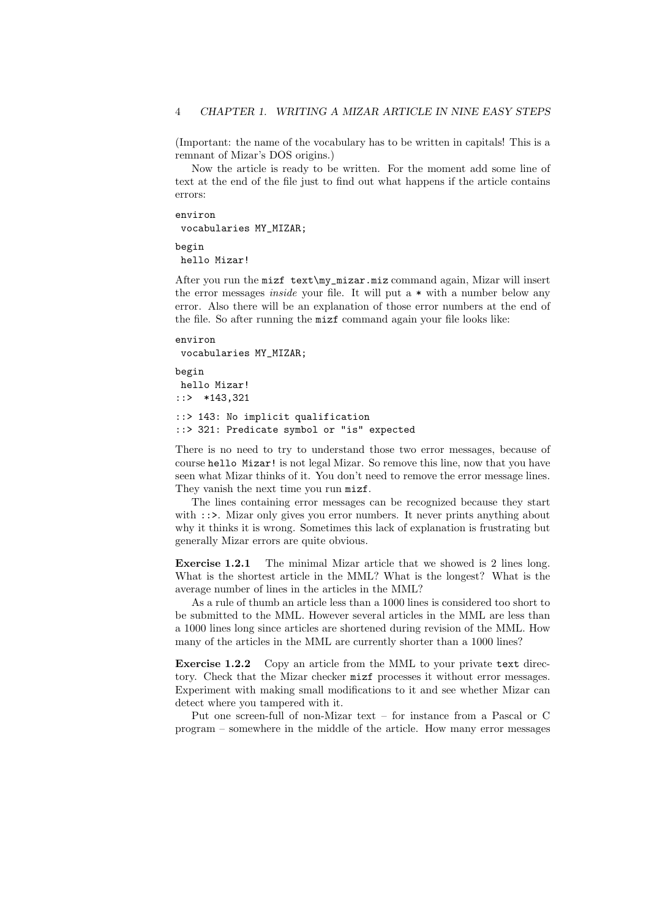(Important: the name of the vocabulary has to be written in capitals! This is a remnant of Mizar's DOS origins.)

Now the article is ready to be written. For the moment add some line of text at the end of the file just to find out what happens if the article contains errors:

```
environ
 vocabularies MY_MIZAR;
begin
 hello Mizar!
```

After you run the `mizf text\my_mizar.miz` command again, Mizar will insert the error messages *inside* your file. It will put a `*` with a number below any error. Also there will be an explanation of those error numbers at the end of the file. So after running the `mizf` command again your file looks like:

```
environ
 vocabularies MY_MIZAR;
begin
 hello Mizar!
::>  *143,321
::> 143: No implicit qualification
::> 321: Predicate symbol or "is" expected
```

There is no need to try to understand those two error messages, because of course `hello Mizar!` is not legal Mizar. So remove this line, now that you have seen what Mizar thinks of it. You don't need to remove the error message lines. They vanish the next time you run `mizf`.

The lines containing error messages can be recognized because they start with `::>`. Mizar only gives you error numbers. It never prints anything about why it thinks it is wrong. Sometimes this lack of explanation is frustrating but generally Mizar errors are quite obvious.

**Exercise 1.2.1** The minimal Mizar article that we showed is 2 lines long. What is the shortest article in the MML? What is the longest? What is the average number of lines in the articles in the MML?

As a rule of thumb an article less than a 1000 lines is considered too short to be submitted to the MML. However several articles in the MML are less than a 1000 lines long since articles are shortened during revision of the MML. How many of the articles in the MML are currently shorter than a 1000 lines?

**Exercise 1.2.2** Copy an article from the MML to your private `text` directory. Check that the Mizar checker `mizf` processes it without error messages. Experiment with making small modifications to it and see whether Mizar can detect where you tampered with it.

Put one screen-full of non-Mizar text – for instance from a Pascal or C program – somewhere in the middle of the article. How many error messages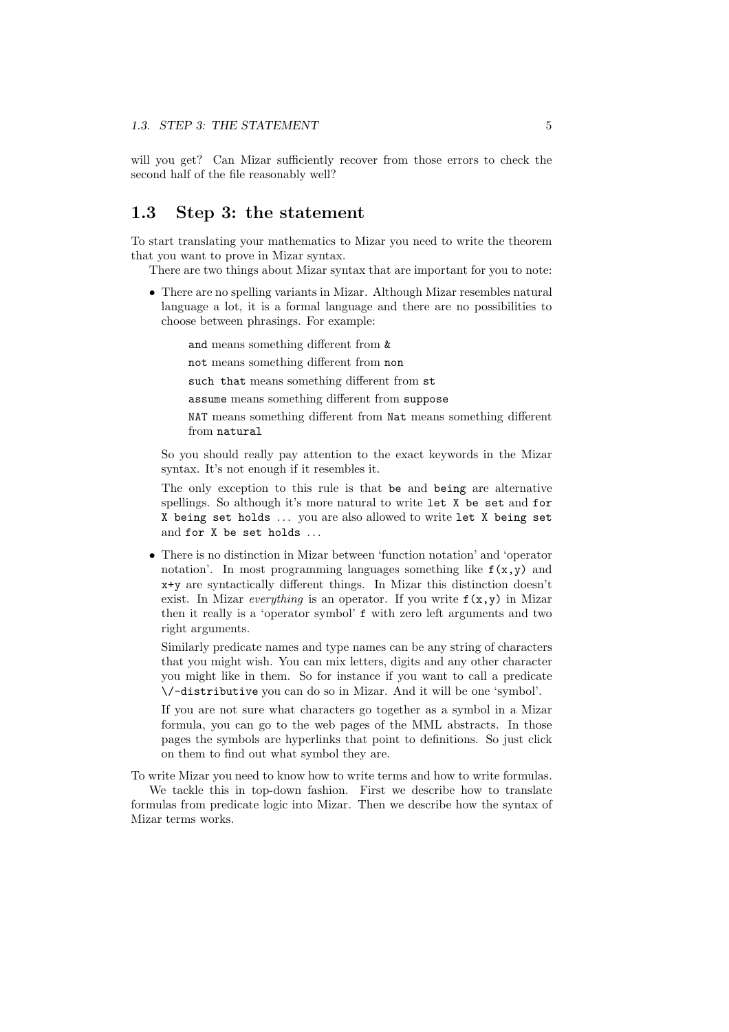will you get? Can Mizar sufficiently recover from those errors to check the second half of the file reasonably well?

## 1.3 Step 3: the statement

To start translating your mathematics to Mizar you need to write the theorem that you want to prove in Mizar syntax.

There are two things about Mizar syntax that are important for you to note:

- There are no spelling variants in Mizar. Although Mizar resembles natural language a lot, it is a formal language and there are no possibilities to choose between phrasings. For example:

  `and` means something different from `&`

  `not` means something different from `non`

  `such that` means something different from `st`

  `assume` means something different from `suppose`

  `NAT` means something different from `Nat` means something different from `natural`

  So you should really pay attention to the exact keywords in the Mizar syntax. It's not enough if it resembles it.

  The only exception to this rule is that `be` and `being` are alternative spellings. So although it's more natural to write `let X be set` and `for X being set holds` ... you are also allowed to write `let X being set` and `for X be set holds` ...

- There is no distinction in Mizar between 'function notation' and 'operator notation'. In most programming languages something like `f(x,y)` and `x+y` are syntactically different things. In Mizar this distinction doesn't exist. In Mizar *everything* is an operator. If you write `f(x,y)` in Mizar then it really is a 'operator symbol' `f` with zero left arguments and two right arguments.

  Similarly predicate names and type names can be any string of characters that you might wish. You can mix letters, digits and any other character you might like in them. So for instance if you want to call a predicate `\/-distributive` you can do so in Mizar. And it will be one 'symbol'.

  If you are not sure what characters go together as a symbol in a Mizar formula, you can go to the web pages of the MML abstracts. In those pages the symbols are hyperlinks that point to definitions. So just click on them to find out what symbol they are.

To write Mizar you need to know how to write terms and how to write formulas.

We tackle this in top-down fashion. First we describe how to translate formulas from predicate logic into Mizar. Then we describe how the syntax of Mizar terms works.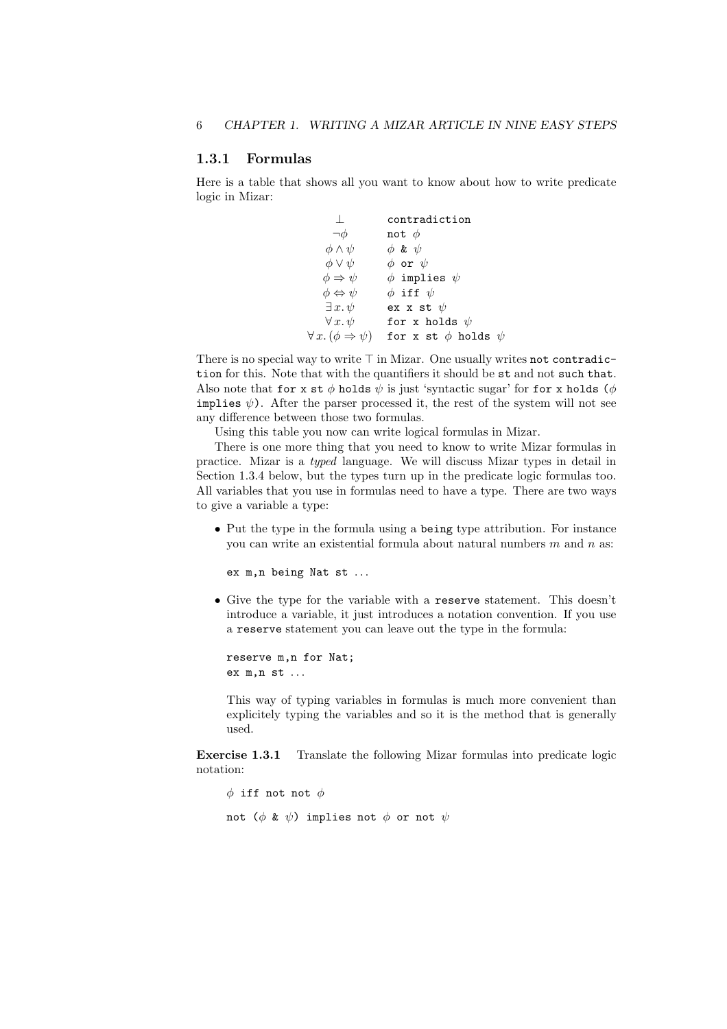### 1.3.1 Formulas

Here is a table that shows all you want to know about how to write predicate logic in Mizar:

| | |
|---|---|
| $\bot$ | `contradiction` |
| $\neg\phi$ | `not` $\phi$ |
| $\phi \wedge \psi$ | $\phi$ `&` $\psi$ |
| $\phi \vee \psi$ | $\phi$ `or` $\psi$ |
| $\phi \Rightarrow \psi$ | $\phi$ `implies` $\psi$ |
| $\phi \Leftrightarrow \psi$ | $\phi$ `iff` $\psi$ |
| $\exists x.\, \psi$ | `ex x st` $\psi$ |
| $\forall x.\, \psi$ | `for x holds` $\psi$ |
| $\forall x.\, (\phi \Rightarrow \psi)$ | `for x st` $\phi$ `holds` $\psi$ |

There is no special way to write $\top$ in Mizar. One usually writes `not contradiction` for this. Note that with the quantifiers it should be `st` and not `such that`. Also note that `for x st` $\phi$ `holds` $\psi$ is just 'syntactic sugar' for `for x holds (`$\phi$ `implies` $\psi$`)`. After the parser processed it, the rest of the system will not see any difference between those two formulas.

Using this table you now can write logical formulas in Mizar.

There is one more thing that you need to know to write Mizar formulas in practice. Mizar is a *typed* language. We will discuss Mizar types in detail in Section 1.3.4 below, but the types turn up in the predicate logic formulas too. All variables that you use in formulas need to have a type. There are two ways to give a variable a type:

- Put the type in the formula using a `being` type attribution. For instance you can write an existential formula about natural numbers $m$ and $n$ as:

  ```
  ex m,n being Nat st ...
  ```

- Give the type for the variable with a `reserve` statement. This doesn't introduce a variable, it just introduces a notation convention. If you use a `reserve` statement you can leave out the type in the formula:

  ```
  reserve m,n for Nat;
  ex m,n st ...
  ```

  This way of typing variables in formulas is much more convenient than explicitely typing the variables and so it is the method that is generally used.

**Exercise 1.3.1** Translate the following Mizar formulas into predicate logic notation:

$\phi$ `iff not not` $\phi$

`not (`$\phi$ `&` $\psi$`) implies not` $\phi$ `or not` $\psi$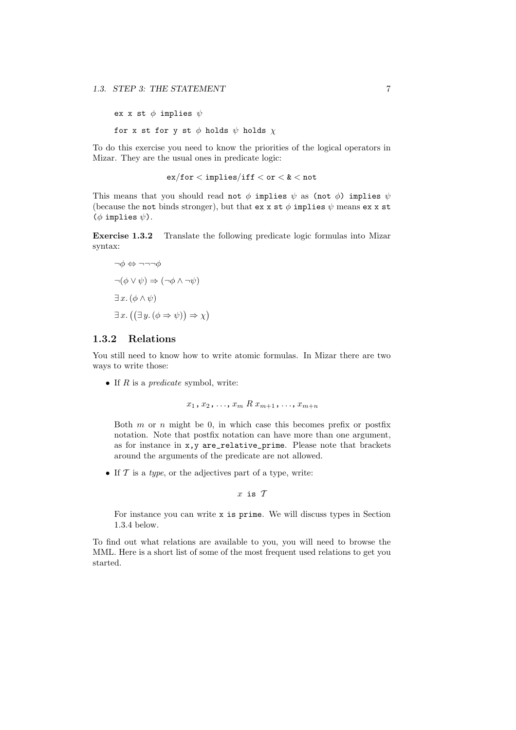```
ex x st φ implies ψ

for x st for y st φ holds ψ holds χ
```

To do this exercise you need to know the priorities of the logical operators in Mizar. They are the usual ones in predicate logic:

`ex/for` < `implies/iff` < `or` < `&` < `not`

This means that you should read `not` $\phi$ `implies` $\psi$ as `(not` $\phi$`) implies` $\psi$ (because the `not` binds stronger), but that `ex x st` $\phi$ `implies` $\psi$ means `ex x st (`$\phi$ `implies` $\psi$`)`.

**Exercise 1.3.2** Translate the following predicate logic formulas into Mizar syntax:

$$\neg\phi \Leftrightarrow \neg\neg\neg\phi$$

$$\neg(\phi \lor \psi) \Rightarrow (\neg\phi \land \neg\psi)$$

$$\exists\, x.\, (\phi \land \psi)$$

$$\exists\, x.\, \big((\exists\, y.\, (\phi \Rightarrow \psi)) \Rightarrow \chi\big)$$

### 1.3.2 Relations

You still need to know how to write atomic formulas. In Mizar there are two ways to write those:

- If $R$ is a *predicate* symbol, write:

  $$x_1\,,\, x_2\,,\, \ldots,\, x_m\; R\; x_{m+1}\,,\, \ldots,\, x_{m+n}$$

  Both $m$ or $n$ might be 0, in which case this becomes prefix or postfix notation. Note that postfix notation can have more than one argument, as for instance in `x,y are_relative_prime`. Please note that brackets around the arguments of the predicate are not allowed.

- If $\mathcal{T}$ is a *type*, or the adjectives part of a type, write:

  $x$ `is` $\mathcal{T}$

  For instance you can write `x is prime`. We will discuss types in Section 1.3.4 below.

To find out what relations are available to you, you will need to browse the MML. Here is a short list of some of the most frequent used relations to get you started.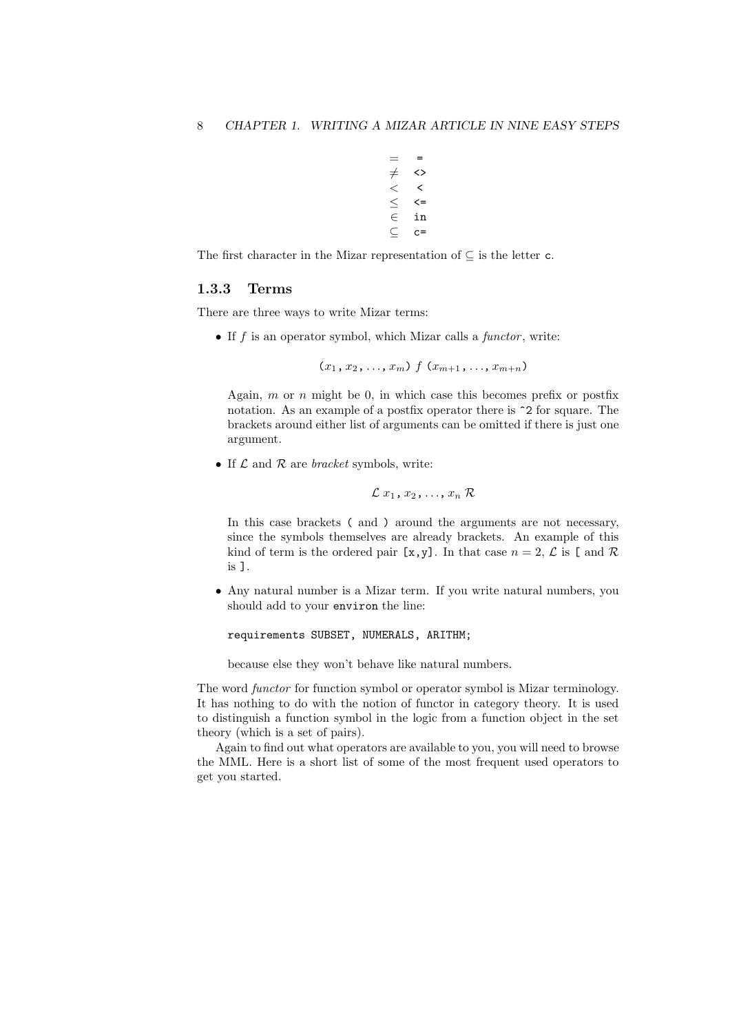| | |
|---|---|
| $=$ | `=` |
| $\neq$ | `<>` |
| $<$ | `<` |
| $\leq$ | `<=` |
| $\in$ | `in` |
| $\subseteq$ | `c=` |

The first character in the Mizar representation of $\subseteq$ is the letter `c`.

### 1.3.3 Terms

There are three ways to write Mizar terms:

- If $f$ is an operator symbol, which Mizar calls a *functor*, write:

  $$(x_1, x_2, \ldots, x_m)\ f\ (x_{m+1}, \ldots, x_{m+n})$$

  Again, $m$ or $n$ might be 0, in which case this becomes prefix or postfix notation. As an example of a postfix operator there is `^2` for square. The brackets around either list of arguments can be omitted if there is just one argument.

- If $\mathcal{L}$ and $\mathcal{R}$ are *bracket* symbols, write:

  $$\mathcal{L}\ x_1, x_2, \ldots, x_n\ \mathcal{R}$$

  In this case brackets `(` and `)` around the arguments are not necessary, since the symbols themselves are already brackets. An example of this kind of term is the ordered pair `[x,y]`. In that case $n = 2$, $\mathcal{L}$ is `[` and $\mathcal{R}$ is `]`.

- Any natural number is a Mizar term. If you write natural numbers, you should add to your `environ` the line:

  ```
  requirements SUBSET, NUMERALS, ARITHM;
  ```

  because else they won't behave like natural numbers.

The word *functor* for function symbol or operator symbol is Mizar terminology. It has nothing to do with the notion of functor in category theory. It is used to distinguish a function symbol in the logic from a function object in the set theory (which is a set of pairs).

Again to find out what operators are available to you, you will need to browse the MML. Here is a short list of some of the most frequent used operators to get you started.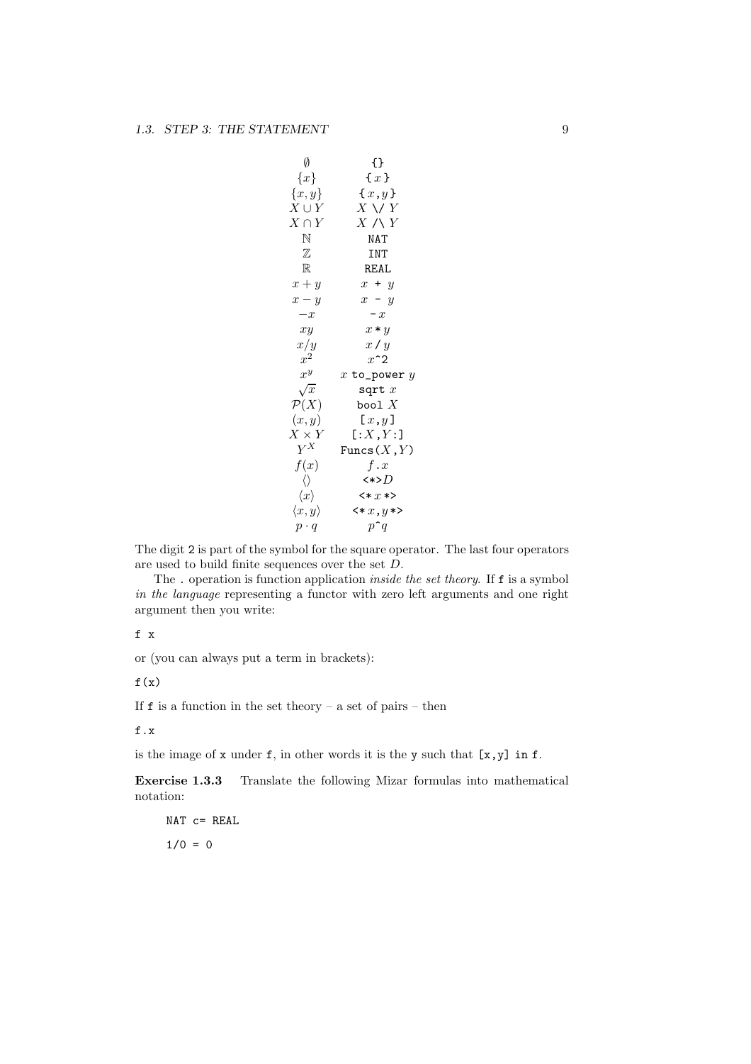| | |
|---|---|
| $\emptyset$ | `{}` |
| $\{x\}$ | `{` $x$ `}` |
| $\{x, y\}$ | `{` $x$`,`$y$ `}` |
| $X \cup Y$ | $X$ `\/` $Y$ |
| $X \cap Y$ | $X$ `/\` $Y$ |
| $\mathbb{N}$ | `NAT` |
| $\mathbb{Z}$ | `INT` |
| $\mathbb{R}$ | `REAL` |
| $x + y$ | $x$ `+` $y$ |
| $x - y$ | $x$ `-` $y$ |
| $-x$ | `-`$x$ |
| $xy$ | $x$`*`$y$ |
| $x/y$ | $x$ `/` $y$ |
| $x^2$ | $x$`^2` |
| $x^y$ | $x$ `to_power` $y$ |
| $\sqrt{x}$ | `sqrt` $x$ |
| $\mathcal{P}(X)$ | `bool` $X$ |
| $(x, y)$ | `[`$x$`,`$y$`]` |
| $X \times Y$ | `[:`$X$`,`$Y$`:]` |
| $Y^X$ | `Funcs(`$X$`,`$Y$`)` |
| $f(x)$ | $f$`.`$x$ |
| $\langle\rangle$ | `<*>`$D$ |
| $\langle x\rangle$ | `<*`$x$`*>` |
| $\langle x, y\rangle$ | `<*`$x$`,`$y$`*>` |
| $p \cdot q$ | $p$`^`$q$ |

The digit `2` is part of the symbol for the square operator. The last four operators are used to build finite sequences over the set $D$.

The `.` operation is function application *inside the set theory*. If `f` is a symbol *in the language* representing a functor with zero left arguments and one right argument then you write:

```
f x
```

or (you can always put a term in brackets):

```
f(x)
```

If `f` is a function in the set theory – a set of pairs – then

```
f.x
```

is the image of `x` under `f`, in other words it is the `y` such that `[x,y] in f`.

**Exercise 1.3.3** Translate the following Mizar formulas into mathematical notation:

```
NAT c= REAL
```

```
1/0 = 0
```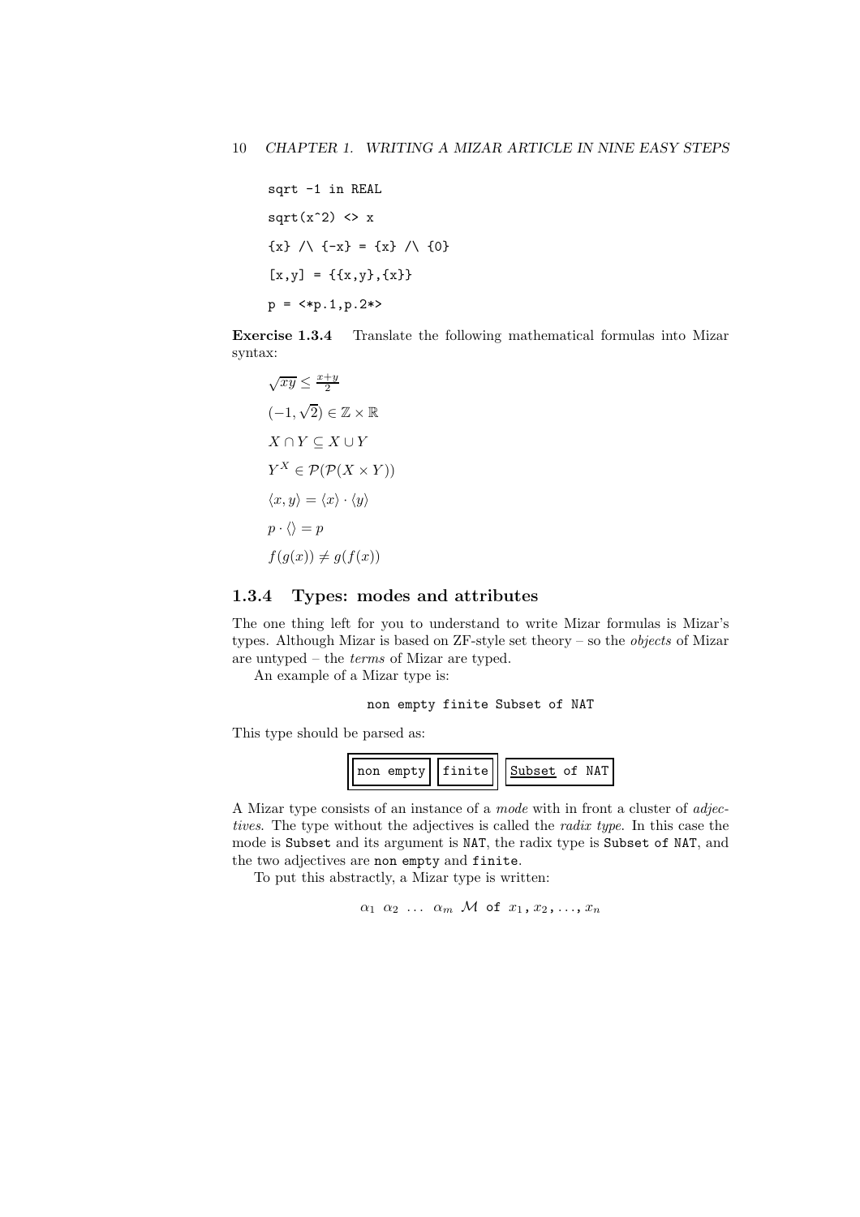```
sqrt -1 in REAL

sqrt(x^2) <> x

{x} /\ {-x} = {x} /\ {0}

[x,y] = {{x,y},{x}}

p = <*p.1,p.2*>
```

**Exercise 1.3.4** Translate the following mathematical formulas into Mizar syntax:

$\sqrt{xy} \leq \frac{x+y}{2}$

$(-1, \sqrt{2}) \in \mathbb{Z} \times \mathbb{R}$

$X \cap Y \subseteq X \cup Y$

$Y^X \in \mathcal{P}(\mathcal{P}(X \times Y))$

$\langle x, y \rangle = \langle x \rangle \cdot \langle y \rangle$

$p \cdot \langle\rangle = p$

$f(g(x)) \neq g(f(x))$

### 1.3.4 Types: modes and attributes

The one thing left for you to understand to write Mizar formulas is Mizar's types. Although Mizar is based on ZF-style set theory – so the *objects* of Mizar are untyped – the *terms* of Mizar are typed.

An example of a Mizar type is:

```
non empty finite Subset of NAT
```

This type should be parsed as:

```
[[non empty] [finite]] [Subset of NAT]
```

A Mizar type consists of an instance of a *mode* with in front a cluster of *adjectives*. The type without the adjectives is called the *radix type*. In this case the mode is `Subset` and its argument is `NAT`, the radix type is `Subset of NAT`, and the two adjectives are `non empty` and `finite`.

To put this abstractly, a Mizar type is written:

$$\alpha_1 \ \alpha_2 \ \ldots \ \alpha_m \ \mathcal{M} \ \texttt{of} \ x_1, x_2, \ldots, x_n$$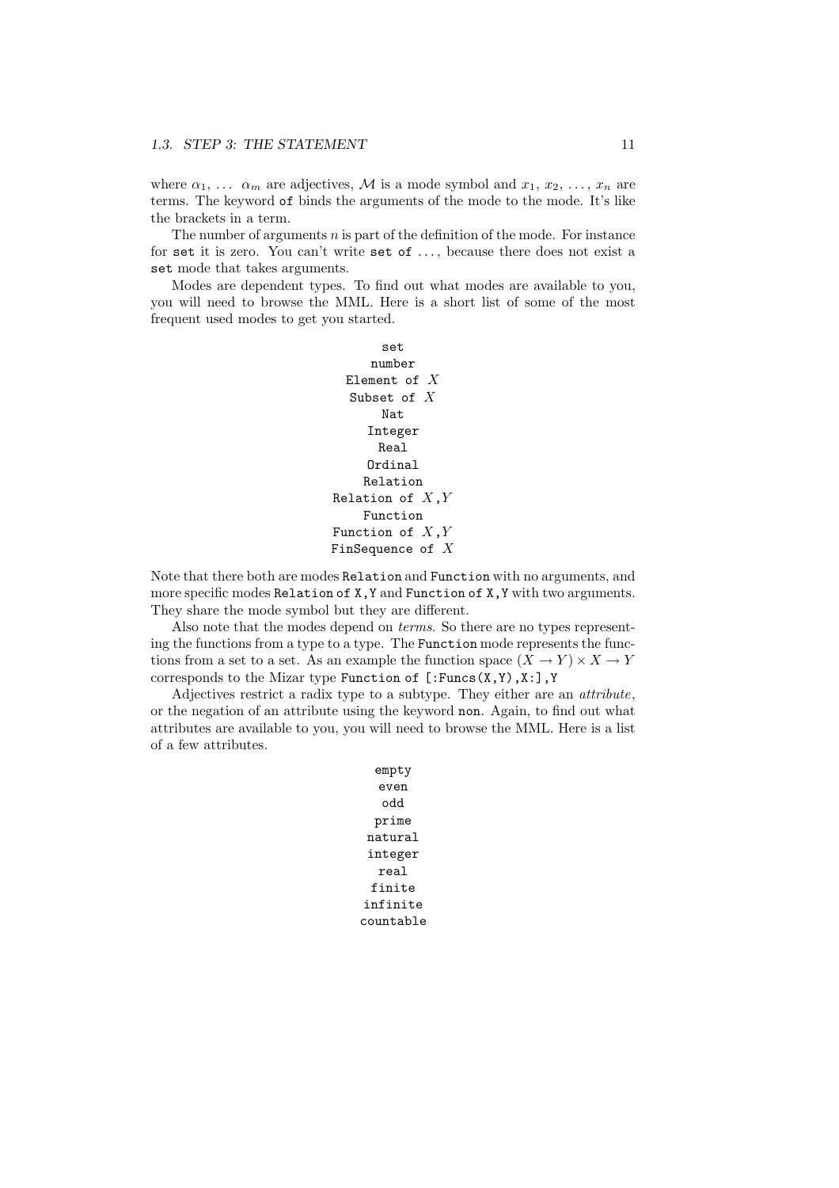where $\alpha_1, \ldots \alpha_m$ are adjectives, $\mathcal{M}$ is a mode symbol and $x_1, x_2, \ldots, x_n$ are terms. The keyword `of` binds the arguments of the mode to the mode. It's like the brackets in a term.

The number of arguments $n$ is part of the definition of the mode. For instance for `set` it is zero. You can't write `set of` ..., because there does not exist a `set` mode that takes arguments.

Modes are dependent types. To find out what modes are available to you, you will need to browse the MML. Here is a short list of some of the most frequent used modes to get you started.

```
set
number
Element of X
Subset of X
Nat
Integer
Real
Ordinal
Relation
Relation of X,Y
Function
Function of X,Y
FinSequence of X
```

Note that there both are modes `Relation` and `Function` with no arguments, and more specific modes `Relation of X,Y` and `Function of X,Y` with two arguments. They share the mode symbol but they are different.

Also note that the modes depend on *terms*. So there are no types representing the functions from a type to a type. The `Function` mode represents the functions from a set to a set. As an example the function space $(X \to Y) \times X \to Y$ corresponds to the Mizar type `Function of [:Funcs(X,Y),X:],Y`

Adjectives restrict a radix type to a subtype. They either are an *attribute*, or the negation of an attribute using the keyword `non`. Again, to find out what attributes are available to you, you will need to browse the MML. Here is a list of a few attributes.

```
empty
even
odd
prime
natural
integer
real
finite
infinite
countable
```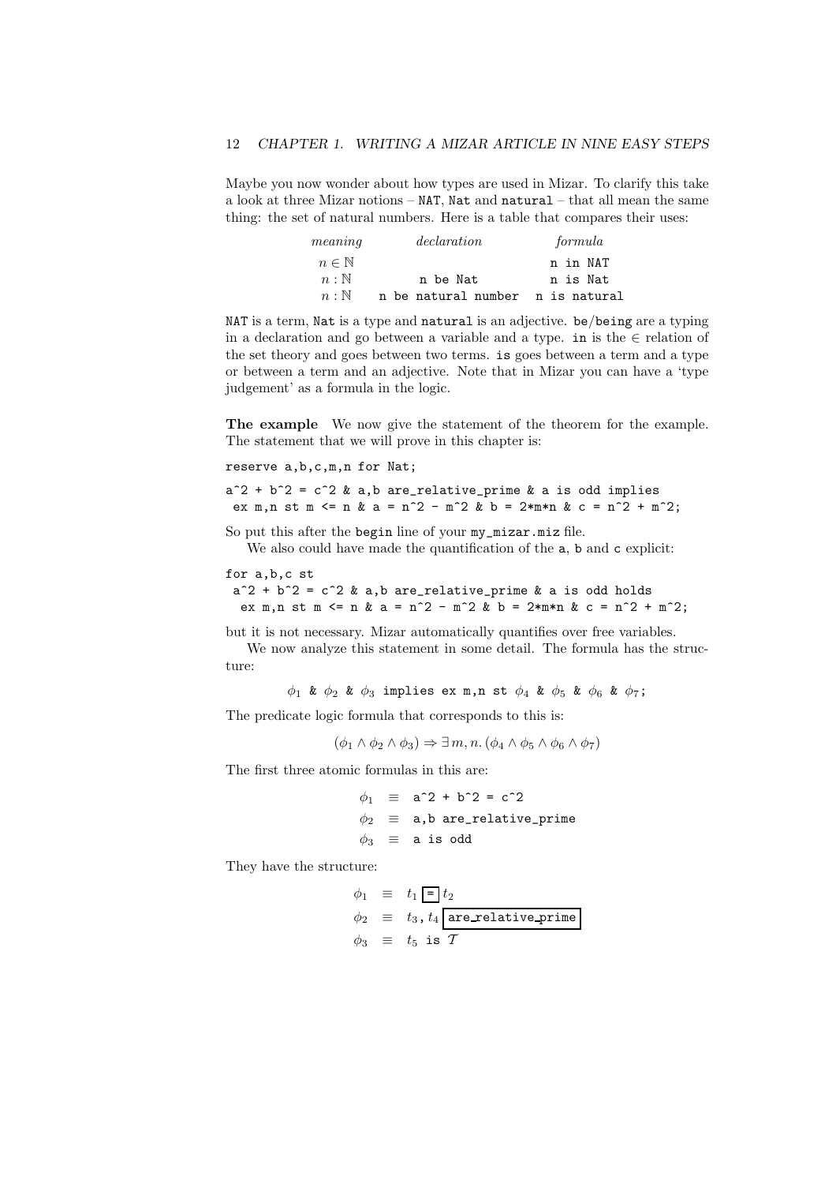Maybe you now wonder about how types are used in Mizar. To clarify this take a look at three Mizar notions – `NAT`, `Nat` and `natural` – that all mean the same thing: the set of natural numbers. Here is a table that compares their uses:

| *meaning* | *declaration* | *formula* |
|---|---|---|
| $n \in \mathbb{N}$ | | `n in NAT` |
| $n : \mathbb{N}$ | `n be Nat` | `n is Nat` |
| $n : \mathbb{N}$ | `n be natural number` | `n is natural` |

`NAT` is a term, `Nat` is a type and `natural` is an adjective. `be`/`being` are a typing in a declaration and go between a variable and a type. `in` is the $\in$ relation of the set theory and goes between two terms. `is` goes between a term and a type or between a term and an adjective. Note that in Mizar you can have a 'type judgement' as a formula in the logic.

**The example** We now give the statement of the theorem for the example. The statement that we will prove in this chapter is:

```
reserve a,b,c,m,n for Nat;

a^2 + b^2 = c^2 & a,b are_relative_prime & a is odd implies
 ex m,n st m <= n & a = n^2 - m^2 & b = 2*m*n & c = n^2 + m^2;
```

So put this after the `begin` line of your `my_mizar.miz` file.

We also could have made the quantification of the `a`, `b` and `c` explicit:

```
for a,b,c st
 a^2 + b^2 = c^2 & a,b are_relative_prime & a is odd holds
  ex m,n st m <= n & a = n^2 - m^2 & b = 2*m*n & c = n^2 + m^2;
```

but it is not necessary. Mizar automatically quantifies over free variables.

We now analyze this statement in some detail. The formula has the structure:

$$\phi_1 \text{ \& } \phi_2 \text{ \& } \phi_3 \texttt{ implies ex m,n st } \phi_4 \text{ \& } \phi_5 \text{ \& } \phi_6 \text{ \& } \phi_7\texttt{;}$$

The predicate logic formula that corresponds to this is:

$$(\phi_1 \wedge \phi_2 \wedge \phi_3) \Rightarrow \exists\, m, n.\, (\phi_4 \wedge \phi_5 \wedge \phi_6 \wedge \phi_7)$$

The first three atomic formulas in this are:

$$\phi_1 \equiv \texttt{a^2 + b^2 = c^2}$$
$$\phi_2 \equiv \texttt{a,b are\_relative\_prime}$$
$$\phi_3 \equiv \texttt{a is odd}$$

They have the structure:

$$\phi_1 \equiv t_1 \boxed{\texttt{=}}\, t_2$$
$$\phi_2 \equiv t_3, t_4 \boxed{\texttt{are\_relative\_prime}}$$
$$\phi_3 \equiv t_5 \texttt{ is } \mathcal{T}$$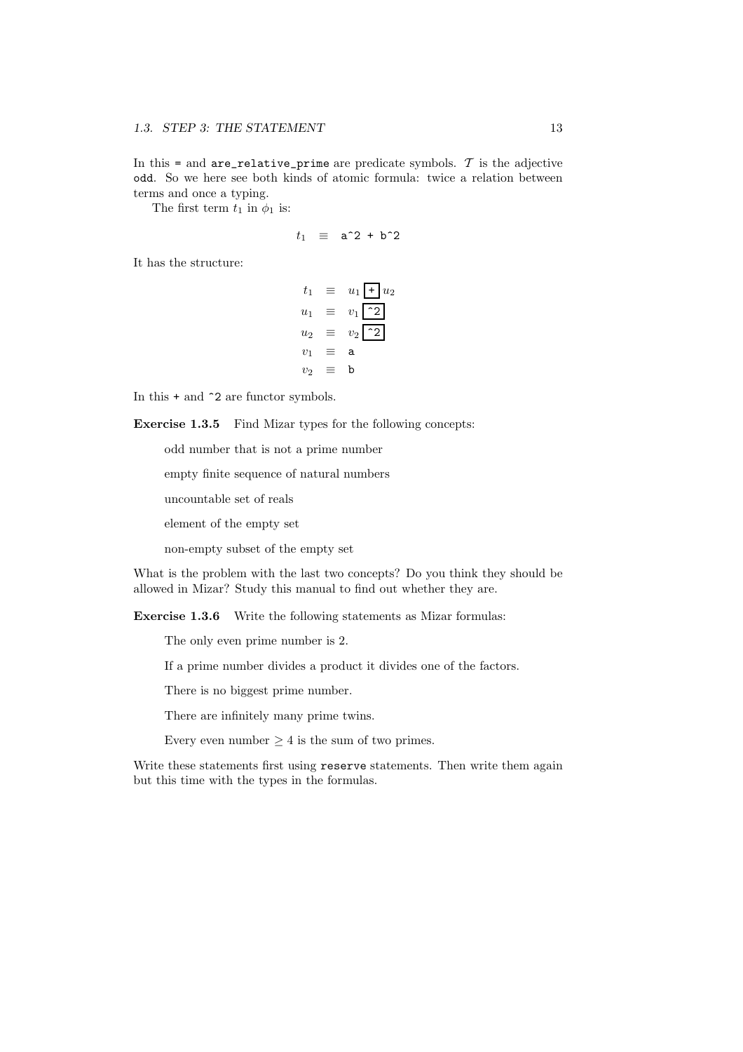In this `=` and `are_relative_prime` are predicate symbols. $\mathcal{T}$ is the adjective `odd`. So we here see both kinds of atomic formula: twice a relation between terms and once a typing.

The first term $t_1$ in $\phi_1$ is:

$$t_1 \equiv \texttt{a\^{}2 + b\^{}2}$$

It has the structure:

$$
\begin{array}{rcl}
t_1 & \equiv & u_1 \boxed{\texttt{+}} u_2 \\
u_1 & \equiv & v_1 \boxed{\texttt{\^{}2}} \\
u_2 & \equiv & v_2 \boxed{\texttt{\^{}2}} \\
v_1 & \equiv & \texttt{a} \\
v_2 & \equiv & \texttt{b}
\end{array}
$$

In this `+` and `^2` are functor symbols.

**Exercise 1.3.5** Find Mizar types for the following concepts:

odd number that is not a prime number

empty finite sequence of natural numbers

uncountable set of reals

element of the empty set

non-empty subset of the empty set

What is the problem with the last two concepts? Do you think they should be allowed in Mizar? Study this manual to find out whether they are.

**Exercise 1.3.6** Write the following statements as Mizar formulas:

The only even prime number is 2.

If a prime number divides a product it divides one of the factors.

There is no biggest prime number.

There are infinitely many prime twins.

Every even number $\geq 4$ is the sum of two primes.

Write these statements first using `reserve` statements. Then write them again but this time with the types in the formulas.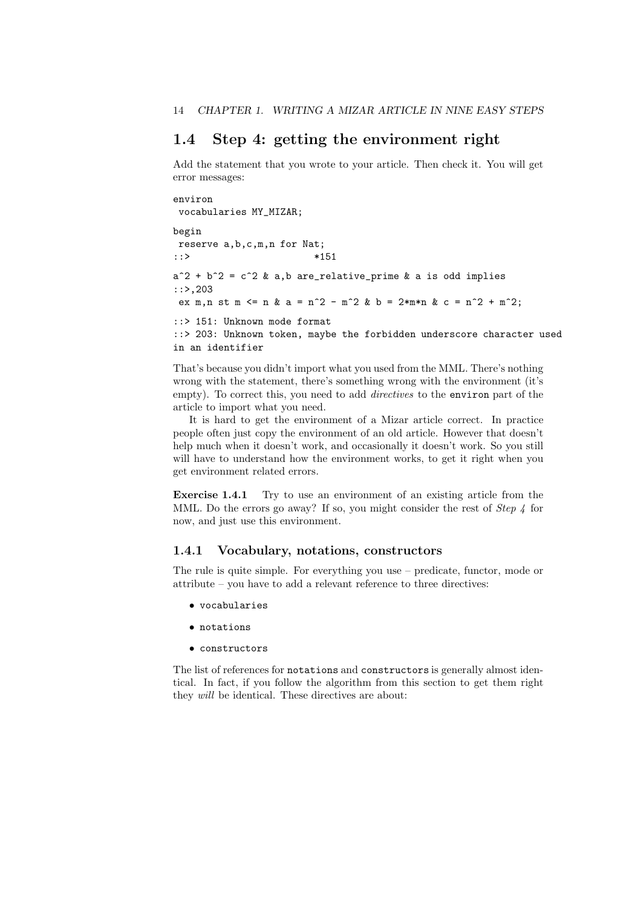## 1.4 Step 4: getting the environment right

Add the statement that you wrote to your article. Then check it. You will get error messages:

```
environ
 vocabularies MY_MIZAR;

begin
 reserve a,b,c,m,n for Nat;
::>                      *151

a^2 + b^2 = c^2 & a,b are_relative_prime & a is odd implies
::>,203
 ex m,n st m <= n & a = n^2 - m^2 & b = 2*m*n & c = n^2 + m^2;

::> 151: Unknown mode format
::> 203: Unknown token, maybe the forbidden underscore character used
in an identifier
```

That's because you didn't import what you used from the MML. There's nothing wrong with the statement, there's something wrong with the environment (it's empty). To correct this, you need to add *directives* to the `environ` part of the article to import what you need.

It is hard to get the environment of a Mizar article correct. In practice people often just copy the environment of an old article. However that doesn't help much when it doesn't work, and occasionally it doesn't work. So you still will have to understand how the environment works, to get it right when you get environment related errors.

**Exercise 1.4.1** Try to use an environment of an existing article from the MML. Do the errors go away? If so, you might consider the rest of *Step 4* for now, and just use this environment.

### 1.4.1 Vocabulary, notations, constructors

The rule is quite simple. For everything you use – predicate, functor, mode or attribute – you have to add a relevant reference to three directives:

- `vocabularies`
- `notations`
- `constructors`

The list of references for `notations` and `constructors` is generally almost identical. In fact, if you follow the algorithm from this section to get them right they *will* be identical. These directives are about: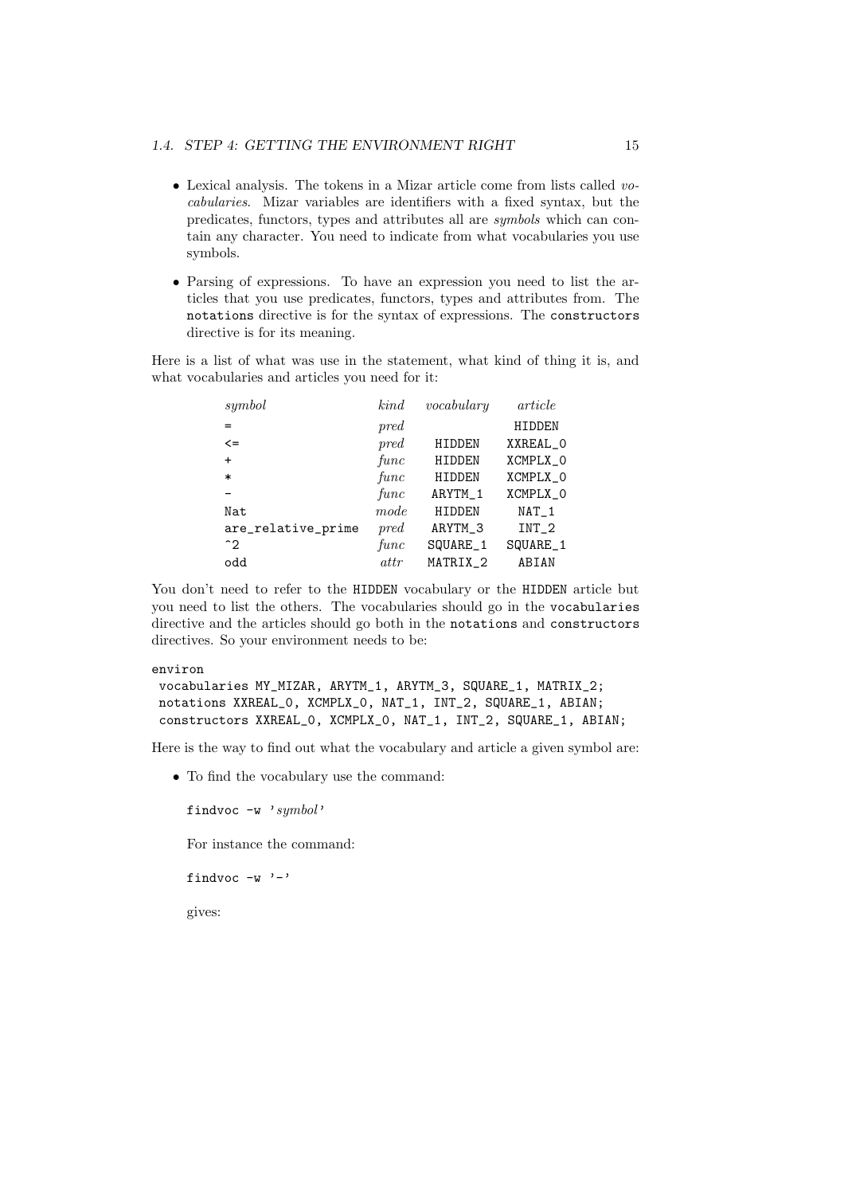- Lexical analysis. The tokens in a Mizar article come from lists called *vocabularies*. Mizar variables are identifiers with a fixed syntax, but the predicates, functors, types and attributes all are *symbols* which can contain any character. You need to indicate from what vocabularies you use symbols.

- Parsing of expressions. To have an expression you need to list the articles that you use predicates, functors, types and attributes from. The `notations` directive is for the syntax of expressions. The `constructors` directive is for its meaning.

Here is a list of what was use in the statement, what kind of thing it is, and what vocabularies and articles you need for it:

| *symbol* | *kind* | *vocabulary* | *article* |
|---|---|---|---|
| `=` | *pred* | | `HIDDEN` |
| `<=` | *pred* | `HIDDEN` | `XXREAL_0` |
| `+` | *func* | `HIDDEN` | `XCMPLX_0` |
| `*` | *func* | `HIDDEN` | `XCMPLX_0` |
| `-` | *func* | `ARYTM_1` | `XCMPLX_0` |
| `Nat` | *mode* | `HIDDEN` | `NAT_1` |
| `are_relative_prime` | *pred* | `ARYTM_3` | `INT_2` |
| `^2` | *func* | `SQUARE_1` | `SQUARE_1` |
| `odd` | *attr* | `MATRIX_2` | `ABIAN` |

You don't need to refer to the `HIDDEN` vocabulary or the `HIDDEN` article but you need to list the others. The vocabularies should go in the `vocabularies` directive and the articles should go both in the `notations` and `constructors` directives. So your environment needs to be:

```
environ
 vocabularies MY_MIZAR, ARYTM_1, ARYTM_3, SQUARE_1, MATRIX_2;
 notations XXREAL_0, XCMPLX_0, NAT_1, INT_2, SQUARE_1, ABIAN;
 constructors XXREAL_0, XCMPLX_0, NAT_1, INT_2, SQUARE_1, ABIAN;
```

Here is the way to find out what the vocabulary and article a given symbol are:

- To find the vocabulary use the command:

  `findvoc -w '`*symbol*`'`

  For instance the command:

  ```
  findvoc -w '-'
  ```

  gives: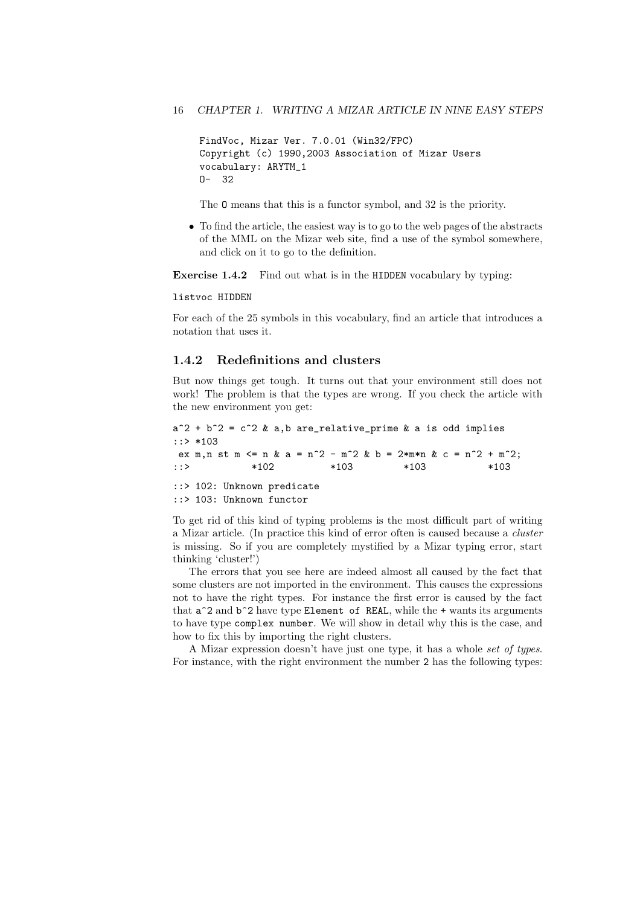```
FindVoc, Mizar Ver. 7.0.01 (Win32/FPC)
Copyright (c) 1990,2003 Association of Mizar Users
vocabulary: ARYTM_1
O-  32
```

The `O` means that this is a functor symbol, and 32 is the priority.

- To find the article, the easiest way is to go to the web pages of the abstracts of the MML on the Mizar web site, find a use of the symbol somewhere, and click on it to go to the definition.

**Exercise 1.4.2** Find out what is in the `HIDDEN` vocabulary by typing:

```
listvoc HIDDEN
```

For each of the 25 symbols in this vocabulary, find an article that introduces a notation that uses it.

### 1.4.2 Redefinitions and clusters

But now things get tough. It turns out that your environment still does not work! The problem is that the types are wrong. If you check the article with the new environment you get:

```
a^2 + b^2 = c^2 & a,b are_relative_prime & a is odd implies
::> *103
 ex m,n st m <= n & a = n^2 - m^2 & b = 2*m*n & c = n^2 + m^2;
::>           *102          *103         *103           *103

::> 102: Unknown predicate
::> 103: Unknown functor
```

To get rid of this kind of typing problems is the most difficult part of writing a Mizar article. (In practice this kind of error often is caused because a *cluster* is missing. So if you are completely mystified by a Mizar typing error, start thinking 'cluster!')

The errors that you see here are indeed almost all caused by the fact that some clusters are not imported in the environment. This causes the expressions not to have the right types. For instance the first error is caused by the fact that `a^2` and `b^2` have type `Element of REAL`, while the `+` wants its arguments to have type `complex number`. We will show in detail why this is the case, and how to fix this by importing the right clusters.

A Mizar expression doesn't have just one type, it has a whole *set of types*. For instance, with the right environment the number `2` has the following types: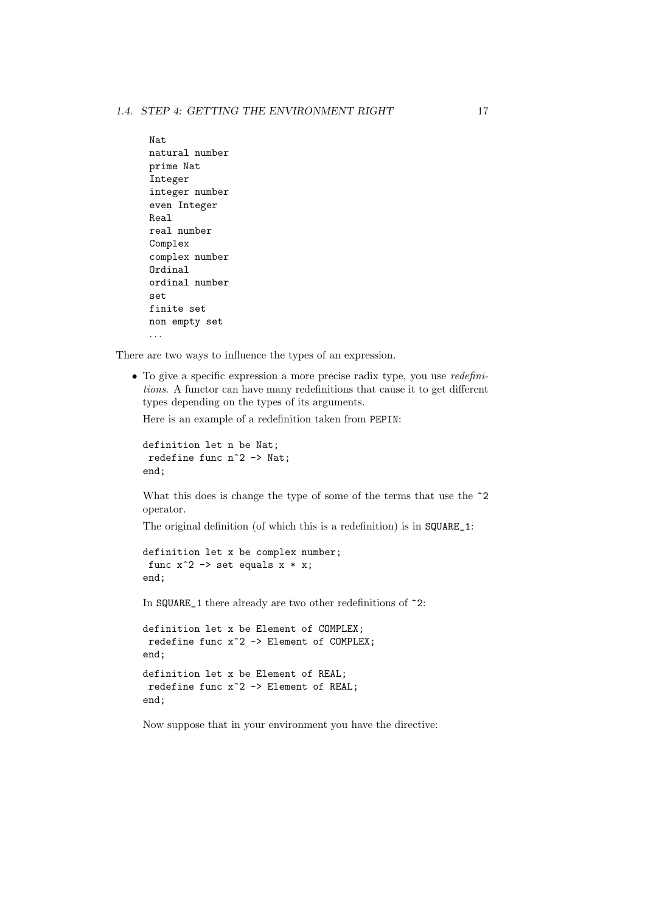```
Nat
natural number
prime Nat
Integer
integer number
even Integer
Real
real number
Complex
complex number
Ordinal
ordinal number
set
finite set
non empty set
...
```

There are two ways to influence the types of an expression.

- To give a specific expression a more precise radix type, you use *redefinitions*. A functor can have many redefinitions that cause it to get different types depending on the types of its arguments.

  Here is an example of a redefinition taken from `PEPIN`:

  ```
  definition let n be Nat;
   redefine func n^2 -> Nat;
  end;
  ```

  What this does is change the type of some of the terms that use the `^2` operator.

  The original definition (of which this is a redefinition) is in `SQUARE_1`:

  ```
  definition let x be complex number;
   func x^2 -> set equals x * x;
  end;
  ```

  In `SQUARE_1` there already are two other redefinitions of `^2`:

  ```
  definition let x be Element of COMPLEX;
   redefine func x^2 -> Element of COMPLEX;
  end;
  definition let x be Element of REAL;
   redefine func x^2 -> Element of REAL;
  end;
  ```

  Now suppose that in your environment you have the directive: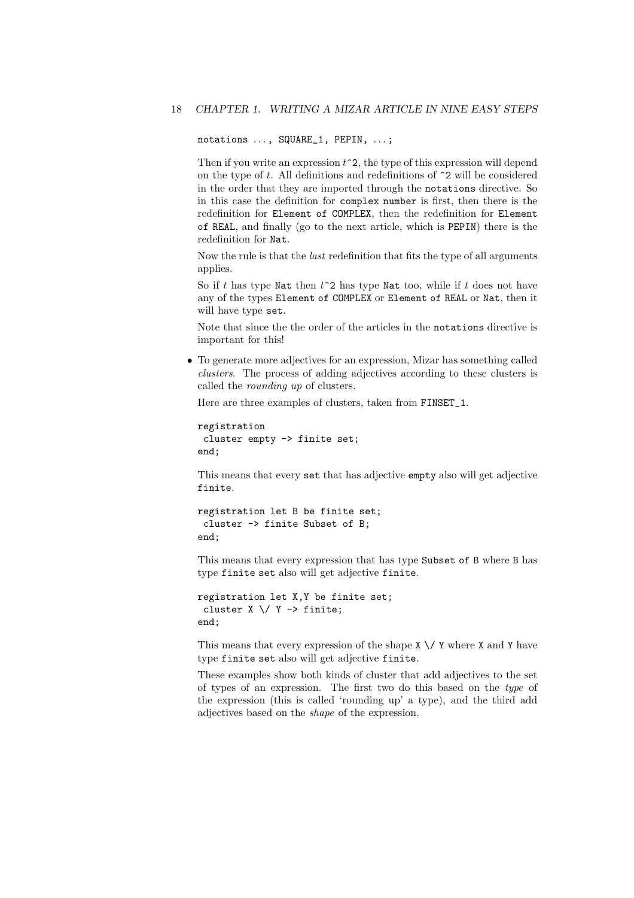```
notations ..., SQUARE_1, PEPIN, ...;
```

Then if you write an expression $t$`^2`, the type of this expression will depend on the type of $t$. All definitions and redefinitions of `^2` will be considered in the order that they are imported through the `notations` directive. So in this case the definition for `complex number` is first, then there is the redefinition for `Element of COMPLEX`, then the redefinition for `Element of REAL`, and finally (go to the next article, which is `PEPIN`) there is the redefinition for `Nat`.

Now the rule is that the *last* redefinition that fits the type of all arguments applies.

So if $t$ has type `Nat` then $t$`^2` has type `Nat` too, while if $t$ does not have any of the types `Element of COMPLEX` or `Element of REAL` or `Nat`, then it will have type `set`.

Note that since the the order of the articles in the `notations` directive is important for this!

- To generate more adjectives for an expression, Mizar has something called *clusters*. The process of adding adjectives according to these clusters is called the *rounding up* of clusters.

  Here are three examples of clusters, taken from `FINSET_1`.

  ```
  registration
   cluster empty -> finite set;
  end;
  ```

  This means that every `set` that has adjective `empty` also will get adjective `finite`.

  ```
  registration let B be finite set;
   cluster -> finite Subset of B;
  end;
  ```

  This means that every expression that has type `Subset of B` where `B` has type `finite set` also will get adjective `finite`.

  ```
  registration let X,Y be finite set;
   cluster X \/ Y -> finite;
  end;
  ```

  This means that every expression of the shape `X \/ Y` where `X` and `Y` have type `finite set` also will get adjective `finite`.

  These examples show both kinds of cluster that add adjectives to the set of types of an expression. The first two do this based on the *type* of the expression (this is called 'rounding up' a type), and the third add adjectives based on the *shape* of the expression.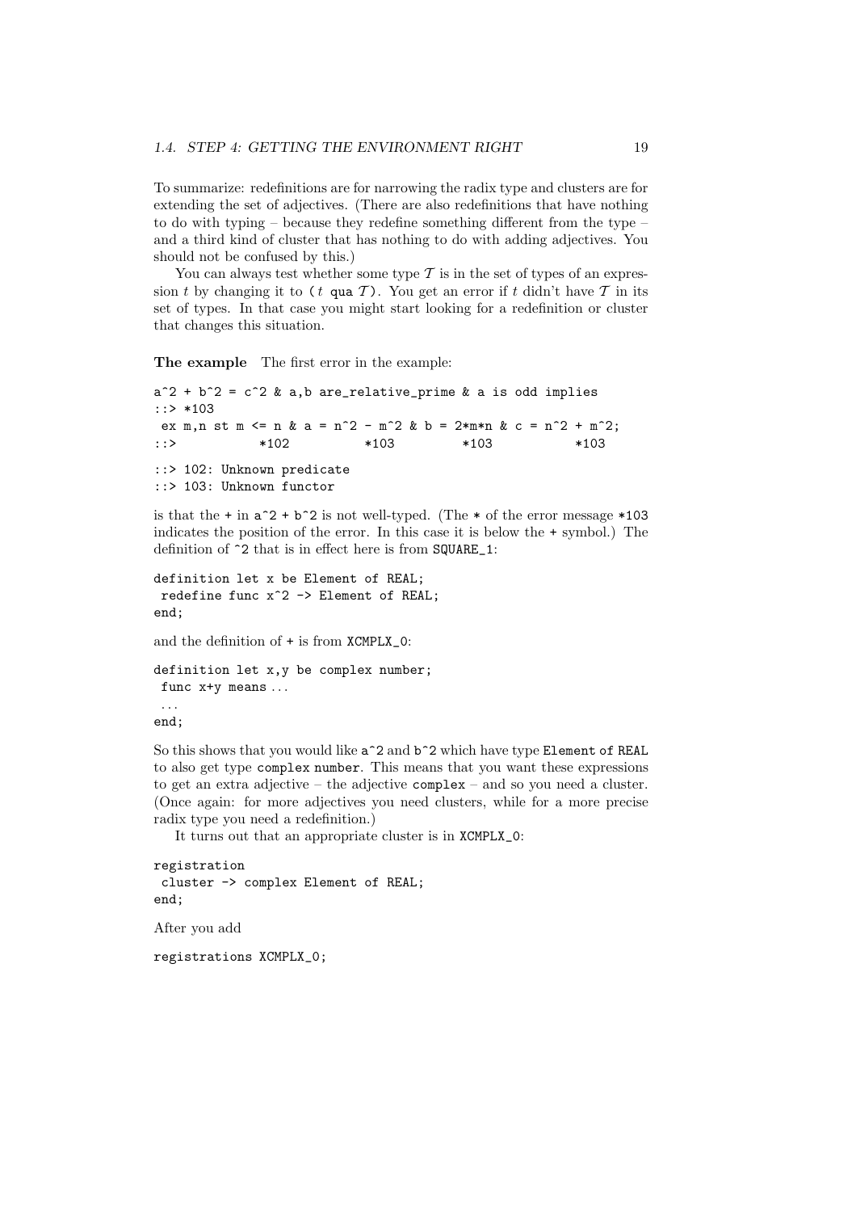To summarize: redefinitions are for narrowing the radix type and clusters are for extending the set of adjectives. (There are also redefinitions that have nothing to do with typing – because they redefine something different from the type – and a third kind of cluster that has nothing to do with adding adjectives. You should not be confused by this.)

You can always test whether some type $\mathcal{T}$ is in the set of types of an expression $t$ by changing it to `(`$t$ `qua` $\mathcal{T}$`)`. You get an error if $t$ didn't have $\mathcal{T}$ in its set of types. In that case you might start looking for a redefinition or cluster that changes this situation.

**The example** The first error in the example:

```
a^2 + b^2 = c^2 & a,b are_relative_prime & a is odd implies
::> *103
 ex m,n st m <= n & a = n^2 - m^2 & b = 2*m*n & c = n^2 + m^2;
::>         *102         *103        *103          *103
::> 102: Unknown predicate
::> 103: Unknown functor
```

is that the `+` in `a^2 + b^2` is not well-typed. (The `*` of the error message `*103` indicates the position of the error. In this case it is below the `+` symbol.) The definition of `^2` that is in effect here is from `SQUARE_1`:

```
definition let x be Element of REAL;
 redefine func x^2 -> Element of REAL;
end;
```

and the definition of `+` is from `XCMPLX_0`:

```
definition let x,y be complex number;
 func x+y means ...
 ...
end;
```

So this shows that you would like `a^2` and `b^2` which have type `Element of REAL` to also get type `complex number`. This means that you want these expressions to get an extra adjective – the adjective `complex` – and so you need a cluster. (Once again: for more adjectives you need clusters, while for a more precise radix type you need a redefinition.)

It turns out that an appropriate cluster is in `XCMPLX_0`:

```
registration
 cluster -> complex Element of REAL;
end;
```

After you add

```
registrations XCMPLX_0;
```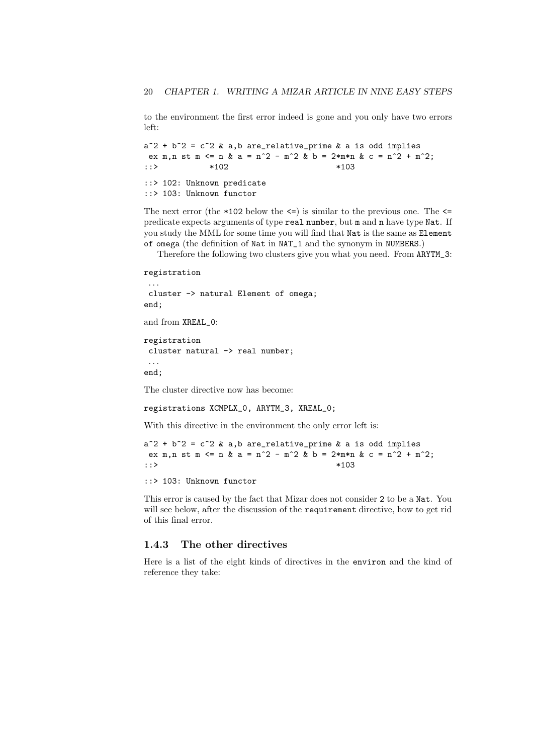to the environment the first error indeed is gone and you only have two errors left:

```
a^2 + b^2 = c^2 & a,b are_relative_prime & a is odd implies
 ex m,n st m <= n & a = n^2 - m^2 & b = 2*m*n & c = n^2 + m^2;
::>          *102                       *103

::> 102: Unknown predicate
::> 103: Unknown functor
```

The next error (the `*102` below the `<=`) is similar to the previous one. The `<=` predicate expects arguments of type `real number`, but `m` and `n` have type `Nat`. If you study the MML for some time you will find that `Nat` is the same as `Element of omega` (the definition of `Nat` in `NAT_1` and the synonym in `NUMBERS`.)

Therefore the following two clusters give you what you need. From `ARYTM_3`:

```
registration
 ...
 cluster -> natural Element of omega;
end;
```

and from `XREAL_0`:

```
registration
 cluster natural -> real number;
 ...
end;
```

The cluster directive now has become:

```
registrations XCMPLX_0, ARYTM_3, XREAL_0;
```

With this directive in the environment the only error left is:

```
a^2 + b^2 = c^2 & a,b are_relative_prime & a is odd implies
 ex m,n st m <= n & a = n^2 - m^2 & b = 2*m*n & c = n^2 + m^2;
::>                                     *103

::> 103: Unknown functor
```

This error is caused by the fact that Mizar does not consider `2` to be a `Nat`. You will see below, after the discussion of the `requirement` directive, how to get rid of this final error.

### 1.4.3 The other directives

Here is a list of the eight kinds of directives in the `environ` and the kind of reference they take: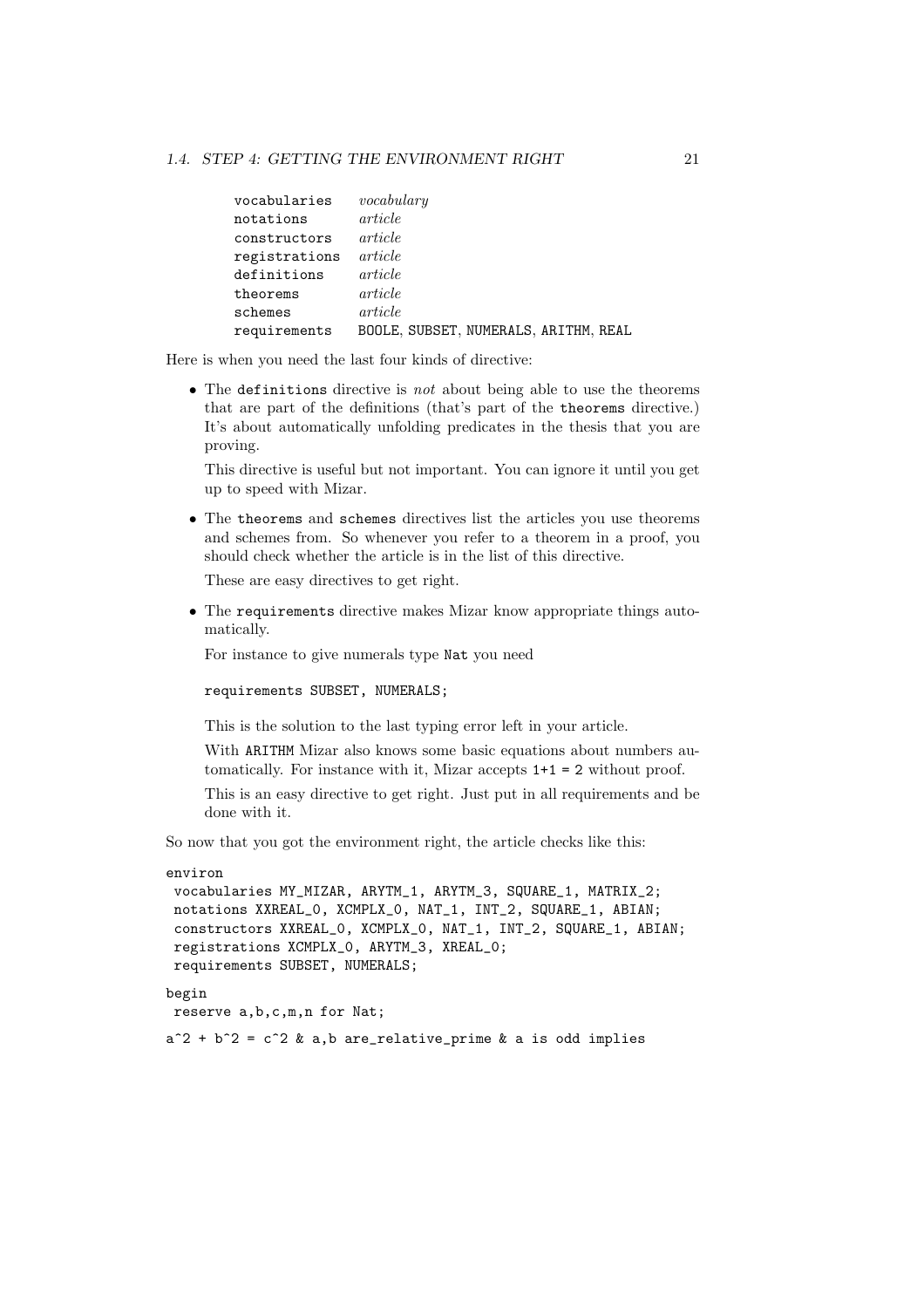```
vocabularies   vocabulary
notations      article
constructors   article
registrations  article
definitions    article
theorems       article
schemes        article
requirements   BOOLE, SUBSET, NUMERALS, ARITHM, REAL
```

Here is when you need the last four kinds of directive:

- The `definitions` directive is *not* about being able to use the theorems that are part of the definitions (that's part of the `theorems` directive.) It's about automatically unfolding predicates in the thesis that you are proving.

  This directive is useful but not important. You can ignore it until you get up to speed with Mizar.

- The `theorems` and `schemes` directives list the articles you use theorems and schemes from. So whenever you refer to a theorem in a proof, you should check whether the article is in the list of this directive.

  These are easy directives to get right.

- The `requirements` directive makes Mizar know appropriate things automatically.

  For instance to give numerals type `Nat` you need

  ```
  requirements SUBSET, NUMERALS;
  ```

  This is the solution to the last typing error left in your article.

  With `ARITHM` Mizar also knows some basic equations about numbers automatically. For instance with it, Mizar accepts `1+1 = 2` without proof.

  This is an easy directive to get right. Just put in all requirements and be done with it.

So now that you got the environment right, the article checks like this:

```
environ
 vocabularies MY_MIZAR, ARYTM_1, ARYTM_3, SQUARE_1, MATRIX_2;
 notations XXREAL_0, XCMPLX_0, NAT_1, INT_2, SQUARE_1, ABIAN;
 constructors XXREAL_0, XCMPLX_0, NAT_1, INT_2, SQUARE_1, ABIAN;
 registrations XCMPLX_0, ARYTM_3, XREAL_0;
 requirements SUBSET, NUMERALS;

begin
 reserve a,b,c,m,n for Nat;

a^2 + b^2 = c^2 & a,b are_relative_prime & a is odd implies
```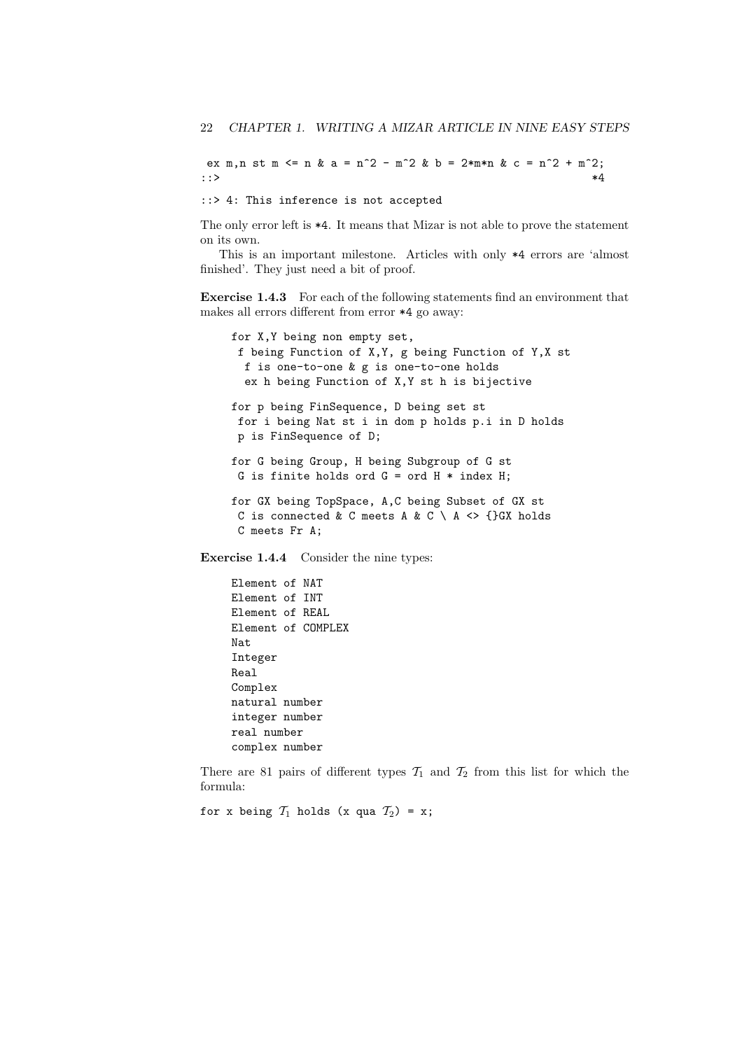```
 ex m,n st m <= n & a = n^2 - m^2 & b = 2*m*n & c = n^2 + m^2;
::>                                                              *4

::> 4: This inference is not accepted
```

The only error left is *4. It means that Mizar is not able to prove the statement on its own.

This is an important milestone. Articles with only *4 errors are 'almost finished'. They just need a bit of proof.

**Exercise 1.4.3** For each of the following statements find an environment that makes all errors different from error *4 go away:

```
for X,Y being non empty set,
 f being Function of X,Y, g being Function of Y,X st
  f is one-to-one & g is one-to-one holds
   ex h being Function of X,Y st h is bijective

for p being FinSequence, D being set st
 for i being Nat st i in dom p holds p.i in D holds
 p is FinSequence of D;

for G being Group, H being Subgroup of G st
 G is finite holds ord G = ord H * index H;

for GX being TopSpace, A,C being Subset of GX st
 C is connected & C meets A & C \ A <> {}GX holds
 C meets Fr A;
```

**Exercise 1.4.4** Consider the nine types:

```
Element of NAT
Element of INT
Element of REAL
Element of COMPLEX
Nat
Integer
Real
Complex
natural number
integer number
real number
complex number
```

There are 81 pairs of different types $\mathcal{T}_1$ and $\mathcal{T}_2$ from this list for which the formula:

for x being $\mathcal{T}_1$ holds (x qua $\mathcal{T}_2$) = x;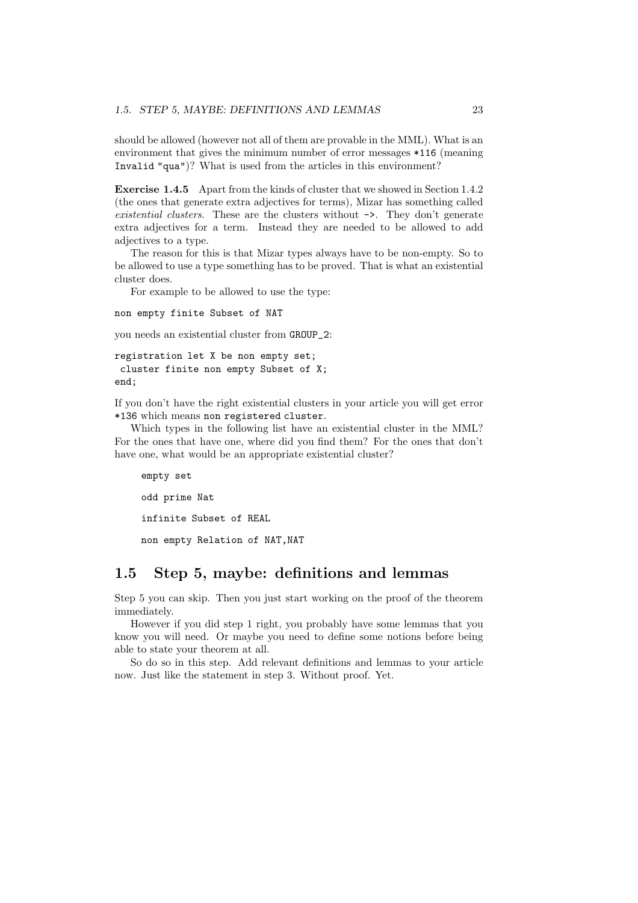should be allowed (however not all of them are provable in the MML). What is an environment that gives the minimum number of error messages `*116` (meaning `Invalid "qua"`)? What is used from the articles in this environment?

**Exercise 1.4.5** Apart from the kinds of cluster that we showed in Section 1.4.2 (the ones that generate extra adjectives for terms), Mizar has something called *existential clusters*. These are the clusters without `->`. They don't generate extra adjectives for a term. Instead they are needed to be allowed to add adjectives to a type.

The reason for this is that Mizar types always have to be non-empty. So to be allowed to use a type something has to be proved. That is what an existential cluster does.

For example to be allowed to use the type:

```
non empty finite Subset of NAT
```

you needs an existential cluster from `GROUP_2`:

```
registration let X be non empty set;
 cluster finite non empty Subset of X;
end;
```

If you don't have the right existential clusters in your article you will get error `*136` which means `non registered cluster`.

Which types in the following list have an existential cluster in the MML? For the ones that have one, where did you find them? For the ones that don't have one, what would be an appropriate existential cluster?

```
empty set

odd prime Nat

infinite Subset of REAL

non empty Relation of NAT,NAT
```

## 1.5 Step 5, maybe: definitions and lemmas

Step 5 you can skip. Then you just start working on the proof of the theorem immediately.

However if you did step 1 right, you probably have some lemmas that you know you will need. Or maybe you need to define some notions before being able to state your theorem at all.

So do so in this step. Add relevant definitions and lemmas to your article now. Just like the statement in step 3. Without proof. Yet.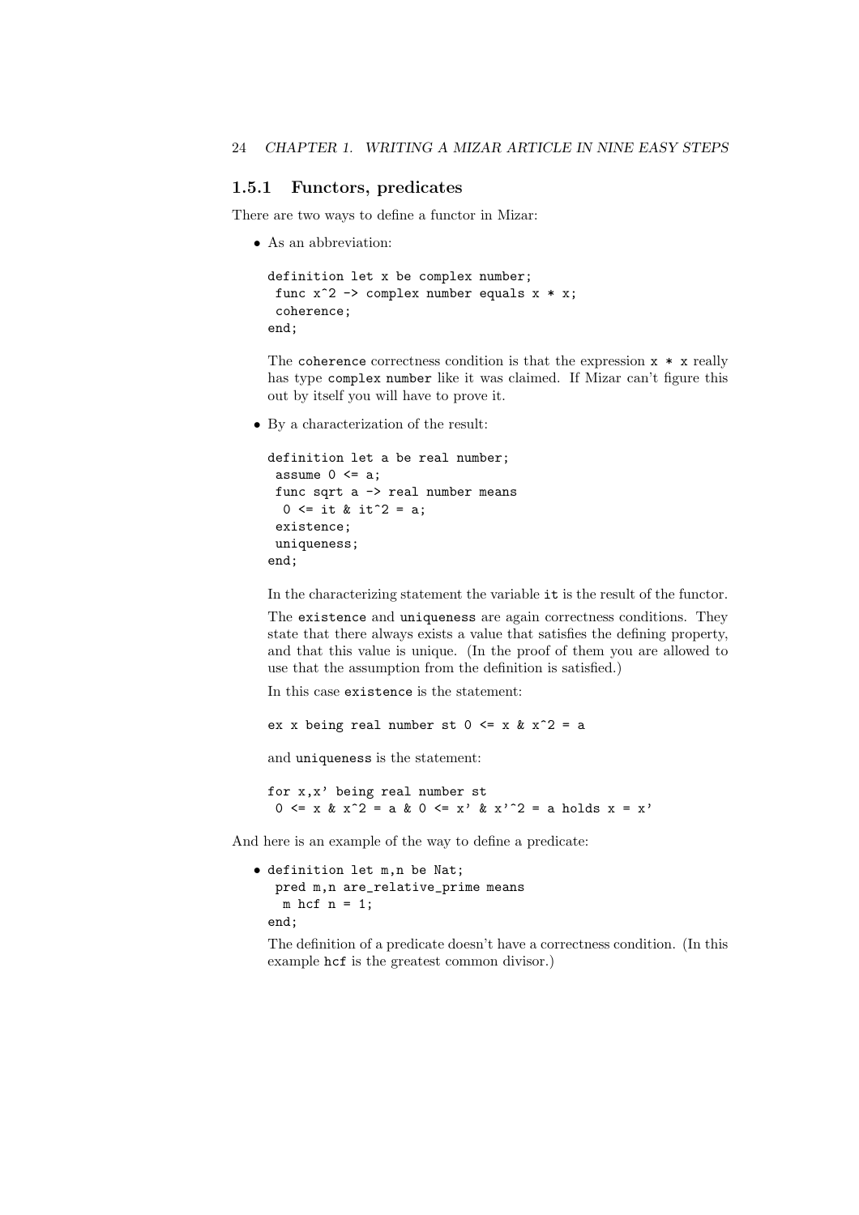### 1.5.1 Functors, predicates

There are two ways to define a functor in Mizar:

- As an abbreviation:

```
definition let x be complex number;
 func x^2 -> complex number equals x * x;
 coherence;
end;
```

  The `coherence` correctness condition is that the expression `x * x` really has type `complex number` like it was claimed. If Mizar can't figure this out by itself you will have to prove it.

- By a characterization of the result:

```
definition let a be real number;
 assume 0 <= a;
 func sqrt a -> real number means
  0 <= it & it^2 = a;
 existence;
 uniqueness;
end;
```

  In the characterizing statement the variable `it` is the result of the functor.

  The `existence` and `uniqueness` are again correctness conditions. They state that there always exists a value that satisfies the defining property, and that this value is unique. (In the proof of them you are allowed to use that the assumption from the definition is satisfied.)

  In this case `existence` is the statement:

```
ex x being real number st 0 <= x & x^2 = a
```

  and `uniqueness` is the statement:

```
for x,x' being real number st
 0 <= x & x^2 = a & 0 <= x' & x'^2 = a holds x = x'
```

And here is an example of the way to define a predicate:

- ```
  definition let m,n be Nat;
   pred m,n are_relative_prime means
    m hcf n = 1;
  end;
  ```

  The definition of a predicate doesn't have a correctness condition. (In this example `hcf` is the greatest common divisor.)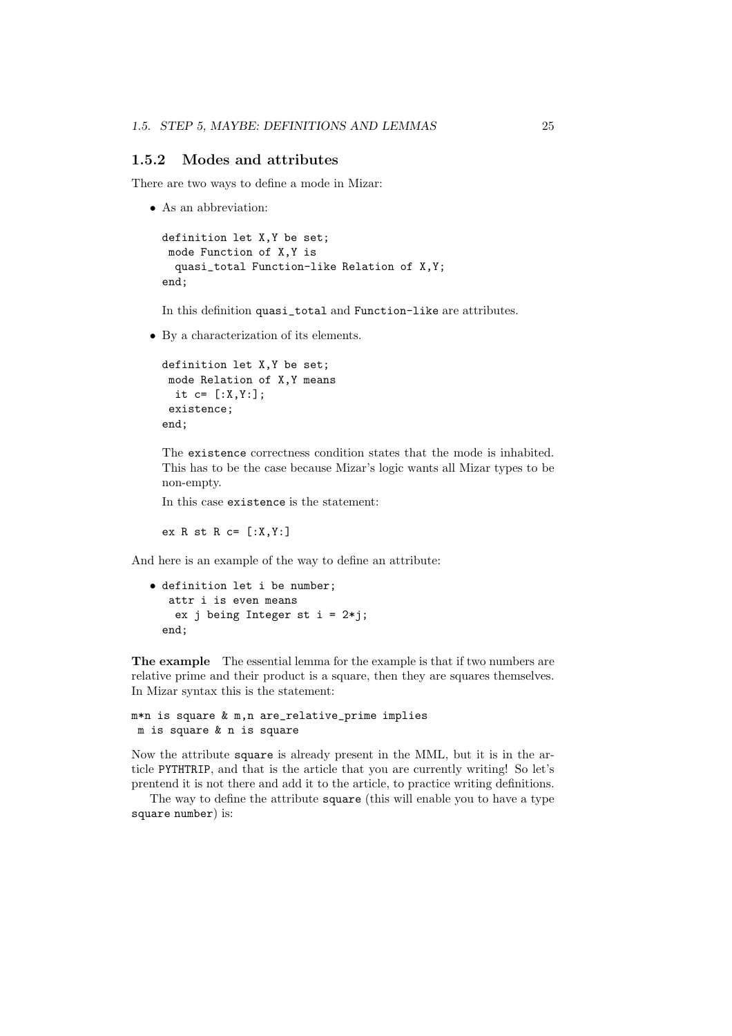### 1.5.2 Modes and attributes

There are two ways to define a mode in Mizar:

- As an abbreviation:

  ```
  definition let X,Y be set;
   mode Function of X,Y is
    quasi_total Function-like Relation of X,Y;
  end;
  ```

  In this definition `quasi_total` and `Function-like` are attributes.

- By a characterization of its elements.

  ```
  definition let X,Y be set;
   mode Relation of X,Y means
    it c= [:X,Y:];
   existence;
  end;
  ```

  The `existence` correctness condition states that the mode is inhabited. This has to be the case because Mizar's logic wants all Mizar types to be non-empty.

  In this case `existence` is the statement:

  ```
  ex R st R c= [:X,Y:]
  ```

And here is an example of the way to define an attribute:

- ```
  definition let i be number;
   attr i is even means
    ex j being Integer st i = 2*j;
  end;
  ```

**The example** The essential lemma for the example is that if two numbers are relative prime and their product is a square, then they are squares themselves. In Mizar syntax this is the statement:

```
m*n is square & m,n are_relative_prime implies
 m is square & n is square
```

Now the attribute `square` is already present in the MML, but it is in the article `PYTHTRIP`, and that is the article that you are currently writing! So let's prentend it is not there and add it to the article, to practice writing definitions.

The way to define the attribute `square` (this will enable you to have a type `square number`) is: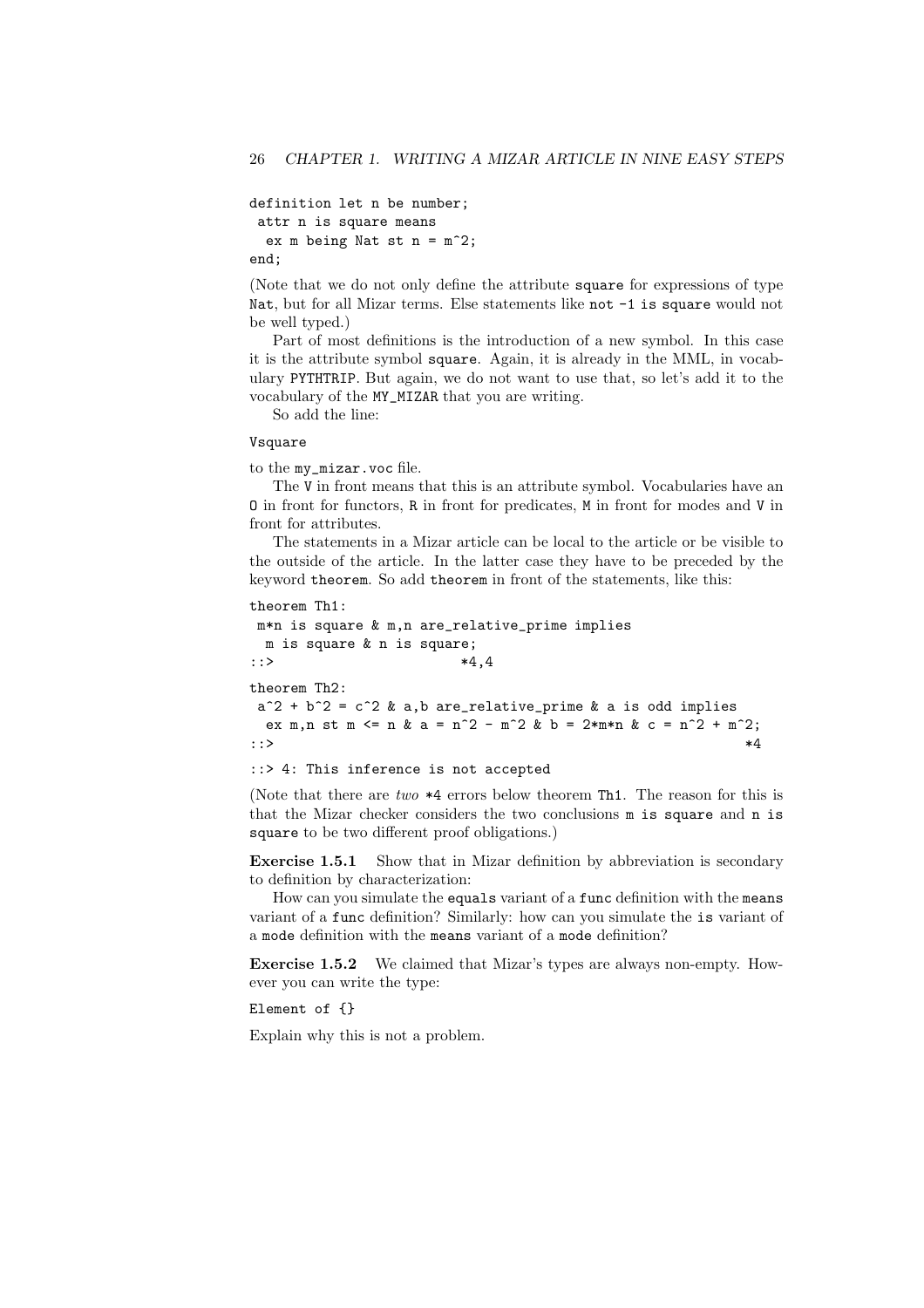```
definition let n be number;
 attr n is square means
  ex m being Nat st n = m^2;
end;
```

(Note that we do not only define the attribute `square` for expressions of type `Nat`, but for all Mizar terms. Else statements like `not -1 is square` would not be well typed.)

Part of most definitions is the introduction of a new symbol. In this case it is the attribute symbol `square`. Again, it is already in the MML, in vocabulary `PYTHTRIP`. But again, we do not want to use that, so let's add it to the vocabulary of the `MY_MIZAR` that you are writing.

So add the line:

```
Vsquare
```

to the `my_mizar.voc` file.

The `V` in front means that this is an attribute symbol. Vocabularies have an `O` in front for functors, `R` in front for predicates, `M` in front for modes and `V` in front for attributes.

The statements in a Mizar article can be local to the article or be visible to the outside of the article. In the latter case they have to be preceded by the keyword `theorem`. So add `theorem` in front of the statements, like this:

```
theorem Th1:
 m*n is square & m,n are_relative_prime implies
  m is square & n is square;
::>                       *4,4

theorem Th2:
 a^2 + b^2 = c^2 & a,b are_relative_prime & a is odd implies
  ex m,n st m <= n & a = n^2 - m^2 & b = 2*m*n & c = n^2 + m^2;
::>                                                              *4

::> 4: This inference is not accepted
```

(Note that there are *two* `*4` errors below theorem `Th1`. The reason for this is that the Mizar checker considers the two conclusions `m is square` and `n is square` to be two different proof obligations.)

**Exercise 1.5.1** Show that in Mizar definition by abbreviation is secondary to definition by characterization:

How can you simulate the `equals` variant of a `func` definition with the `means` variant of a `func` definition? Similarly: how can you simulate the `is` variant of a `mode` definition with the `means` variant of a `mode` definition?

**Exercise 1.5.2** We claimed that Mizar's types are always non-empty. However you can write the type:

```
Element of {}
```

Explain why this is not a problem.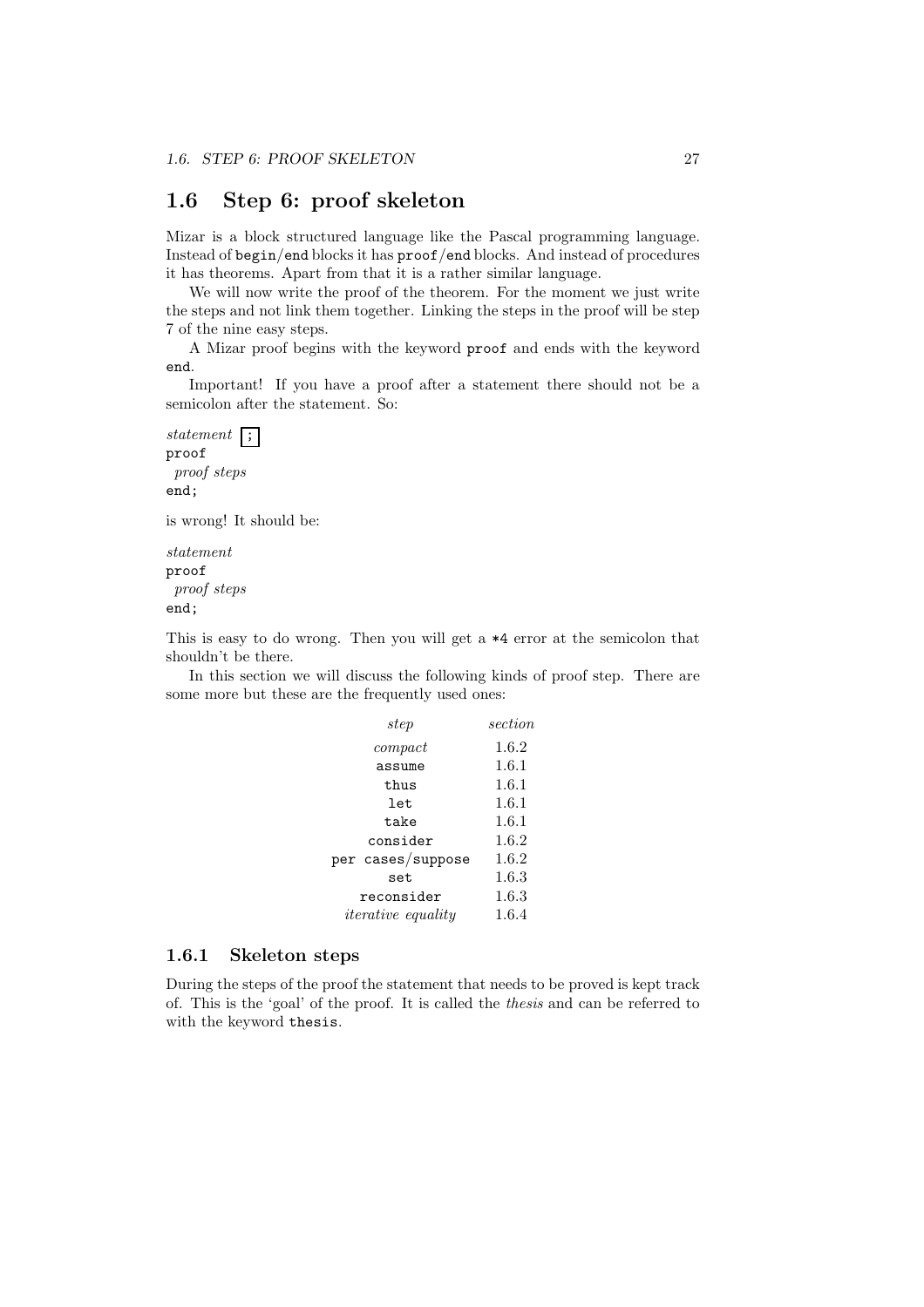## 1.6 Step 6: proof skeleton

Mizar is a block structured language like the Pascal programming language. Instead of `begin`/`end` blocks it has `proof`/`end` blocks. And instead of procedures it has theorems. Apart from that it is a rather similar language.

We will now write the proof of the theorem. For the moment we just write the steps and not link them together. Linking the steps in the proof will be step 7 of the nine easy steps.

A Mizar proof begins with the keyword `proof` and ends with the keyword `end`.

Important! If you have a proof after a statement there should not be a semicolon after the statement. So:

```
statement ;
proof
 proof steps
end;
```

is wrong! It should be:

```
statement
proof
 proof steps
end;
```

This is easy to do wrong. Then you will get a `*4` error at the semicolon that shouldn't be there.

In this section we will discuss the following kinds of proof step. There are some more but these are the frequently used ones:

| *step* | *section* |
|---|---|
| *compact* | 1.6.2 |
| `assume` | 1.6.1 |
| `thus` | 1.6.1 |
| `let` | 1.6.1 |
| `take` | 1.6.1 |
| `consider` | 1.6.2 |
| `per cases`/`suppose` | 1.6.2 |
| `set` | 1.6.3 |
| `reconsider` | 1.6.3 |
| *iterative equality* | 1.6.4 |

### 1.6.1 Skeleton steps

During the steps of the proof the statement that needs to be proved is kept track of. This is the 'goal' of the proof. It is called the *thesis* and can be referred to with the keyword `thesis`.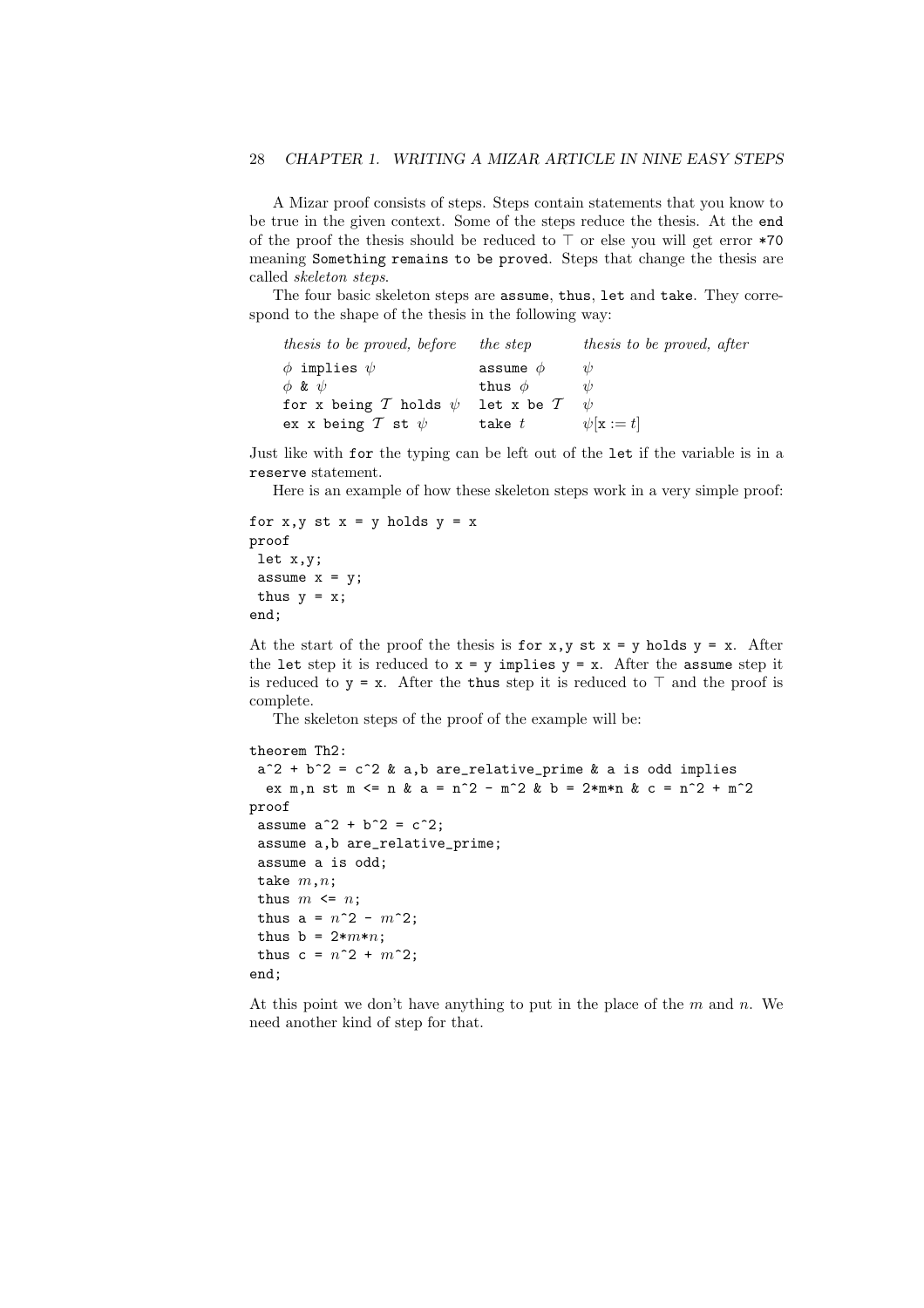A Mizar proof consists of steps. Steps contain statements that you know to be true in the given context. Some of the steps reduce the thesis. At the `end` of the proof the thesis should be reduced to $\top$ or else you will get error `*70` meaning `Something remains to be proved`. Steps that change the thesis are called *skeleton steps*.

The four basic skeleton steps are `assume`, `thus`, `let` and `take`. They correspond to the shape of the thesis in the following way:

| *thesis to be proved, before* | *the step* | *thesis to be proved, after* |
|---|---|---|
| $\phi$ `implies` $\psi$ | `assume` $\phi$ | $\psi$ |
| $\phi$ `&` $\psi$ | `thus` $\phi$ | $\psi$ |
| `for x being` $\mathcal{T}$ `holds` $\psi$ | `let x be` $\mathcal{T}$ | $\psi$ |
| `ex x being` $\mathcal{T}$ `st` $\psi$ | `take` $t$ | $\psi[\mathtt{x} := t]$ |

Just like with `for` the typing can be left out of the `let` if the variable is in a `reserve` statement.

Here is an example of how these skeleton steps work in a very simple proof:

```
for x,y st x = y holds y = x
proof
 let x,y;
 assume x = y;
 thus y = x;
end;
```

At the start of the proof the thesis is `for x,y st x = y holds y = x`. After the `let` step it is reduced to `x = y implies y = x`. After the `assume` step it is reduced to `y = x`. After the `thus` step it is reduced to $\top$ and the proof is complete.

The skeleton steps of the proof of the example will be:

```
theorem Th2:
 a^2 + b^2 = c^2 & a,b are_relative_prime & a is odd implies
  ex m,n st m <= n & a = n^2 - m^2 & b = 2*m*n & c = n^2 + m^2
proof
 assume a^2 + b^2 = c^2;
 assume a,b are_relative_prime;
 assume a is odd;
 take m,n;
 thus m <= n;
 thus a = n^2 - m^2;
 thus b = 2*m*n;
 thus c = n^2 + m^2;
end;
```

At this point we don't have anything to put in the place of the $m$ and $n$. We need another kind of step for that.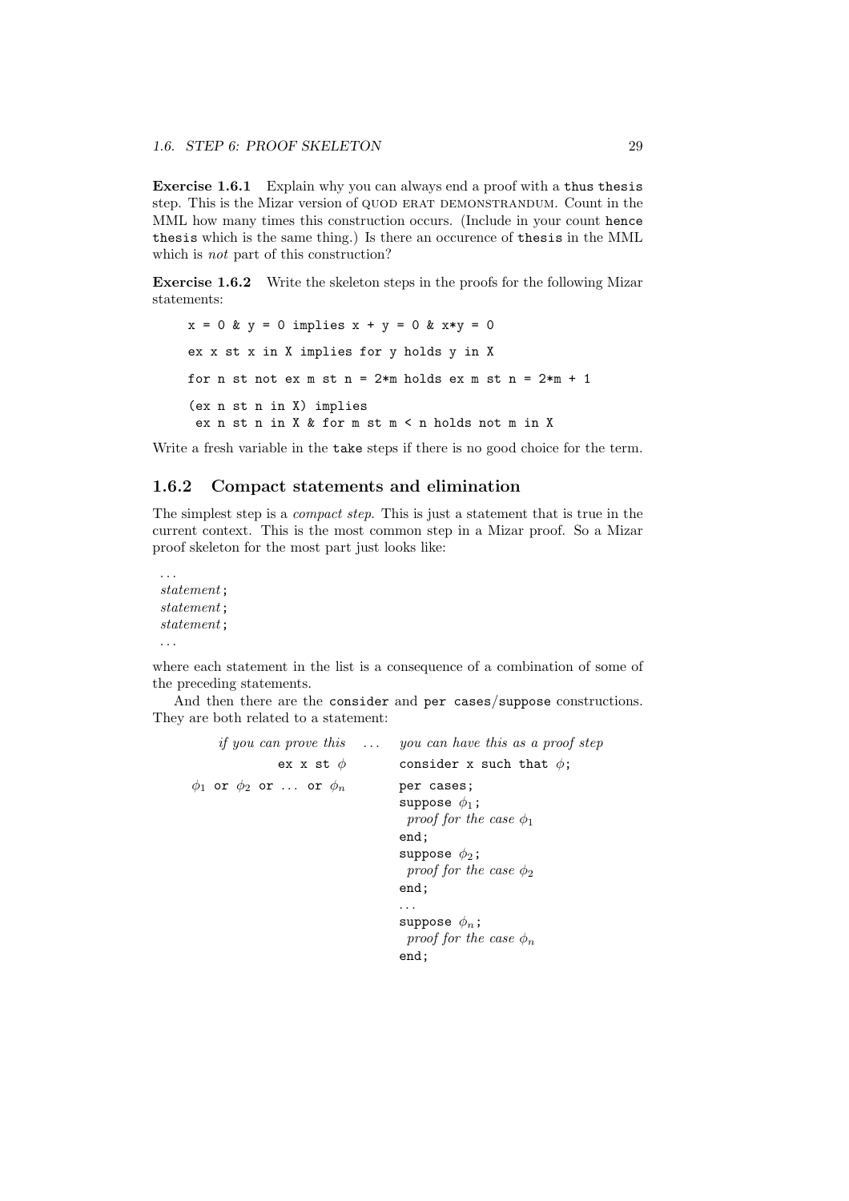**Exercise 1.6.1** Explain why you can always end a proof with a `thus thesis` step. This is the Mizar version of QUOD ERAT DEMONSTRANDUM. Count in the MML how many times this construction occurs. (Include in your count `hence thesis` which is the same thing.) Is there an occurence of `thesis` in the MML which is *not* part of this construction?

**Exercise 1.6.2** Write the skeleton steps in the proofs for the following Mizar statements:

```
x = 0 & y = 0 implies x + y = 0 & x*y = 0

ex x st x in X implies for y holds y in X

for n st not ex m st n = 2*m holds ex m st n = 2*m + 1

(ex n st n in X) implies
 ex n st n in X & for m st m < n holds not m in X
```

Write a fresh variable in the `take` steps if there is no good choice for the term.

### 1.6.2 Compact statements and elimination

The simplest step is a *compact step*. This is just a statement that is true in the current context. This is the most common step in a Mizar proof. So a Mizar proof skeleton for the most part just looks like:

...  
*statement*;  
*statement*;  
*statement*;  
...

where each statement in the list is a consequence of a combination of some of the preceding statements.

And then there are the `consider` and `per cases`/`suppose` constructions. They are both related to a statement:

| *if you can prove this* ... | *you can have this as a proof step* |
|---|---|
| `ex x st` $\phi$ | `consider x such that` $\phi$`;` |
| $\phi_1$ `or` $\phi_2$ `or` ... `or` $\phi_n$ | `per cases;`<br>`suppose` $\phi_1$`;`<br>&nbsp;*proof for the case* $\phi_1$<br>`end;`<br>`suppose` $\phi_2$`;`<br>&nbsp;*proof for the case* $\phi_2$<br>`end;`<br>...<br>`suppose` $\phi_n$`;`<br>&nbsp;*proof for the case* $\phi_n$<br>`end;` |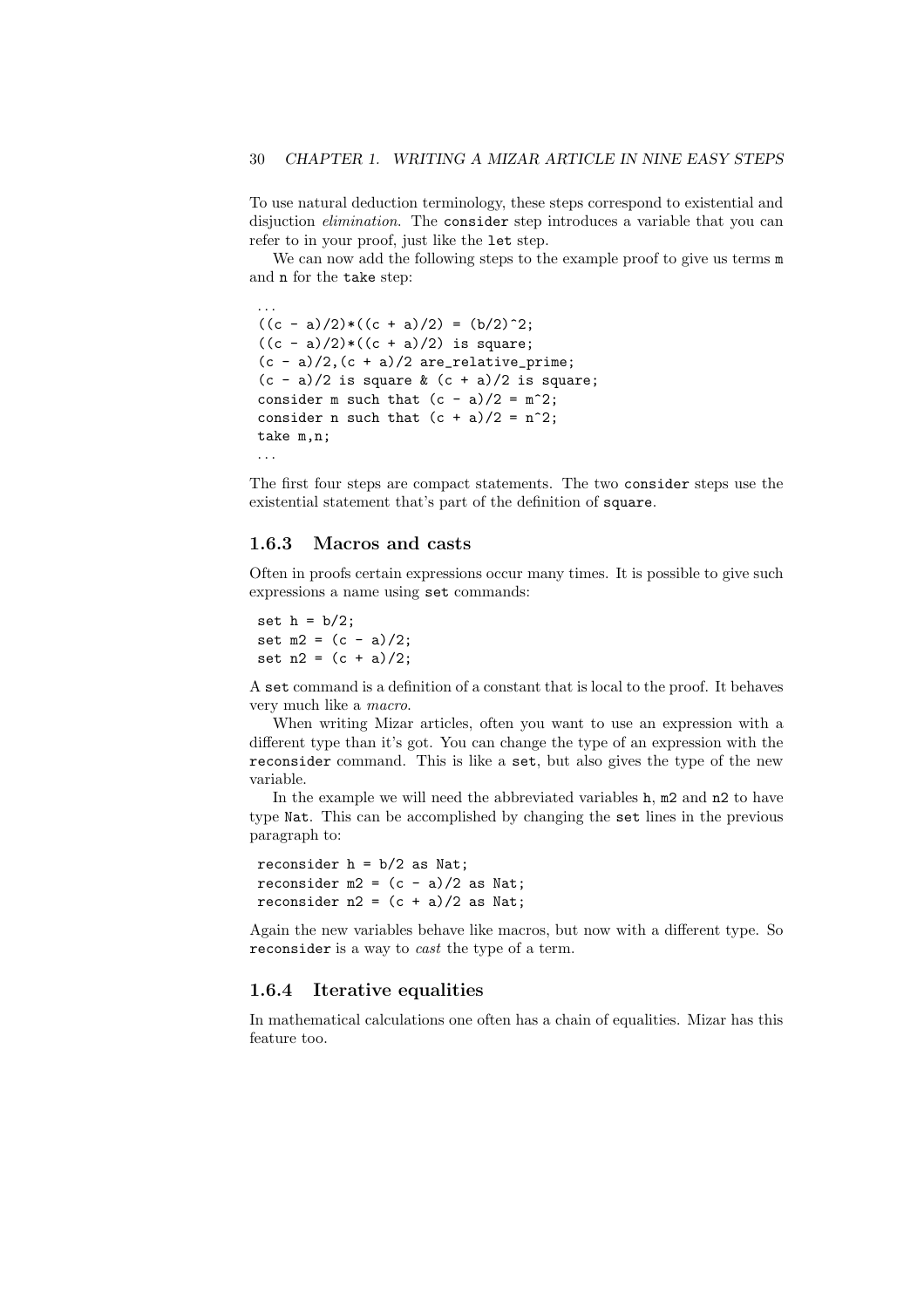To use natural deduction terminology, these steps correspond to existential and disjuction *elimination*. The `consider` step introduces a variable that you can refer to in your proof, just like the `let` step.

We can now add the following steps to the example proof to give us terms `m` and `n` for the `take` step:

```
...
((c - a)/2)*((c + a)/2) = (b/2)^2;
((c - a)/2)*((c + a)/2) is square;
(c - a)/2,(c + a)/2 are_relative_prime;
(c - a)/2 is square & (c + a)/2 is square;
consider m such that (c - a)/2 = m^2;
consider n such that (c + a)/2 = n^2;
take m,n;
...
```

The first four steps are compact statements. The two `consider` steps use the existential statement that's part of the definition of `square`.

### 1.6.3 Macros and casts

Often in proofs certain expressions occur many times. It is possible to give such expressions a name using `set` commands:

```
set h = b/2;
set m2 = (c - a)/2;
set n2 = (c + a)/2;
```

A `set` command is a definition of a constant that is local to the proof. It behaves very much like a *macro*.

When writing Mizar articles, often you want to use an expression with a different type than it's got. You can change the type of an expression with the `reconsider` command. This is like a `set`, but also gives the type of the new variable.

In the example we will need the abbreviated variables `h`, `m2` and `n2` to have type `Nat`. This can be accomplished by changing the `set` lines in the previous paragraph to:

```
reconsider h = b/2 as Nat;
reconsider m2 = (c - a)/2 as Nat;
reconsider n2 = (c + a)/2 as Nat;
```

Again the new variables behave like macros, but now with a different type. So `reconsider` is a way to *cast* the type of a term.

### 1.6.4 Iterative equalities

In mathematical calculations one often has a chain of equalities. Mizar has this feature too.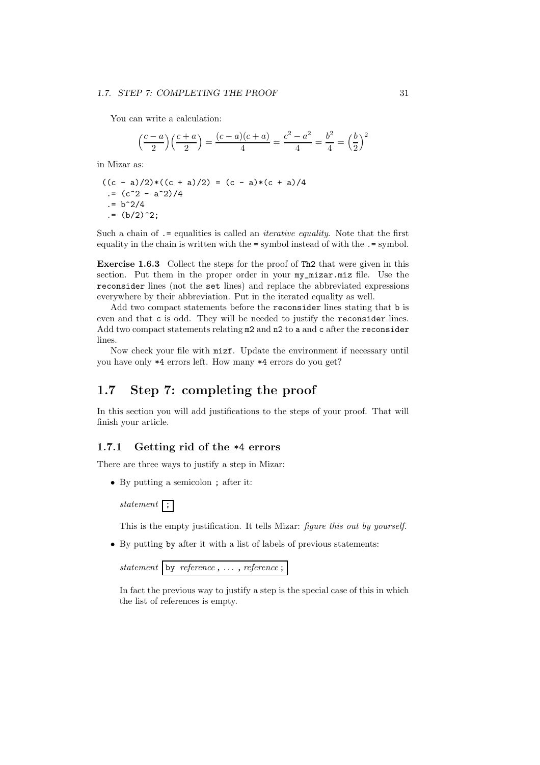You can write a calculation:

$$\left(\frac{c-a}{2}\right)\left(\frac{c+a}{2}\right) = \frac{(c-a)(c+a)}{4} = \frac{c^2-a^2}{4} = \frac{b^2}{4} = \left(\frac{b}{2}\right)^2$$

in Mizar as:

```
((c - a)/2)*((c + a)/2) = (c - a)*(c + a)/4
 .= (c^2 - a^2)/4
 .= b^2/4
 .= (b/2)^2;
```

Such a chain of `.=` equalities is called an *iterative equality*. Note that the first equality in the chain is written with the `=` symbol instead of with the `.=` symbol.

**Exercise 1.6.3** Collect the steps for the proof of `Th2` that were given in this section. Put them in the proper order in your `my_mizar.miz` file. Use the `reconsider` lines (not the `set` lines) and replace the abbreviated expressions everywhere by their abbreviation. Put in the iterated equality as well.

Add two compact statements before the `reconsider` lines stating that `b` is even and that `c` is odd. They will be needed to justify the `reconsider` lines. Add two compact statements relating `m2` and `n2` to `a` and `c` after the `reconsider` lines.

Now check your file with `mizf`. Update the environment if necessary until you have only `*4` errors left. How many `*4` errors do you get?

## 1.7 Step 7: completing the proof

In this section you will add justifications to the steps of your proof. That will finish your article.

### 1.7.1 Getting rid of the *4 errors

There are three ways to justify a step in Mizar:

- By putting a semicolon `;` after it:

  *statement* `;`

  This is the empty justification. It tells Mizar: *figure this out by yourself*.

- By putting `by` after it with a list of labels of previous statements:

  *statement* `by` *reference* `,` ... `,` *reference* `;`

  In fact the previous way to justify a step is the special case of this in which the list of references is empty.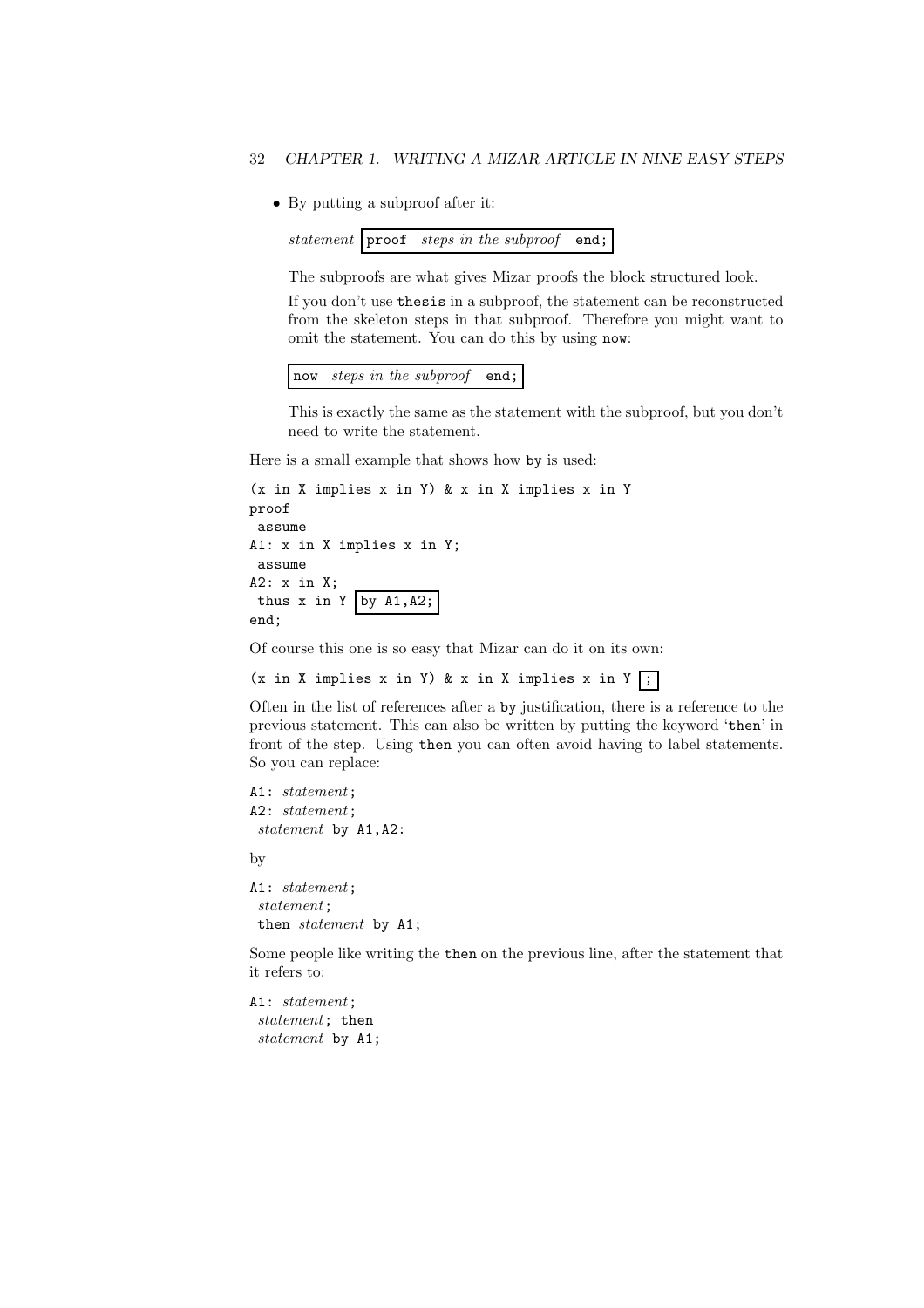- By putting a subproof after it:

  *statement* `proof` *steps in the subproof* `end;`

  The subproofs are what gives Mizar proofs the block structured look.

  If you don't use `thesis` in a subproof, the statement can be reconstructed from the skeleton steps in that subproof. Therefore you might want to omit the statement. You can do this by using `now`:

  `now` *steps in the subproof* `end;`

  This is exactly the same as the statement with the subproof, but you don't need to write the statement.

Here is a small example that shows how `by` is used:

```
(x in X implies x in Y) & x in X implies x in Y
proof
 assume
A1: x in X implies x in Y;
 assume
A2: x in X;
 thus x in Y by A1,A2;
end;
```

Of course this one is so easy that Mizar can do it on its own:

```
(x in X implies x in Y) & x in X implies x in Y ;
```

Often in the list of references after a `by` justification, there is a reference to the previous statement. This can also be written by putting the keyword '`then`' in front of the step. Using `then` you can often avoid having to label statements. So you can replace:

```
A1: statement;
A2: statement;
 statement by A1,A2:
```

by

```
A1: statement;
 statement;
 then statement by A1;
```

Some people like writing the `then` on the previous line, after the statement that it refers to:

```
A1: statement;
 statement; then
 statement by A1;
```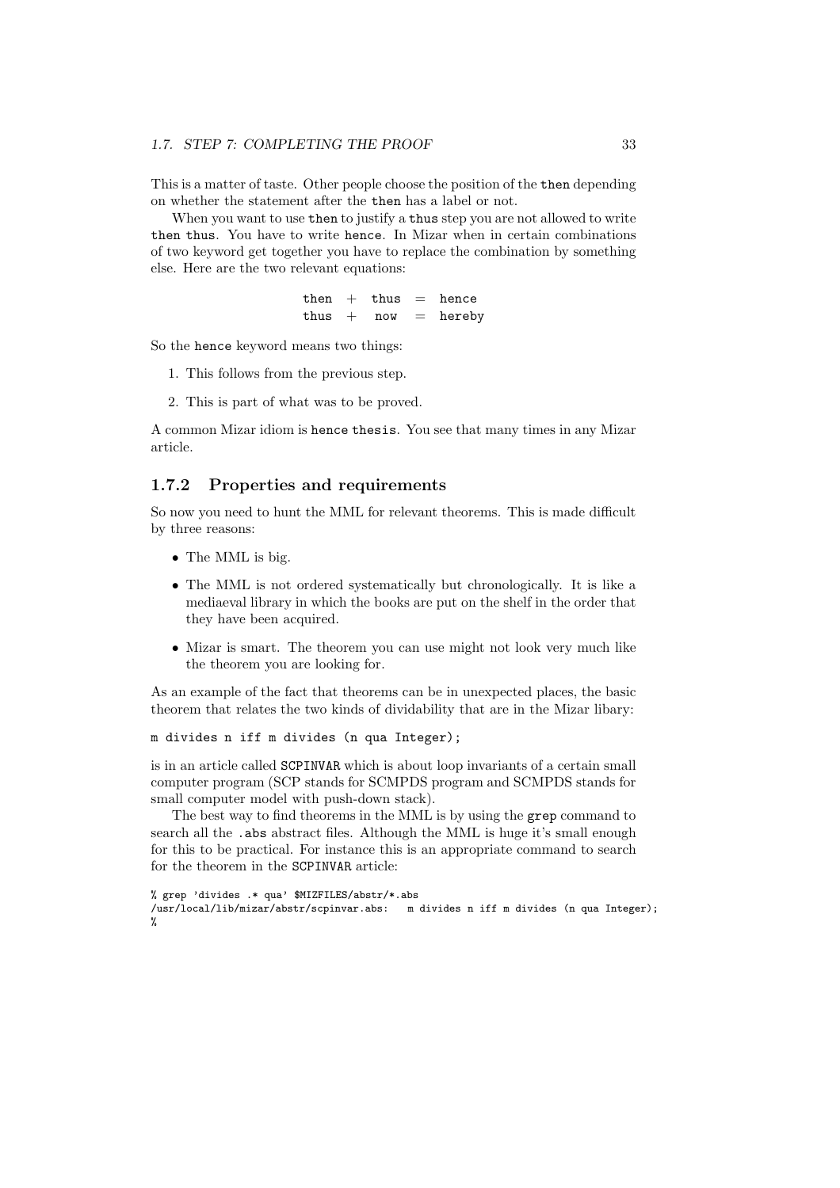This is a matter of taste. Other people choose the position of the `then` depending on whether the statement after the `then` has a label or not.

When you want to use `then` to justify a `thus` step you are not allowed to write `then thus`. You have to write `hence`. In Mizar when in certain combinations of two keyword get together you have to replace the combination by something else. Here are the two relevant equations:

```
then  +  thus  =  hence
thus  +   now  =  hereby
```

So the `hence` keyword means two things:

1. This follows from the previous step.
2. This is part of what was to be proved.

A common Mizar idiom is `hence thesis`. You see that many times in any Mizar article.

### 1.7.2 Properties and requirements

So now you need to hunt the MML for relevant theorems. This is made difficult by three reasons:

- The MML is big.
- The MML is not ordered systematically but chronologically. It is like a mediaeval library in which the books are put on the shelf in the order that they have been acquired.
- Mizar is smart. The theorem you can use might not look very much like the theorem you are looking for.

As an example of the fact that theorems can be in unexpected places, the basic theorem that relates the two kinds of dividability that are in the Mizar libary:

```
m divides n iff m divides (n qua Integer);
```

is in an article called `SCPINVAR` which is about loop invariants of a certain small computer program (SCP stands for SCMPDS program and SCMPDS stands for small computer model with push-down stack).

The best way to find theorems in the MML is by using the `grep` command to search all the `.abs` abstract files. Although the MML is huge it's small enough for this to be practical. For instance this is an appropriate command to search for the theorem in the `SCPINVAR` article:

```
% grep 'divides .* qua' $MIZFILES/abstr/*.abs
/usr/local/lib/mizar/abstr/scpinvar.abs:   m divides n iff m divides (n qua Integer);
%
```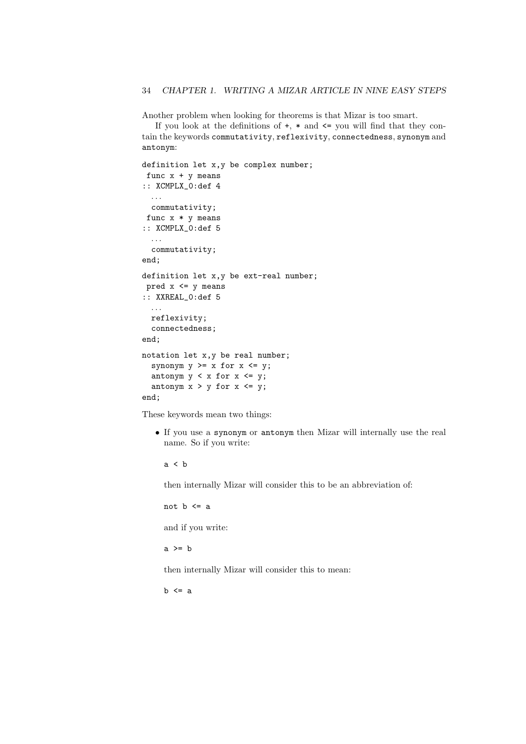Another problem when looking for theorems is that Mizar is too smart.

If you look at the definitions of `+`, `*` and `<=` you will find that they contain the keywords `commutativity`, `reflexivity`, `connectedness`, `synonym` and `antonym`:

```
definition let x,y be complex number;
 func x + y means
:: XCMPLX_0:def 4
  ...
  commutativity;
 func x * y means
:: XCMPLX_0:def 5
  ...
  commutativity;
end;

definition let x,y be ext-real number;
 pred x <= y means
:: XXREAL_0:def 5
  ...
  reflexivity;
  connectedness;
end;

notation let x,y be real number;
  synonym y >= x for x <= y;
  antonym y < x for x <= y;
  antonym x > y for x <= y;
end;
```

These keywords mean two things:

- If you use a `synonym` or `antonym` then Mizar will internally use the real name. So if you write:

  ```
  a < b
  ```

  then internally Mizar will consider this to be an abbreviation of:

  ```
  not b <= a
  ```

  and if you write:

  ```
  a >= b
  ```

  then internally Mizar will consider this to mean:

  ```
  b <= a
  ```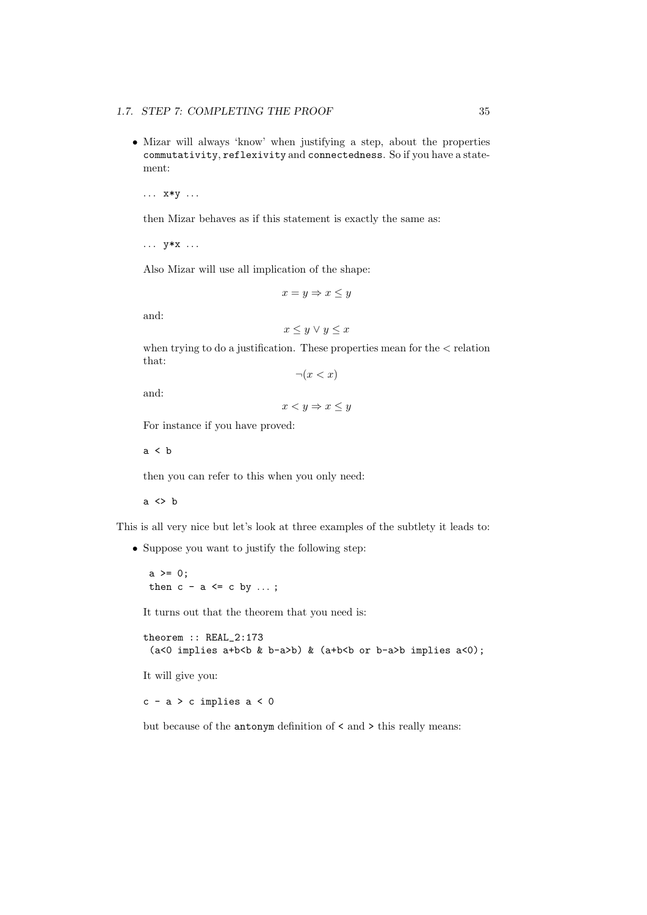- Mizar will always 'know' when justifying a step, about the properties `commutativity`, `reflexivity` and `connectedness`. So if you have a statement:

  ```
  ... x*y ...
  ```

  then Mizar behaves as if this statement is exactly the same as:

  ```
  ... y*x ...
  ```

  Also Mizar will use all implication of the shape:

  $$x = y \Rightarrow x \leq y$$

  and:

  $$x \leq y \vee y \leq x$$

  when trying to do a justification. These properties mean for the $<$ relation that:

  $$\neg(x < x)$$

  and:

  $$x < y \Rightarrow x \leq y$$

  For instance if you have proved:

  ```
  a < b
  ```

  then you can refer to this when you only need:

  ```
  a <> b
  ```

This is all very nice but let's look at three examples of the subtlety it leads to:

- Suppose you want to justify the following step:

  ```
  a >= 0;
  then c - a <= c by ... ;
  ```

  It turns out that the theorem that you need is:

  ```
  theorem :: REAL_2:173
   (a<0 implies a+b<b & b-a>b) & (a+b<b or b-a>b implies a<0);
  ```

  It will give you:

  ```
  c - a > c implies a < 0
  ```

  but because of the `antonym` definition of `<` and `>` this really means: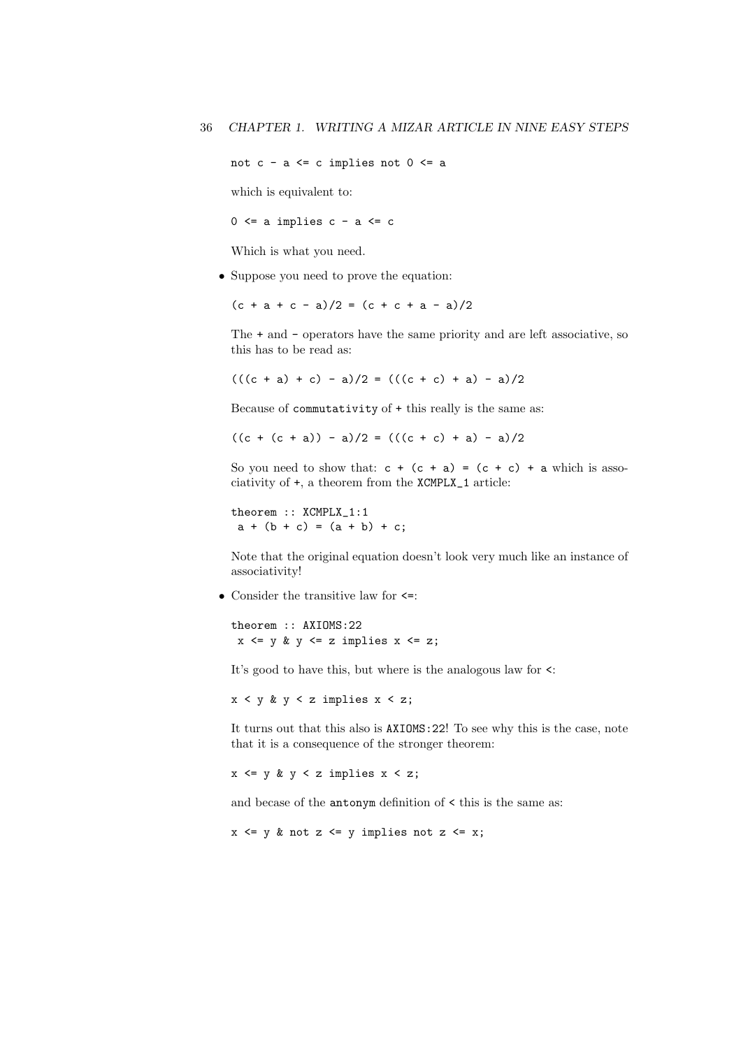```
not c - a <= c implies not 0 <= a
```

which is equivalent to:

```
0 <= a implies c - a <= c
```

Which is what you need.

- Suppose you need to prove the equation:

  ```
  (c + a + c - a)/2 = (c + c + a - a)/2
  ```

  The `+` and `-` operators have the same priority and are left associative, so this has to be read as:

  ```
  (((c + a) + c) - a)/2 = (((c + c) + a) - a)/2
  ```

  Because of `commutativity` of `+` this really is the same as:

  ```
  ((c + (c + a)) - a)/2 = (((c + c) + a) - a)/2
  ```

  So you need to show that: `c + (c + a) = (c + c) + a` which is associativity of `+`, a theorem from the `XCMPLX_1` article:

  ```
  theorem :: XCMPLX_1:1
   a + (b + c) = (a + b) + c;
  ```

  Note that the original equation doesn't look very much like an instance of associativity!

- Consider the transitive law for `<=`:

  ```
  theorem :: AXIOMS:22
   x <= y & y <= z implies x <= z;
  ```

  It's good to have this, but where is the analogous law for `<`:

  ```
  x < y & y < z implies x < z;
  ```

  It turns out that this also is `AXIOMS:22`! To see why this is the case, note that it is a consequence of the stronger theorem:

  ```
  x <= y & y < z implies x < z;
  ```

  and becase of the `antonym` definition of `<` this is the same as:

  ```
  x <= y & not z <= y implies not z <= x;
  ```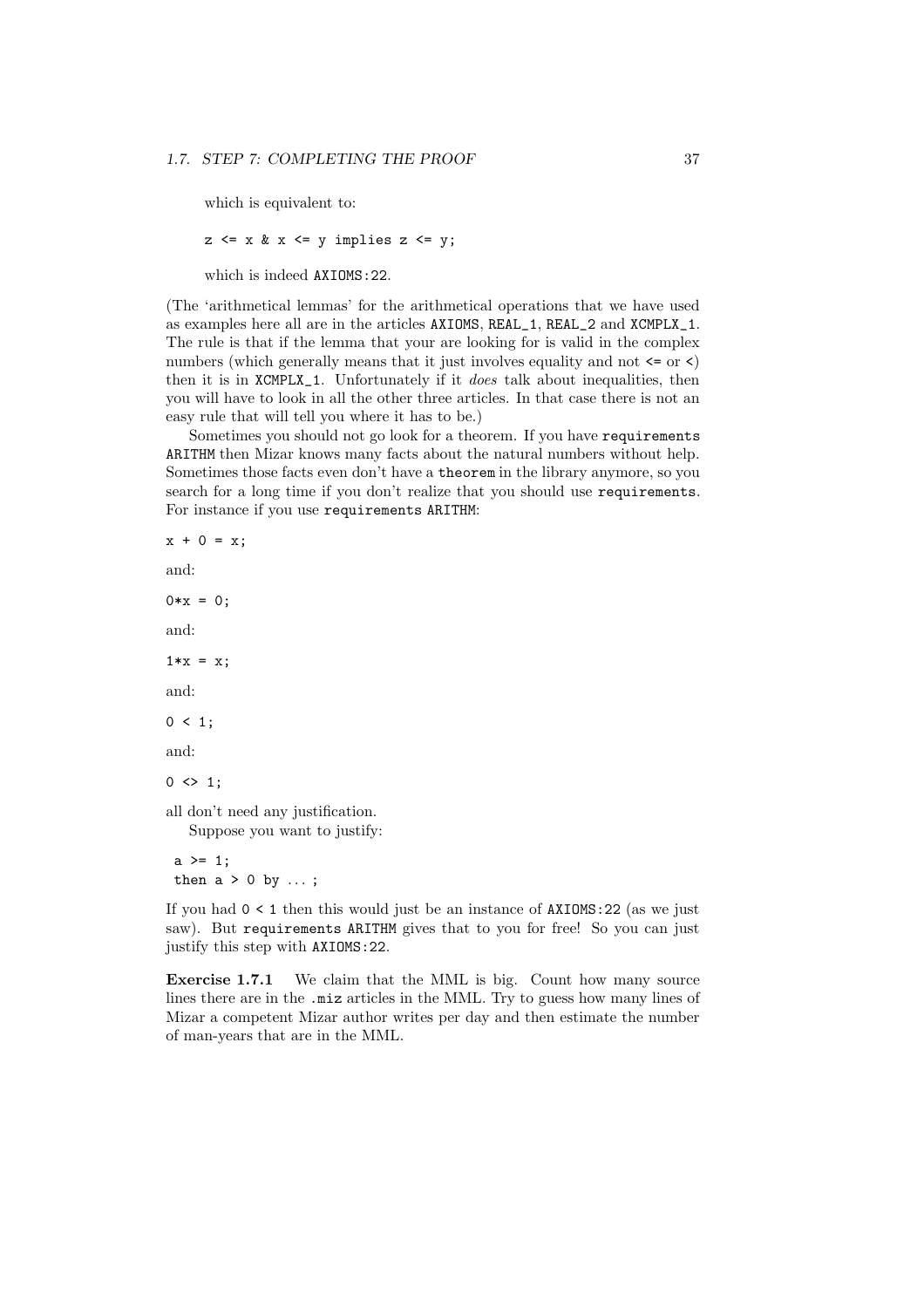which is equivalent to:

```
z <= x & x <= y implies z <= y;
```

which is indeed `AXIOMS:22`.

(The 'arithmetical lemmas' for the arithmetical operations that we have used as examples here all are in the articles `AXIOMS`, `REAL_1`, `REAL_2` and `XCMPLX_1`. The rule is that if the lemma that your are looking for is valid in the complex numbers (which generally means that it just involves equality and not `<=` or `<`) then it is in `XCMPLX_1`. Unfortunately if it *does* talk about inequalities, then you will have to look in all the other three articles. In that case there is not an easy rule that will tell you where it has to be.)

Sometimes you should not go look for a theorem. If you have `requirements ARITHM` then Mizar knows many facts about the natural numbers without help. Sometimes those facts even don't have a `theorem` in the library anymore, so you search for a long time if you don't realize that you should use `requirements`. For instance if you use `requirements ARITHM`:

```
x + 0 = x;
```

and:

```
0*x = 0;
```

and:

```
1*x = x;
```

and:

```
0 < 1;
```

and:

```
0 <> 1;
```

all don't need any justification.

Suppose you want to justify:

```
a >= 1;
then a > 0 by ... ;
```

If you had `0 < 1` then this would just be an instance of `AXIOMS:22` (as we just saw). But `requirements ARITHM` gives that to you for free! So you can just justify this step with `AXIOMS:22`.

**Exercise 1.7.1** We claim that the MML is big. Count how many source lines there are in the `.miz` articles in the MML. Try to guess how many lines of Mizar a competent Mizar author writes per day and then estimate the number of man-years that are in the MML.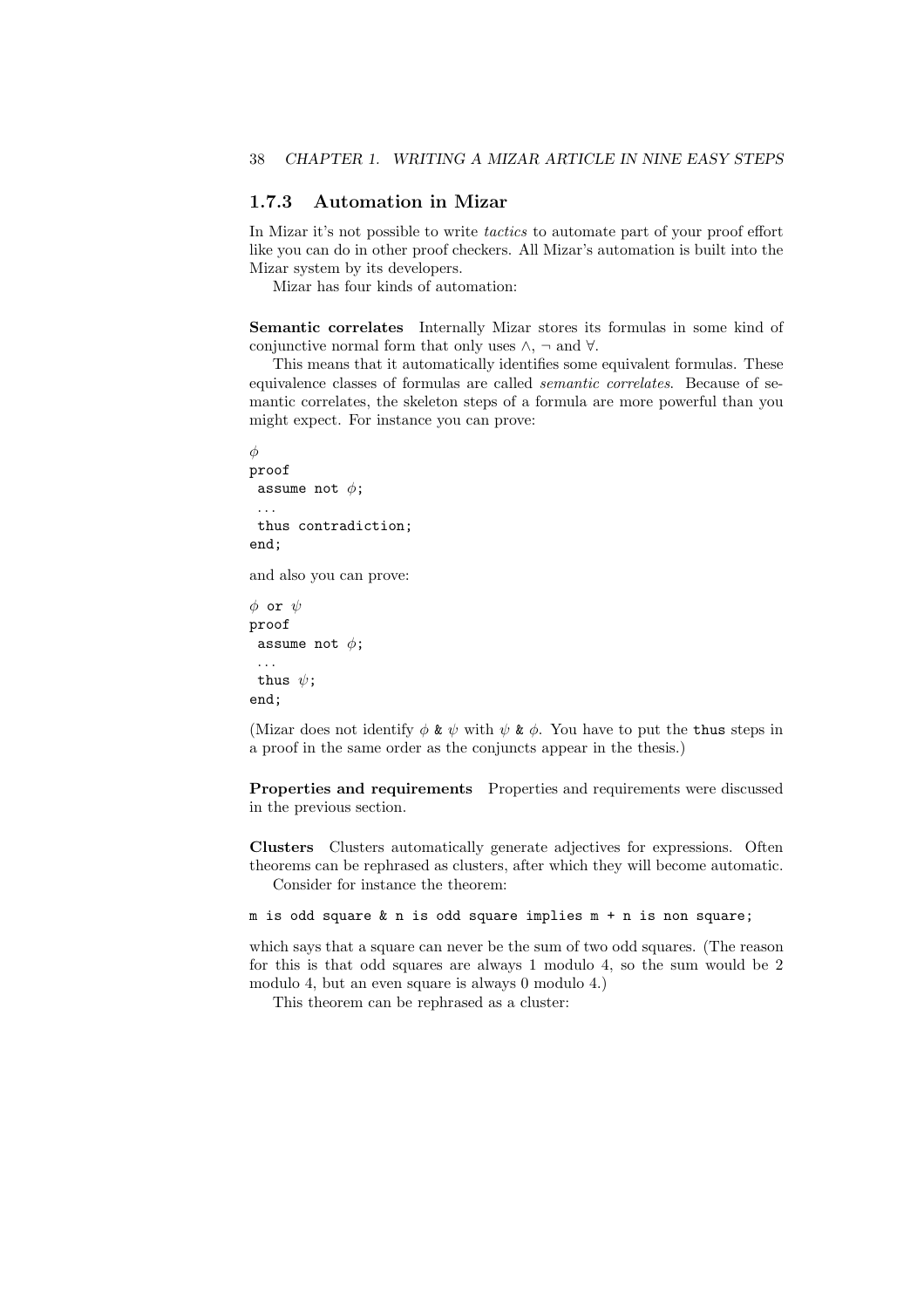### 1.7.3 Automation in Mizar

In Mizar it's not possible to write *tactics* to automate part of your proof effort like you can do in other proof checkers. All Mizar's automation is built into the Mizar system by its developers.

Mizar has four kinds of automation:

**Semantic correlates** Internally Mizar stores its formulas in some kind of conjunctive normal form that only uses $\wedge$, $\neg$ and $\forall$.

This means that it automatically identifies some equivalent formulas. These equivalence classes of formulas are called *semantic correlates*. Because of semantic correlates, the skeleton steps of a formula are more powerful than you might expect. For instance you can prove:

```
φ
proof
 assume not φ;
 ...
 thus contradiction;
end;
```

and also you can prove:

```
φ or ψ
proof
 assume not φ;
 ...
 thus ψ;
end;
```

(Mizar does not identify $\phi$ `&` $\psi$ with $\psi$ `&` $\phi$. You have to put the `thus` steps in a proof in the same order as the conjuncts appear in the thesis.)

**Properties and requirements** Properties and requirements were discussed in the previous section.

**Clusters** Clusters automatically generate adjectives for expressions. Often theorems can be rephrased as clusters, after which they will become automatic.

Consider for instance the theorem:

```
m is odd square & n is odd square implies m + n is non square;
```

which says that a square can never be the sum of two odd squares. (The reason for this is that odd squares are always 1 modulo 4, so the sum would be 2 modulo 4, but an even square is always 0 modulo 4.)

This theorem can be rephrased as a cluster: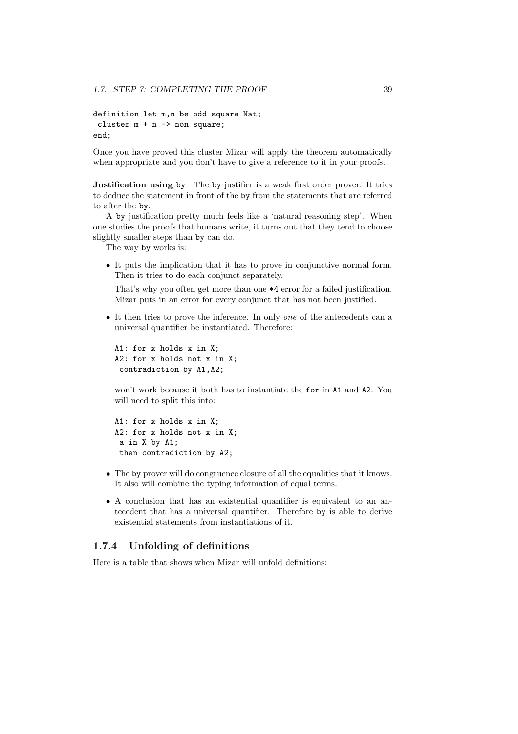```
definition let m,n be odd square Nat;
 cluster m + n -> non square;
end;
```

Once you have proved this cluster Mizar will apply the theorem automatically when appropriate and you don't have to give a reference to it in your proofs.

**Justification using** `by` The `by` justifier is a weak first order prover. It tries to deduce the statement in front of the `by` from the statements that are referred to after the `by`.

A `by` justification pretty much feels like a 'natural reasoning step'. When one studies the proofs that humans write, it turns out that they tend to choose slightly smaller steps than `by` can do.

The way `by` works is:

- It puts the implication that it has to prove in conjunctive normal form. Then it tries to do each conjunct separately.

  That's why you often get more than one `*4` error for a failed justification. Mizar puts in an error for every conjunct that has not been justified.

- It then tries to prove the inference. In only *one* of the antecedents can a universal quantifier be instantiated. Therefore:

  ```
  A1: for x holds x in X;
  A2: for x holds not x in X;
   contradiction by A1,A2;
  ```

  won't work because it both has to instantiate the `for` in `A1` and `A2`. You will need to split this into:

  ```
  A1: for x holds x in X;
  A2: for x holds not x in X;
   a in X by A1;
   then contradiction by A2;
  ```

- The `by` prover will do congruence closure of all the equalities that it knows. It also will combine the typing information of equal terms.

- A conclusion that has an existential quantifier is equivalent to an antecedent that has a universal quantifier. Therefore `by` is able to derive existential statements from instantiations of it.

### 1.7.4 Unfolding of definitions

Here is a table that shows when Mizar will unfold definitions: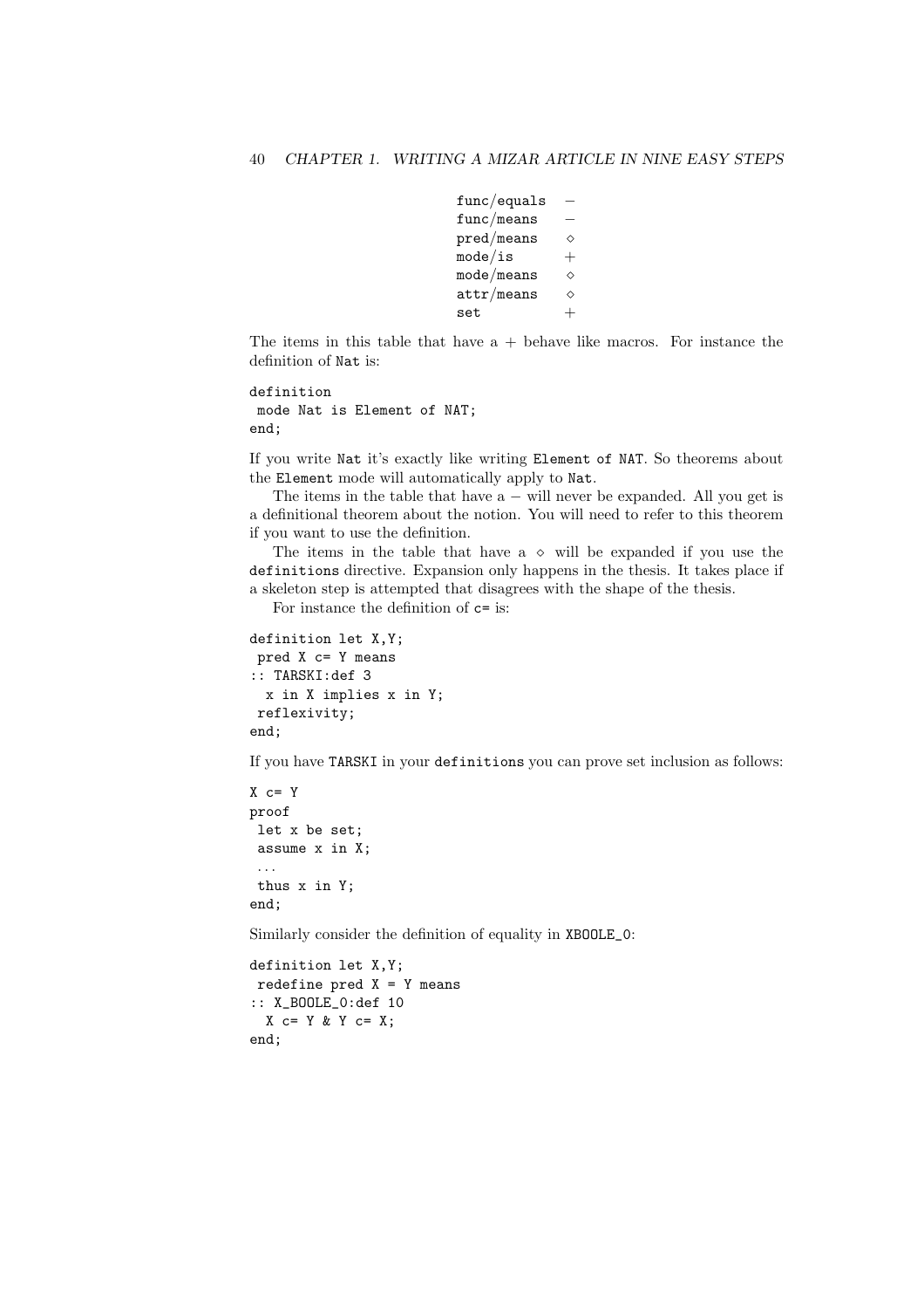| | |
|---|---|
| func/equals | − |
| func/means | − |
| pred/means | ⋄ |
| mode/is | + |
| mode/means | ⋄ |
| attr/means | ⋄ |
| set | + |

The items in this table that have a + behave like macros. For instance the definition of `Nat` is:

```
definition
 mode Nat is Element of NAT;
end;
```

If you write `Nat` it's exactly like writing `Element of NAT`. So theorems about the `Element` mode will automatically apply to `Nat`.

The items in the table that have a − will never be expanded. All you get is a definitional theorem about the notion. You will need to refer to this theorem if you want to use the definition.

The items in the table that have a ⋄ will be expanded if you use the `definitions` directive. Expansion only happens in the thesis. It takes place if a skeleton step is attempted that disagrees with the shape of the thesis.

For instance the definition of `c=` is:

```
definition let X,Y;
 pred X c= Y means
:: TARSKI:def 3
  x in X implies x in Y;
 reflexivity;
end;
```

If you have `TARSKI` in your `definitions` you can prove set inclusion as follows:

```
X c= Y
proof
 let x be set;
 assume x in X;
 ...
 thus x in Y;
end;
```

Similarly consider the definition of equality in `XBOOLE_0`:

```
definition let X,Y;
 redefine pred X = Y means
:: X_BOOLE_0:def 10
  X c= Y & Y c= X;
end;
```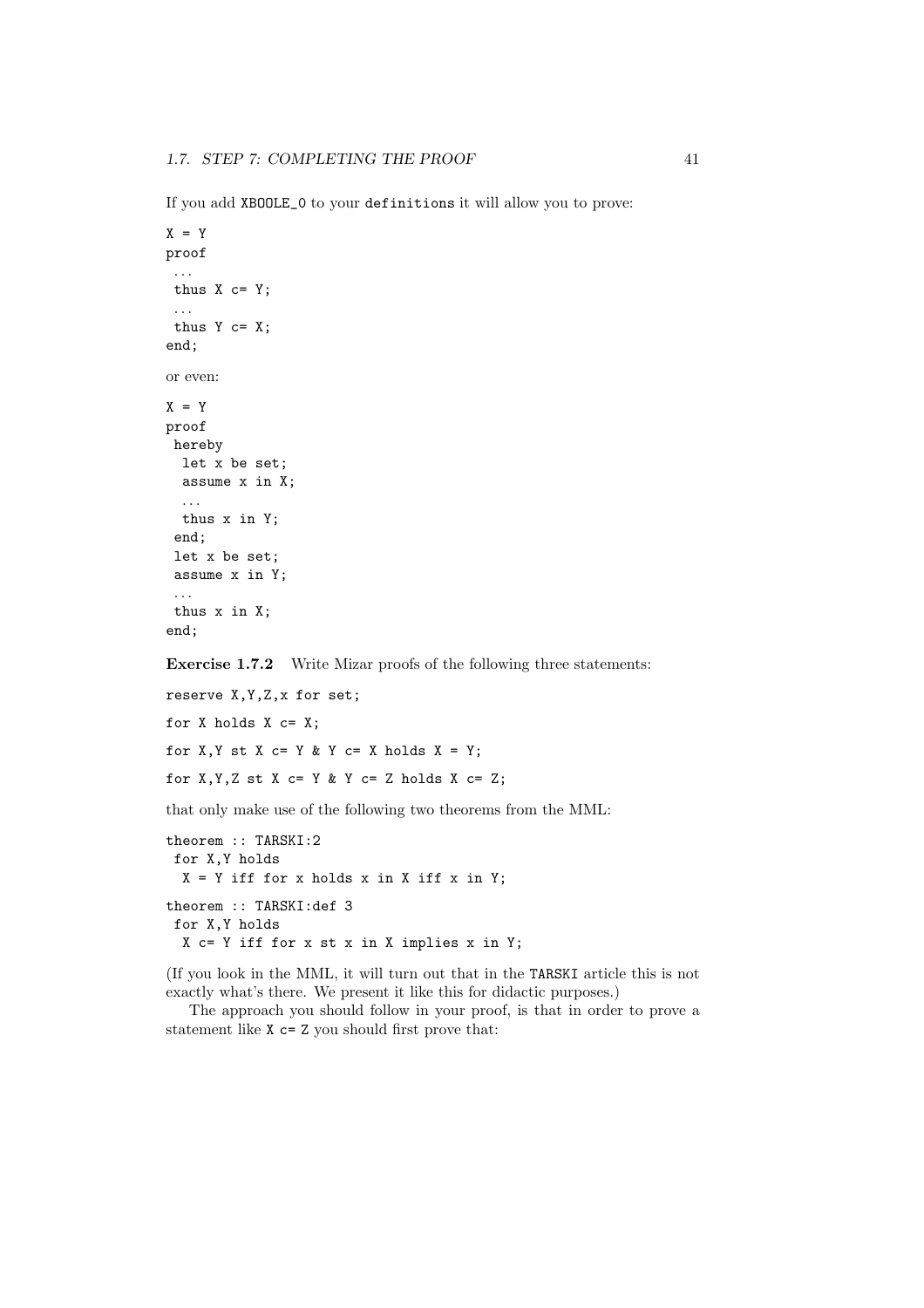If you add `XBOOLE_0` to your `definitions` it will allow you to prove:

```
X = Y
proof
 ...
 thus X c= Y;
 ...
 thus Y c= X;
end;
```

or even:

```
X = Y
proof
 hereby
  let x be set;
  assume x in X;
  ...
  thus x in Y;
 end;
 let x be set;
 assume x in Y;
 ...
 thus x in X;
end;
```

**Exercise 1.7.2** Write Mizar proofs of the following three statements:

```
reserve X,Y,Z,x for set;

for X holds X c= X;

for X,Y st X c= Y & Y c= X holds X = Y;

for X,Y,Z st X c= Y & Y c= Z holds X c= Z;
```

that only make use of the following two theorems from the MML:

```
theorem :: TARSKI:2
 for X,Y holds
  X = Y iff for x holds x in X iff x in Y;

theorem :: TARSKI:def 3
 for X,Y holds
  X c= Y iff for x st x in X implies x in Y;
```

(If you look in the MML, it will turn out that in the `TARSKI` article this is not exactly what's there. We present it like this for didactic purposes.)

The approach you should follow in your proof, is that in order to prove a statement like `X c= Z` you should first prove that: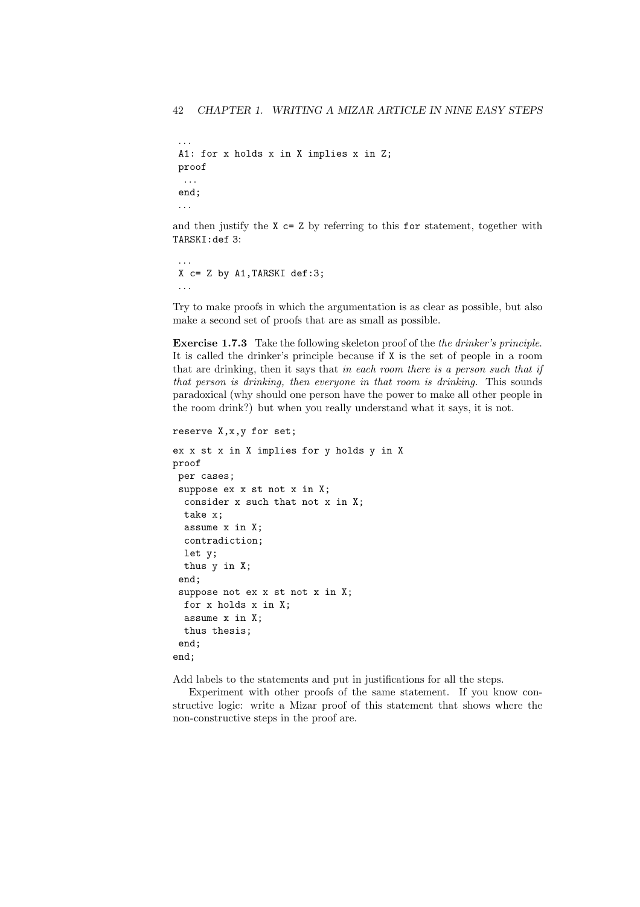```
...
A1: for x holds x in X implies x in Z;
proof
 ...
end;
...
```

and then justify the `X c= Z` by referring to this `for` statement, together with `TARSKI:def 3`:

```
...
X c= Z by A1,TARSKI def:3;
...
```

Try to make proofs in which the argumentation is as clear as possible, but also make a second set of proofs that are as small as possible.

**Exercise 1.7.3** Take the following skeleton proof of the *the drinker's principle*. It is called the drinker's principle because if `X` is the set of people in a room that are drinking, then it says that *in each room there is a person such that if that person is drinking, then everyone in that room is drinking.* This sounds paradoxical (why should one person have the power to make all other people in the room drink?) but when you really understand what it says, it is not.

```
reserve X,x,y for set;

ex x st x in X implies for y holds y in X
proof
 per cases;
 suppose ex x st not x in X;
  consider x such that not x in X;
  take x;
  assume x in X;
  contradiction;
  let y;
  thus y in X;
 end;
 suppose not ex x st not x in X;
  for x holds x in X;
  assume x in X;
  thus thesis;
 end;
end;
```

Add labels to the statements and put in justifications for all the steps.

Experiment with other proofs of the same statement. If you know constructive logic: write a Mizar proof of this statement that shows where the non-constructive steps in the proof are.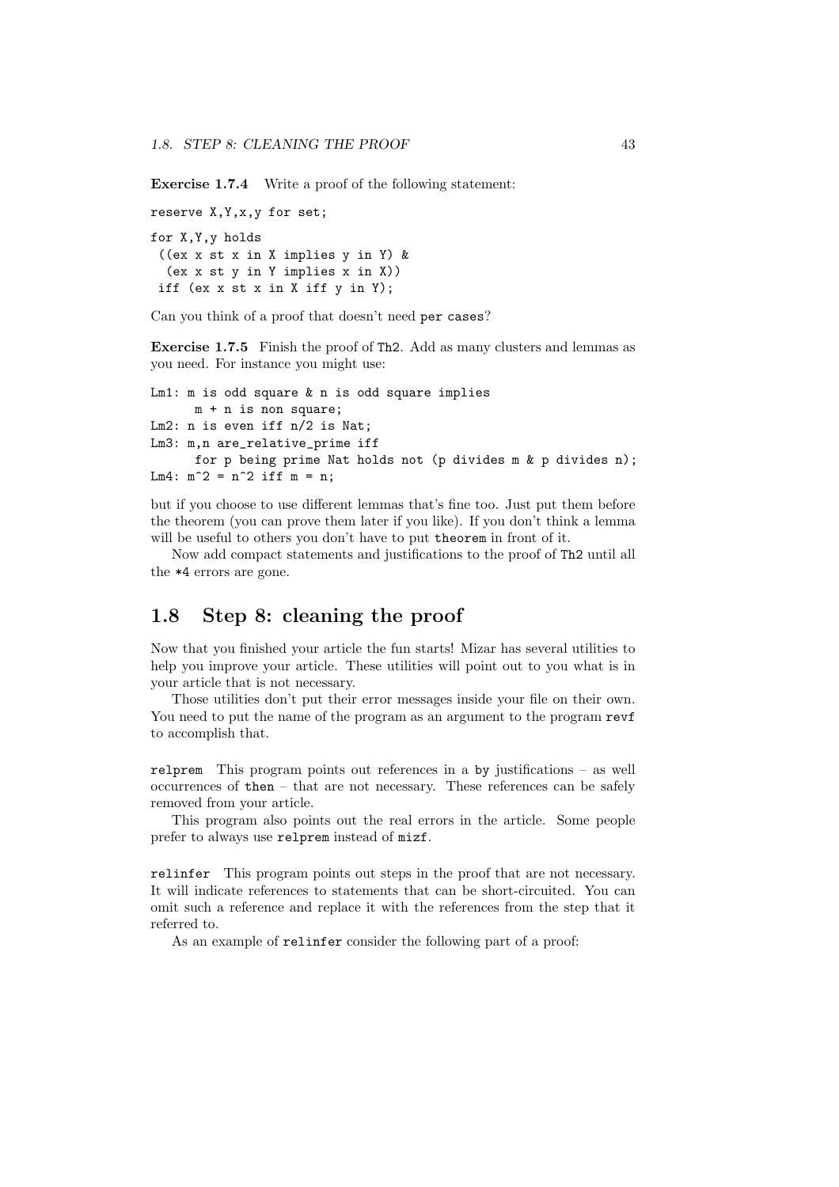**Exercise 1.7.4** Write a proof of the following statement:

```
reserve X,Y,x,y for set;

for X,Y,y holds
 ((ex x st x in X implies y in Y) &
  (ex x st y in Y implies x in X))
 iff (ex x st x in X iff y in Y);
```

Can you think of a proof that doesn't need `per cases`?

**Exercise 1.7.5** Finish the proof of `Th2`. Add as many clusters and lemmas as you need. For instance you might use:

```
Lm1: m is odd square & n is odd square implies
      m + n is non square;
Lm2: n is even iff n/2 is Nat;
Lm3: m,n are_relative_prime iff
      for p being prime Nat holds not (p divides m & p divides n);
Lm4: m^2 = n^2 iff m = n;
```

but if you choose to use different lemmas that's fine too. Just put them before the theorem (you can prove them later if you like). If you don't think a lemma will be useful to others you don't have to put `theorem` in front of it.

Now add compact statements and justifications to the proof of `Th2` until all the `*4` errors are gone.

## 1.8 Step 8: cleaning the proof

Now that you finished your article the fun starts! Mizar has several utilities to help you improve your article. These utilities will point out to you what is in your article that is not necessary.

Those utilities don't put their error messages inside your file on their own. You need to put the name of the program as an argument to the program `revf` to accomplish that.

`relprem` This program points out references in a `by` justifications – as well occurrences of `then` – that are not necessary. These references can be safely removed from your article.

This program also points out the real errors in the article. Some people prefer to always use `relprem` instead of `mizf`.

`relinfer` This program points out steps in the proof that are not necessary. It will indicate references to statements that can be short-circuited. You can omit such a reference and replace it with the references from the step that it referred to.

As an example of `relinfer` consider the following part of a proof: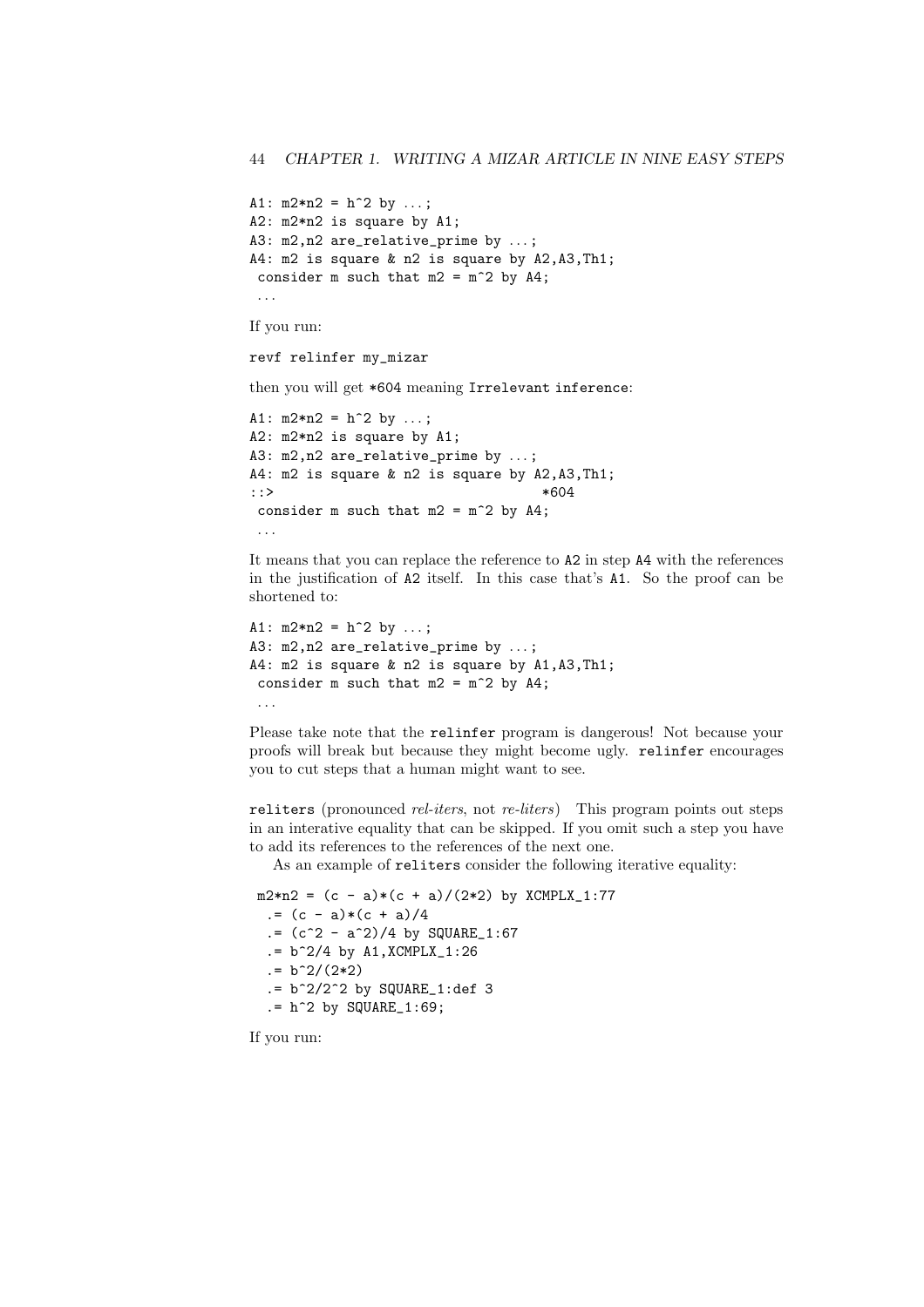```
A1: m2*n2 = h^2 by ...;
A2: m2*n2 is square by A1;
A3: m2,n2 are_relative_prime by ...;
A4: m2 is square & n2 is square by A2,A3,Th1;
 consider m such that m2 = m^2 by A4;
 ...
```

If you run:

```
revf relinfer my_mizar
```

then you will get `*604` meaning `Irrelevant inference`:

```
A1: m2*n2 = h^2 by ...;
A2: m2*n2 is square by A1;
A3: m2,n2 are_relative_prime by ...;
A4: m2 is square & n2 is square by A2,A3,Th1;
::>                                   *604
 consider m such that m2 = m^2 by A4;
 ...
```

It means that you can replace the reference to `A2` in step `A4` with the references in the justification of `A2` itself. In this case that's `A1`. So the proof can be shortened to:

```
A1: m2*n2 = h^2 by ...;
A3: m2,n2 are_relative_prime by ...;
A4: m2 is square & n2 is square by A1,A3,Th1;
 consider m such that m2 = m^2 by A4;
 ...
```

Please take note that the `relinfer` program is dangerous! Not because your proofs will break but because they might become ugly. `relinfer` encourages you to cut steps that a human might want to see.

`reliters` (pronounced *rel-iters*, not *re-liters*) This program points out steps in an interative equality that can be skipped. If you omit such a step you have to add its references to the references of the next one.

As an example of `reliters` consider the following iterative equality:

```
 m2*n2 = (c - a)*(c + a)/(2*2) by XCMPLX_1:77
  .= (c - a)*(c + a)/4
  .= (c^2 - a^2)/4 by SQUARE_1:67
  .= b^2/4 by A1,XCMPLX_1:26
  .= b^2/(2*2)
  .= b^2/2^2 by SQUARE_1:def 3
  .= h^2 by SQUARE_1:69;
```

If you run: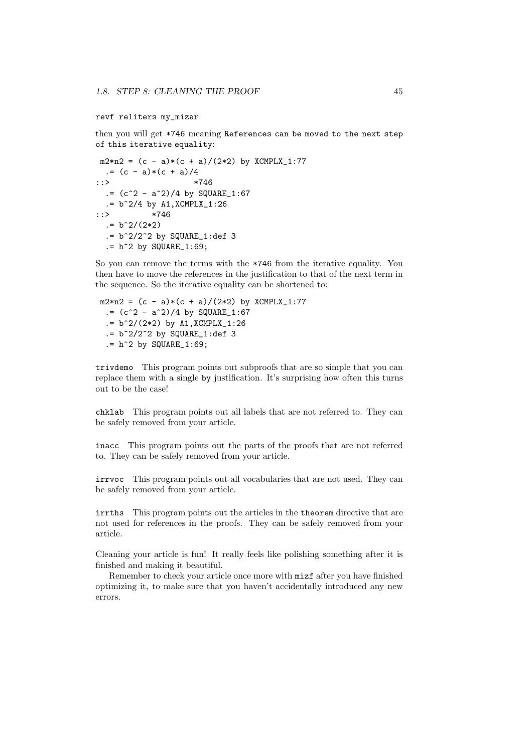```
revf reliters my_mizar
```

then you will get `*746` meaning `References can be moved to the next step of this iterative equality`:

```
 m2*n2 = (c - a)*(c + a)/(2*2) by XCMPLX_1:77
  .= (c - a)*(c + a)/4
::>                  *746
  .= (c^2 - a^2)/4 by SQUARE_1:67
  .= b^2/4 by A1,XCMPLX_1:26
::>         *746
  .= b^2/(2*2)
  .= b^2/2^2 by SQUARE_1:def 3
  .= h^2 by SQUARE_1:69;
```

So you can remove the terms with the `*746` from the iterative equality. You then have to move the references in the justification to that of the next term in the sequence. So the iterative equality can be shortened to:

```
 m2*n2 = (c - a)*(c + a)/(2*2) by XCMPLX_1:77
  .= (c^2 - a^2)/4 by SQUARE_1:67
  .= b^2/(2*2) by A1,XCMPLX_1:26
  .= b^2/2^2 by SQUARE_1:def 3
  .= h^2 by SQUARE_1:69;
```

`trivdemo` This program points out subproofs that are so simple that you can replace them with a single `by` justification. It's surprising how often this turns out to be the case!

`chklab` This program points out all labels that are not referred to. They can be safely removed from your article.

`inacc` This program points out the parts of the proofs that are not referred to. They can be safely removed from your article.

`irrvoc` This program points out all vocabularies that are not used. They can be safely removed from your article.

`irrths` This program points out the articles in the `theorem` directive that are not used for references in the proofs. They can be safely removed from your article.

Cleaning your article is fun! It really feels like polishing something after it is finished and making it beautiful.

Remember to check your article once more with `mizf` after you have finished optimizing it, to make sure that you haven't accidentally introduced any new errors.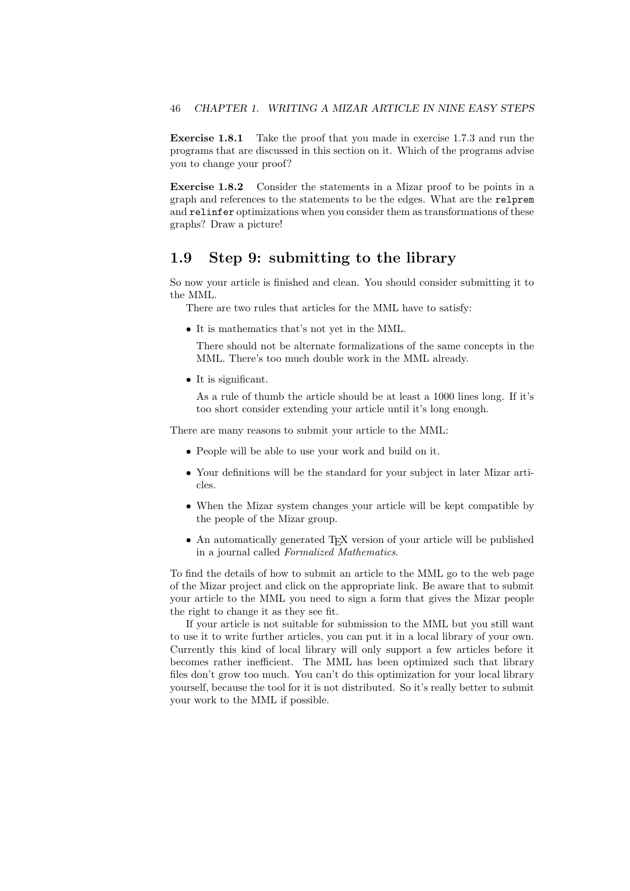**Exercise 1.8.1** Take the proof that you made in exercise 1.7.3 and run the programs that are discussed in this section on it. Which of the programs advise you to change your proof?

**Exercise 1.8.2** Consider the statements in a Mizar proof to be points in a graph and references to the statements to be the edges. What are the `relprem` and `relinfer` optimizations when you consider them as transformations of these graphs? Draw a picture!

## 1.9 Step 9: submitting to the library

So now your article is finished and clean. You should consider submitting it to the MML.

There are two rules that articles for the MML have to satisfy:

- It is mathematics that's not yet in the MML.

  There should not be alternate formalizations of the same concepts in the MML. There's too much double work in the MML already.

- It is significant.

  As a rule of thumb the article should be at least a 1000 lines long. If it's too short consider extending your article until it's long enough.

There are many reasons to submit your article to the MML:

- People will be able to use your work and build on it.
- Your definitions will be the standard for your subject in later Mizar articles.
- When the Mizar system changes your article will be kept compatible by the people of the Mizar group.
- An automatically generated TEX version of your article will be published in a journal called *Formalized Mathematics*.

To find the details of how to submit an article to the MML go to the web page of the Mizar project and click on the appropriate link. Be aware that to submit your article to the MML you need to sign a form that gives the Mizar people the right to change it as they see fit.

If your article is not suitable for submission to the MML but you still want to use it to write further articles, you can put it in a local library of your own. Currently this kind of local library will only support a few articles before it becomes rather inefficient. The MML has been optimized such that library files don't grow too much. You can't do this optimization for your local library yourself, because the tool for it is not distributed. So it's really better to submit your work to the MML if possible.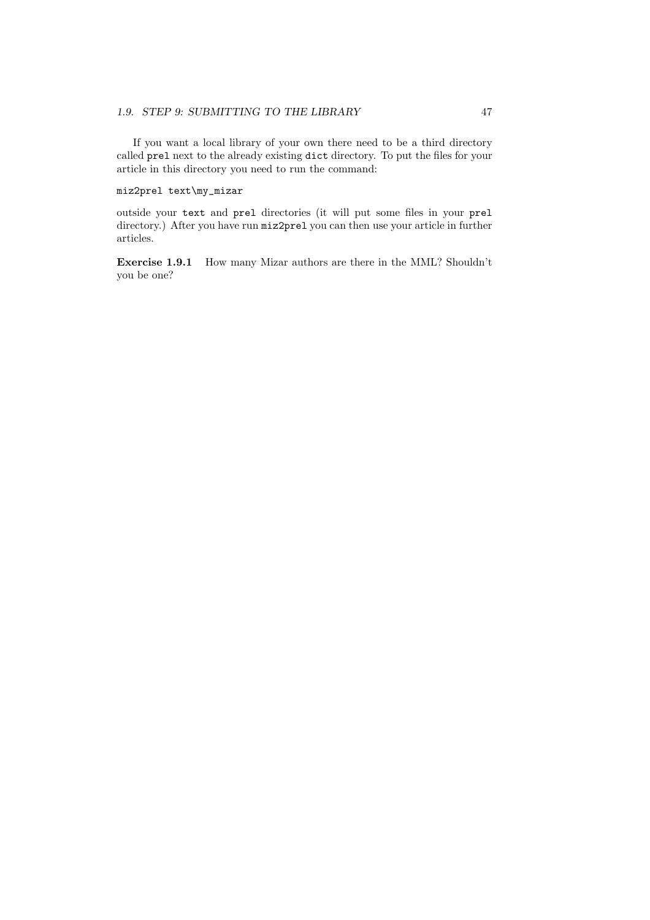If you want a local library of your own there need to be a third directory called `prel` next to the already existing `dict` directory. To put the files for your article in this directory you need to run the command:

```
miz2prel text\my_mizar
```

outside your `text` and `prel` directories (it will put some files in your `prel` directory.) After you have run `miz2prel` you can then use your article in further articles.

**Exercise 1.9.1** How many Mizar authors are there in the MML? Shouldn't you be one?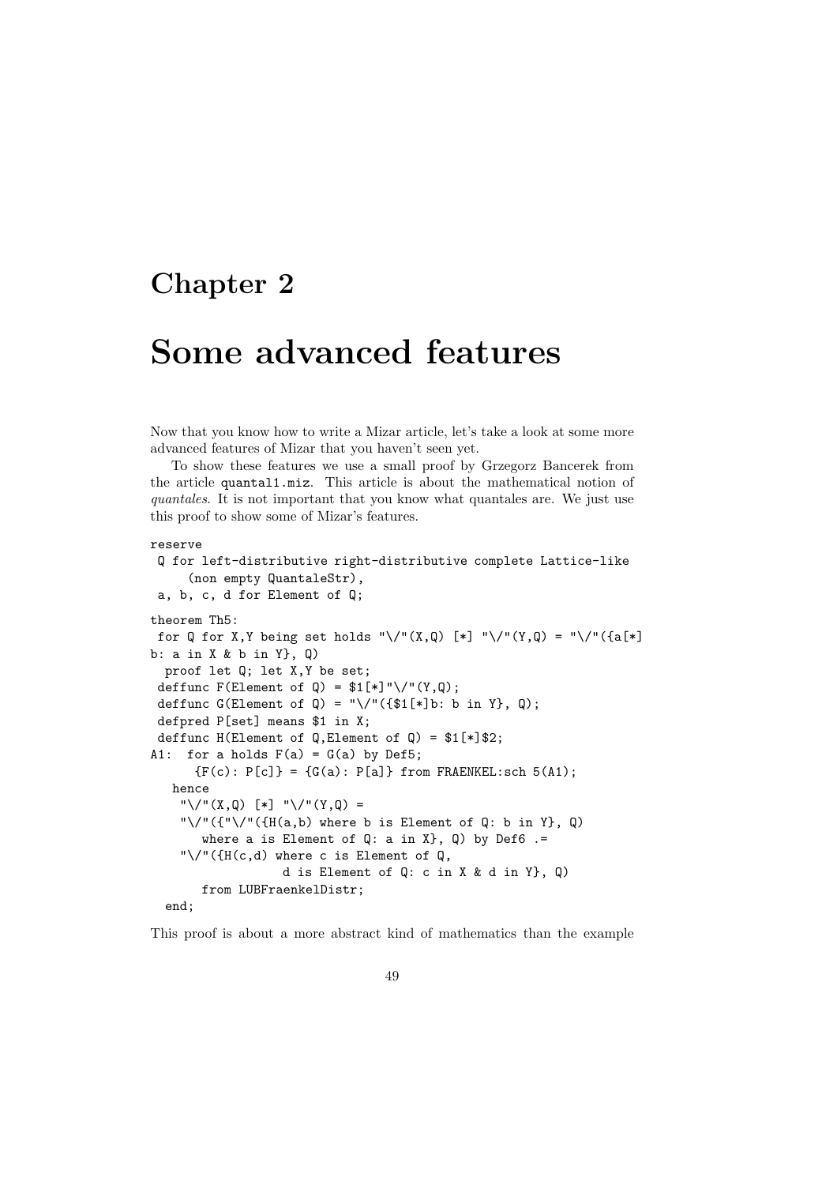# Chapter 2

# Some advanced features

Now that you know how to write a Mizar article, let's take a look at some more advanced features of Mizar that you haven't seen yet.

To show these features we use a small proof by Grzegorz Bancerek from the article `quantal1.miz`. This article is about the mathematical notion of *quantales*. It is not important that you know what quantales are. We just use this proof to show some of Mizar's features.

```
reserve
 Q for left-distributive right-distributive complete Lattice-like
     (non empty QuantaleStr),
 a, b, c, d for Element of Q;

theorem Th5:
 for Q for X,Y being set holds "\/"(X,Q) [*] "\/"(Y,Q) = "\/"({a[*]
b: a in X & b in Y}, Q)
  proof let Q; let X,Y be set;
 deffunc F(Element of Q) = $1[*]"\/"(Y,Q);
 deffunc G(Element of Q) = "\/"({$1[*]b: b in Y}, Q);
 defpred P[set] means $1 in X;
 deffunc H(Element of Q,Element of Q) = $1[*]$2;
A1:  for a holds F(a) = G(a) by Def5;
      {F(c): P[c]} = {G(a): P[a]} from FRAENKEL:sch 5(A1);
   hence
    "\/"(X,Q) [*] "\/"(Y,Q) =
    "\/"({"\/"({H(a,b) where b is Element of Q: b in Y}, Q)
       where a is Element of Q: a in X}, Q) by Def6 .=
    "\/"({H(c,d) where c is Element of Q,
                 d is Element of Q: c in X & d in Y}, Q)
       from LUBFraenkelDistr;
  end;
```

This proof is about a more abstract kind of mathematics than the example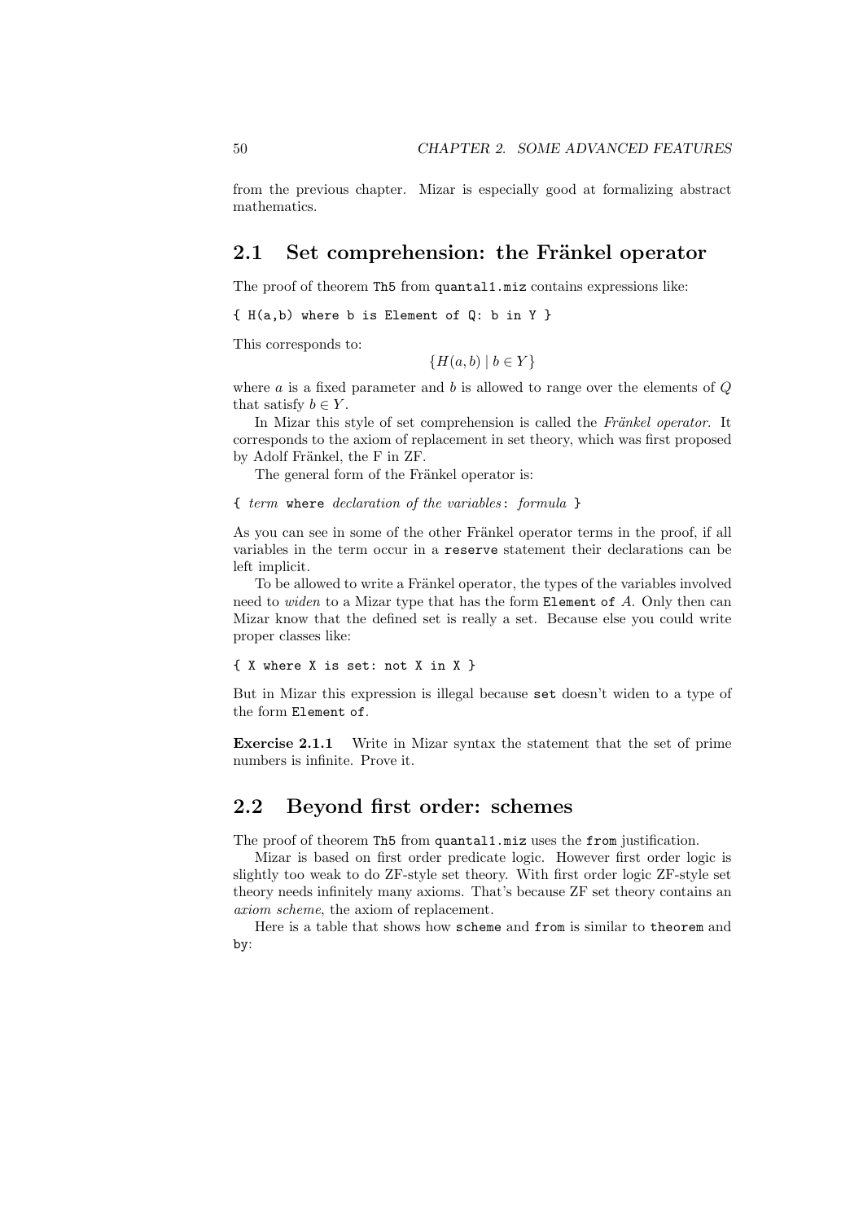from the previous chapter. Mizar is especially good at formalizing abstract mathematics.

## 2.1 Set comprehension: the Fränkel operator

The proof of theorem `Th5` from `quantal1.miz` contains expressions like:

```
{ H(a,b) where b is Element of Q: b in Y }
```

This corresponds to:

$$\{H(a,b) \mid b \in Y\}$$

where $a$ is a fixed parameter and $b$ is allowed to range over the elements of $Q$ that satisfy $b \in Y$.

In Mizar this style of set comprehension is called the *Fränkel operator*. It corresponds to the axiom of replacement in set theory, which was first proposed by Adolf Fränkel, the F in ZF.

The general form of the Fränkel operator is:

{ *term* `where` *declaration of the variables*: *formula* }

As you can see in some of the other Fränkel operator terms in the proof, if all variables in the term occur in a `reserve` statement their declarations can be left implicit.

To be allowed to write a Fränkel operator, the types of the variables involved need to *widen* to a Mizar type that has the form `Element of` $A$. Only then can Mizar know that the defined set is really a set. Because else you could write proper classes like:

```
{ X where X is set: not X in X }
```

But in Mizar this expression is illegal because `set` doesn't widen to a type of the form `Element of`.

**Exercise 2.1.1** Write in Mizar syntax the statement that the set of prime numbers is infinite. Prove it.

## 2.2 Beyond first order: schemes

The proof of theorem `Th5` from `quantal1.miz` uses the `from` justification.

Mizar is based on first order predicate logic. However first order logic is slightly too weak to do ZF-style set theory. With first order logic ZF-style set theory needs infinitely many axioms. That's because ZF set theory contains an *axiom scheme*, the axiom of replacement.

Here is a table that shows how `scheme` and `from` is similar to `theorem` and `by`: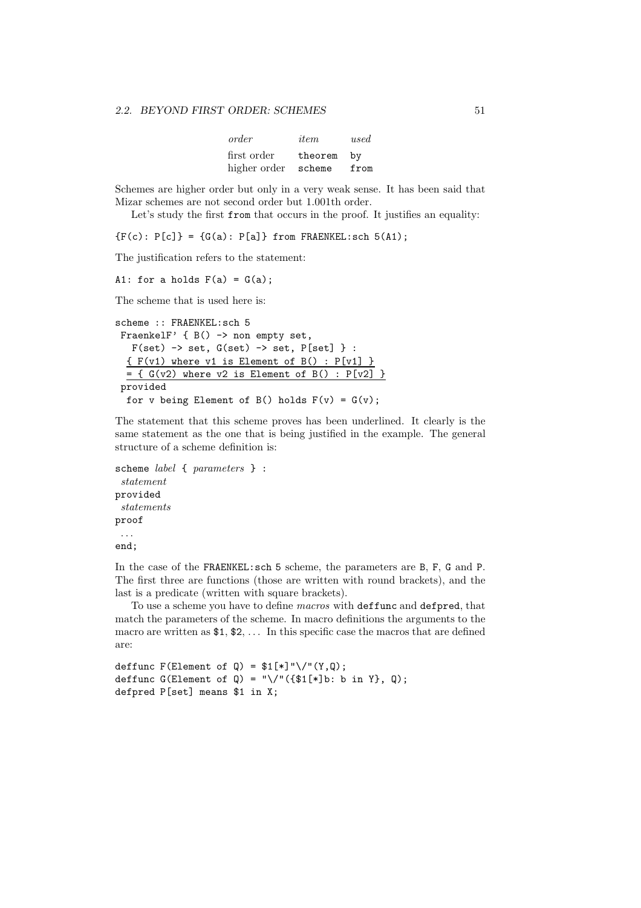| *order* | *item* | *used* |
|---|---|---|
| first order | `theorem` | `by` |
| higher order | `scheme` | `from` |

Schemes are higher order but only in a very weak sense. It has been said that Mizar schemes are not second order but 1.001th order.

Let's study the first `from` that occurs in the proof. It justifies an equality:

```
{F(c): P[c]} = {G(a): P[a]} from FRAENKEL:sch 5(A1);
```

The justification refers to the statement:

```
A1: for a holds F(a) = G(a);
```

The scheme that is used here is:

```
scheme :: FRAENKEL:sch 5
 FraenkelF' { B() -> non empty set,
   F(set) -> set, G(set) -> set, P[set] } :
  { F(v1) where v1 is Element of B() : P[v1] }
  = { G(v2) where v2 is Element of B() : P[v2] }
 provided
  for v being Element of B() holds F(v) = G(v);
```

The statement that this scheme proves has been underlined. It clearly is the same statement as the one that is being justified in the example. The general structure of a scheme definition is:

```
scheme label { parameters } :
 statement
provided
 statements
proof
 ...
end;
```

In the case of the `FRAENKEL:sch 5` scheme, the parameters are `B`, `F`, `G` and `P`. The first three are functions (those are written with round brackets), and the last is a predicate (written with square brackets).

To use a scheme you have to define *macros* with `deffunc` and `defpred`, that match the parameters of the scheme. In macro definitions the arguments to the macro are written as `$1`, `$2`, ... In this specific case the macros that are defined are:

```
deffunc F(Element of Q) = $1[*]"\/"(Y,Q);
deffunc G(Element of Q) = "\/"({$1[*]b: b in Y}, Q);
defpred P[set] means $1 in X;
```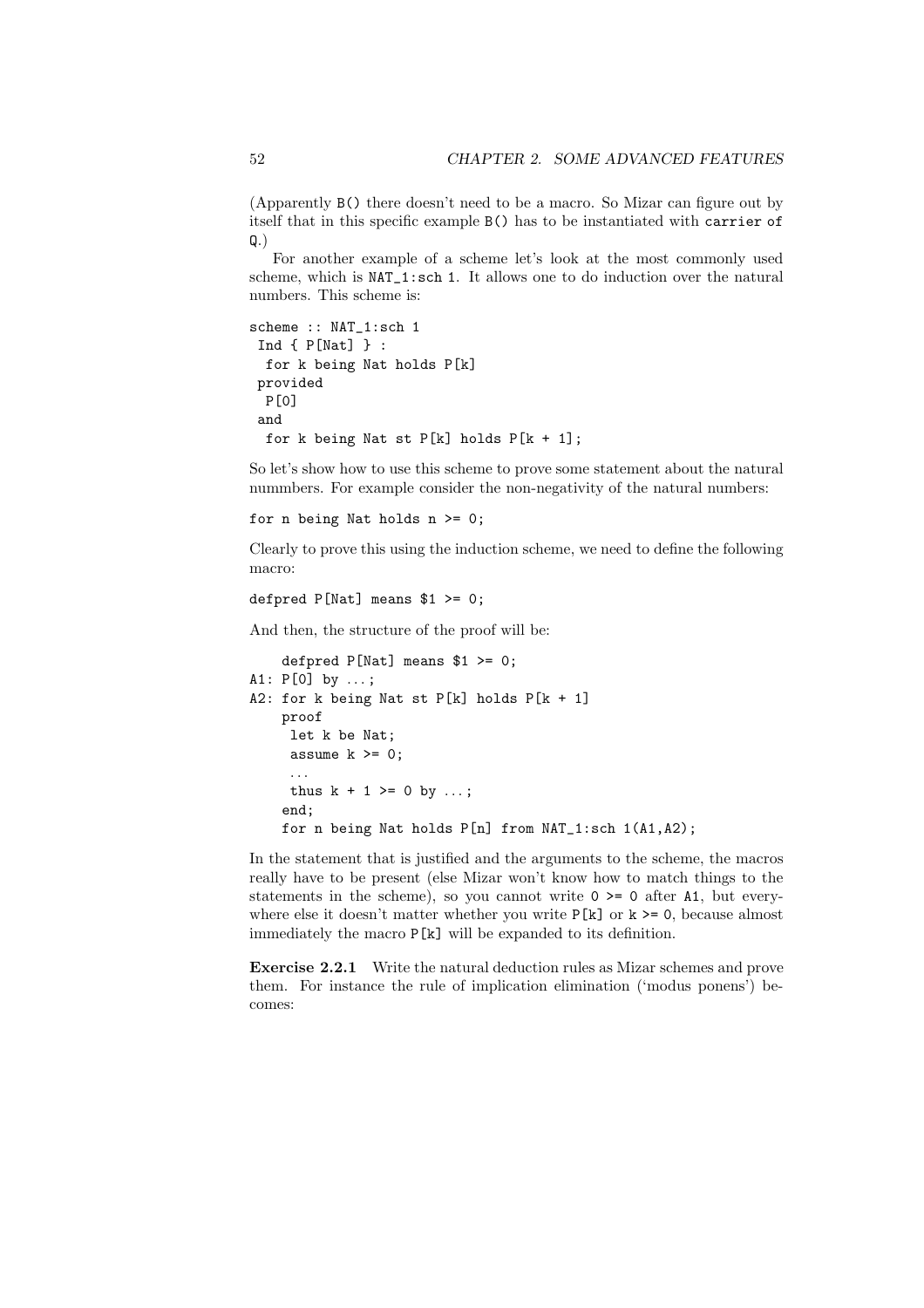(Apparently `B()` there doesn't need to be a macro. So Mizar can figure out by itself that in this specific example `B()` has to be instantiated with `carrier of Q`.)

For another example of a scheme let's look at the most commonly used scheme, which is `NAT_1:sch 1`. It allows one to do induction over the natural numbers. This scheme is:

```
scheme :: NAT_1:sch 1
 Ind { P[Nat] } :
  for k being Nat holds P[k]
 provided
  P[0]
 and
  for k being Nat st P[k] holds P[k + 1];
```

So let's show how to use this scheme to prove some statement about the natural nummbers. For example consider the non-negativity of the natural numbers:

```
for n being Nat holds n >= 0;
```

Clearly to prove this using the induction scheme, we need to define the following macro:

```
defpred P[Nat] means $1 >= 0;
```

And then, the structure of the proof will be:

```
    defpred P[Nat] means $1 >= 0;
A1: P[0] by ...;
A2: for k being Nat st P[k] holds P[k + 1]
    proof
     let k be Nat;
     assume k >= 0;
     ...
     thus k + 1 >= 0 by ...;
    end;
    for n being Nat holds P[n] from NAT_1:sch 1(A1,A2);
```

In the statement that is justified and the arguments to the scheme, the macros really have to be present (else Mizar won't know how to match things to the statements in the scheme), so you cannot write `0 >= 0` after `A1`, but everywhere else it doesn't matter whether you write `P[k]` or `k >= 0`, because almost immediately the macro `P[k]` will be expanded to its definition.

**Exercise 2.2.1** Write the natural deduction rules as Mizar schemes and prove them. For instance the rule of implication elimination ('modus ponens') becomes: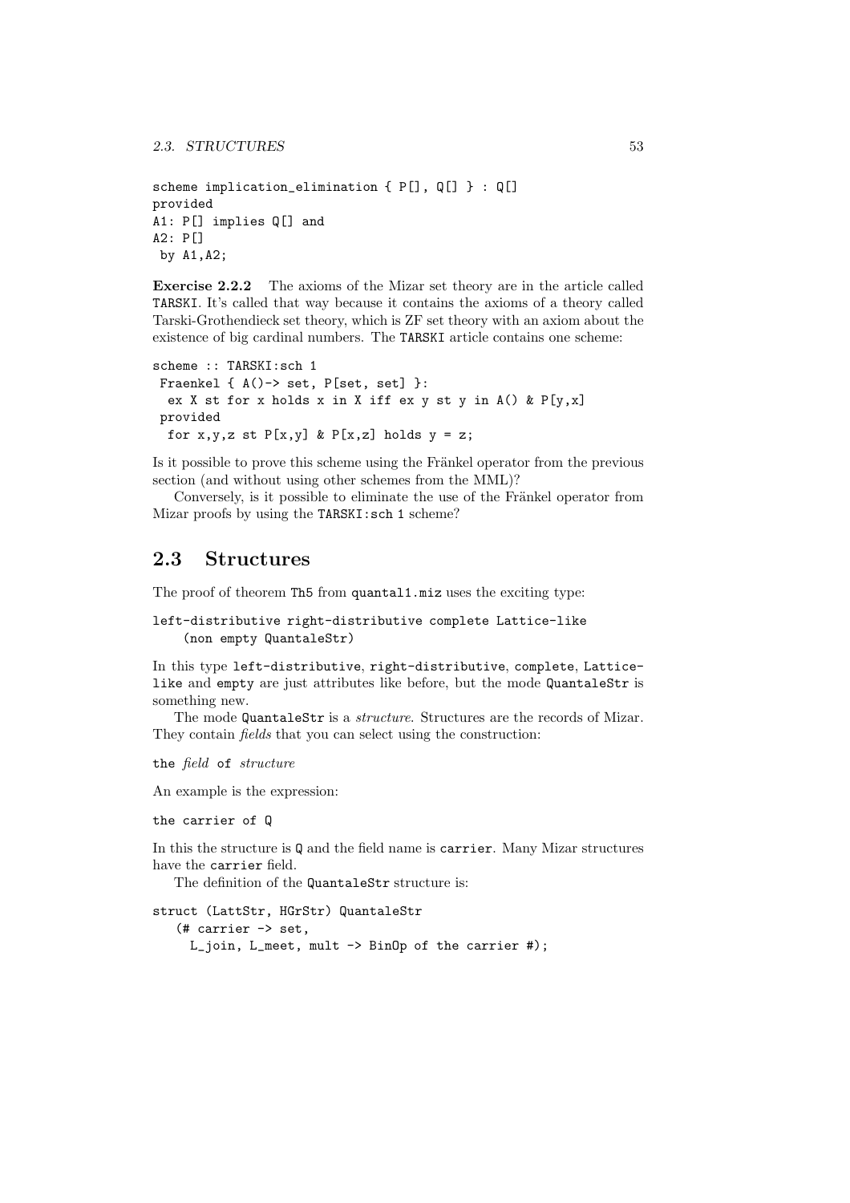```
scheme implication_elimination { P[], Q[] } : Q[]
provided
A1: P[] implies Q[] and
A2: P[]
 by A1,A2;
```

**Exercise 2.2.2** The axioms of the Mizar set theory are in the article called `TARSKI`. It's called that way because it contains the axioms of a theory called Tarski-Grothendieck set theory, which is ZF set theory with an axiom about the existence of big cardinal numbers. The `TARSKI` article contains one scheme:

```
scheme :: TARSKI:sch 1
 Fraenkel { A()-> set, P[set, set] }:
  ex X st for x holds x in X iff ex y st y in A() & P[y,x]
 provided
  for x,y,z st P[x,y] & P[x,z] holds y = z;
```

Is it possible to prove this scheme using the Fränkel operator from the previous section (and without using other schemes from the MML)?

Conversely, is it possible to eliminate the use of the Fränkel operator from Mizar proofs by using the `TARSKI:sch 1` scheme?

## 2.3 Structures

The proof of theorem `Th5` from `quantal1.miz` uses the exciting type:

```
left-distributive right-distributive complete Lattice-like
    (non empty QuantaleStr)
```

In this type `left-distributive`, `right-distributive`, `complete`, `Lattice-like` and `empty` are just attributes like before, but the mode `QuantaleStr` is something new.

The mode `QuantaleStr` is a *structure*. Structures are the records of Mizar. They contain *fields* that you can select using the construction:

`the` *field* `of` *structure*

An example is the expression:

```
the carrier of Q
```

In this the structure is `Q` and the field name is `carrier`. Many Mizar structures have the `carrier` field.

The definition of the `QuantaleStr` structure is:

```
struct (LattStr, HGrStr) QuantaleStr
   (# carrier -> set,
     L_join, L_meet, mult -> BinOp of the carrier #);
```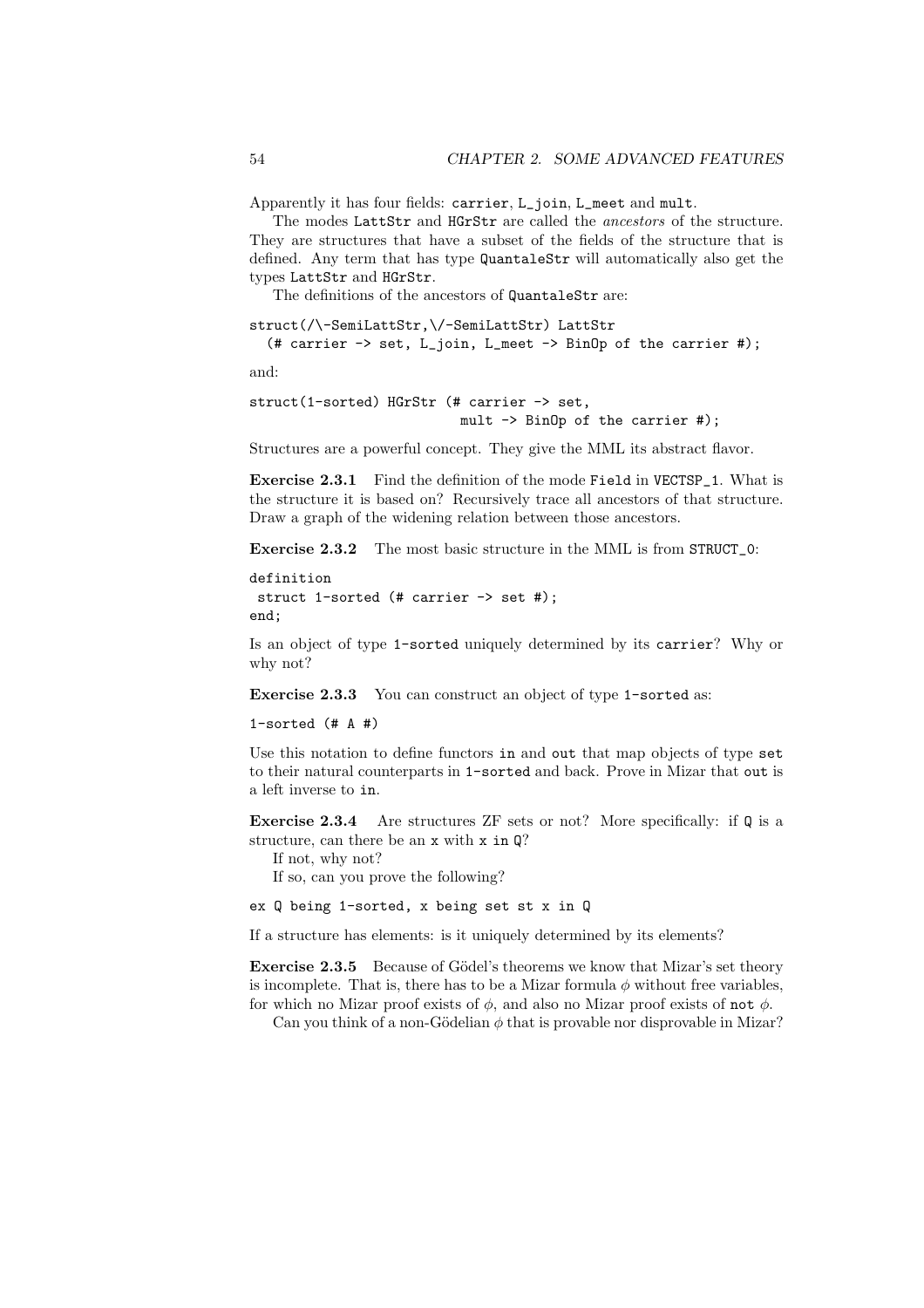Apparently it has four fields: `carrier`, `L_join`, `L_meet` and `mult`.

The modes `LattStr` and `HGrStr` are called the *ancestors* of the structure. They are structures that have a subset of the fields of the structure that is defined. Any term that has type `QuantaleStr` will automatically also get the types `LattStr` and `HGrStr`.

The definitions of the ancestors of `QuantaleStr` are:

```
struct(/\-SemiLattStr,\/-SemiLattStr) LattStr
  (# carrier -> set, L_join, L_meet -> BinOp of the carrier #);
```

and:

```
struct(1-sorted) HGrStr (# carrier -> set,
                           mult -> BinOp of the carrier #);
```

Structures are a powerful concept. They give the MML its abstract flavor.

**Exercise 2.3.1** Find the definition of the mode `Field` in `VECTSP_1`. What is the structure it is based on? Recursively trace all ancestors of that structure. Draw a graph of the widening relation between those ancestors.

**Exercise 2.3.2** The most basic structure in the MML is from `STRUCT_0`:

```
definition
 struct 1-sorted (# carrier -> set #);
end;
```

Is an object of type `1-sorted` uniquely determined by its `carrier`? Why or why not?

**Exercise 2.3.3** You can construct an object of type `1-sorted` as:

```
1-sorted (# A #)
```

Use this notation to define functors `in` and `out` that map objects of type `set` to their natural counterparts in `1-sorted` and back. Prove in Mizar that `out` is a left inverse to `in`.

**Exercise 2.3.4** Are structures ZF sets or not? More specifically: if `Q` is a structure, can there be an `x` with `x in Q`?

If not, why not?

If so, can you prove the following?

```
ex Q being 1-sorted, x being set st x in Q
```

If a structure has elements: is it uniquely determined by its elements?

**Exercise 2.3.5** Because of Gödel's theorems we know that Mizar's set theory is incomplete. That is, there has to be a Mizar formula $\phi$ without free variables, for which no Mizar proof exists of $\phi$, and also no Mizar proof exists of `not` $\phi$.

Can you think of a non-Gödelian $\phi$ that is provable nor disprovable in Mizar?